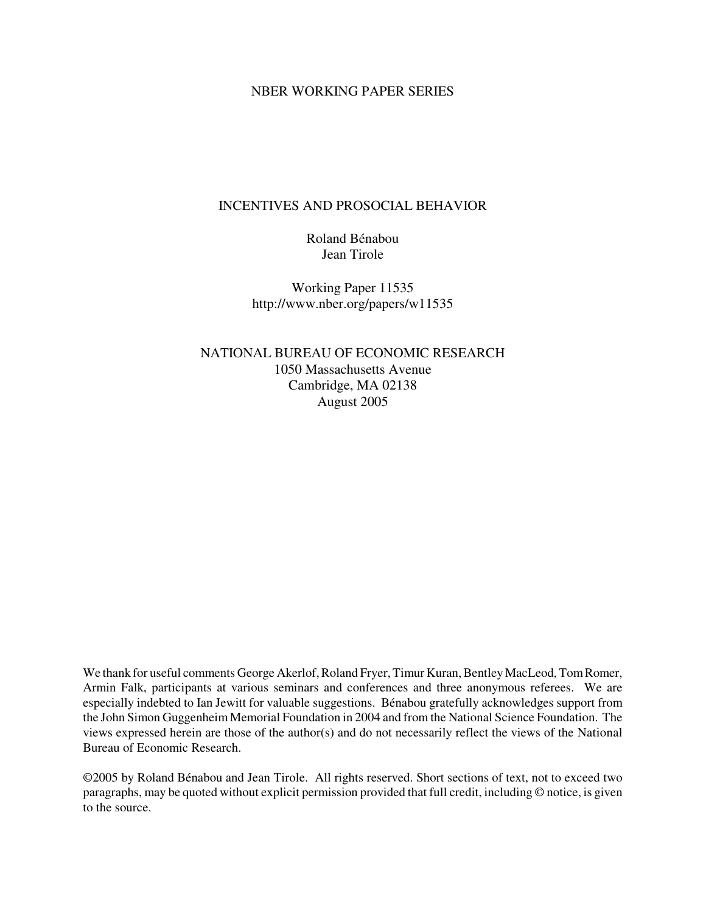NBER WORKING PAPER SERIES

# INCENTIVES AND PROSOCIAL BEHAVIOR

Roland Bénabou
Jean Tirole

Working Paper 11535
http://www.nber.org/papers/w11535

NATIONAL BUREAU OF ECONOMIC RESEARCH
1050 Massachusetts Avenue
Cambridge, MA 02138
August 2005

We thank for useful comments George Akerlof, Roland Fryer, Timur Kuran, Bentley MacLeod, Tom Romer, Armin Falk, participants at various seminars and conferences and three anonymous referees. We are especially indebted to Ian Jewitt for valuable suggestions. Bénabou gratefully acknowledges support from the John Simon Guggenheim Memorial Foundation in 2004 and from the National Science Foundation. The views expressed herein are those of the author(s) and do not necessarily reflect the views of the National Bureau of Economic Research.

©2005 by Roland Bénabou and Jean Tirole. All rights reserved. Short sections of text, not to exceed two paragraphs, may be quoted without explicit permission provided that full credit, including © notice, is given to the source.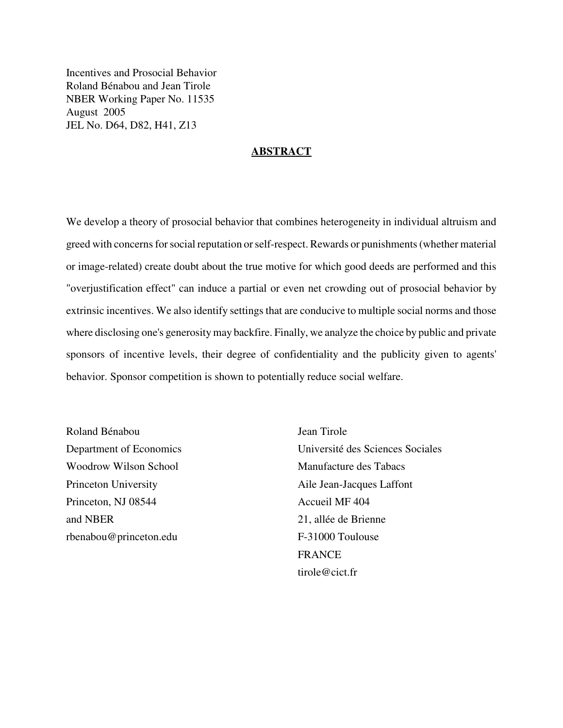Incentives and Prosocial Behavior
Roland Bénabou and Jean Tirole
NBER Working Paper No. 11535
August 2005
JEL No. D64, D82, H41, Z13

## ABSTRACT

We develop a theory of prosocial behavior that combines heterogeneity in individual altruism and greed with concerns for social reputation or self-respect. Rewards or punishments (whether material or image-related) create doubt about the true motive for which good deeds are performed and this "overjustification effect" can induce a partial or even net crowding out of prosocial behavior by extrinsic incentives. We also identify settings that are conducive to multiple social norms and those where disclosing one's generosity may backfire. Finally, we analyze the choice by public and private sponsors of incentive levels, their degree of confidentiality and the publicity given to agents' behavior. Sponsor competition is shown to potentially reduce social welfare.

Roland Bénabou
Department of Economics
Woodrow Wilson School
Princeton University
Princeton, NJ 08544
and NBER
rbenabou@princeton.edu

Jean Tirole
Université des Sciences Sociales
Manufacture des Tabacs
Aile Jean-Jacques Laffont
Accueil MF 404
21, allée de Brienne
F-31000 Toulouse
FRANCE
tirole@cict.fr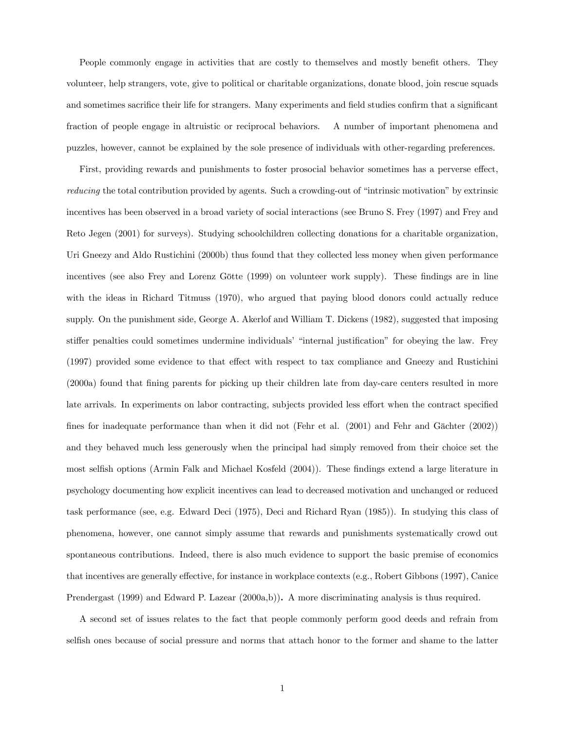People commonly engage in activities that are costly to themselves and mostly benefit others. They volunteer, help strangers, vote, give to political or charitable organizations, donate blood, join rescue squads and sometimes sacrifice their life for strangers. Many experiments and field studies confirm that a significant fraction of people engage in altruistic or reciprocal behaviors. A number of important phenomena and puzzles, however, cannot be explained by the sole presence of individuals with other-regarding preferences.

First, providing rewards and punishments to foster prosocial behavior sometimes has a perverse effect, *reducing* the total contribution provided by agents. Such a crowding-out of "intrinsic motivation" by extrinsic incentives has been observed in a broad variety of social interactions (see Bruno S. Frey (1997) and Frey and Reto Jegen (2001) for surveys). Studying schoolchildren collecting donations for a charitable organization, Uri Gneezy and Aldo Rustichini (2000b) thus found that they collected less money when given performance incentives (see also Frey and Lorenz Götte (1999) on volunteer work supply). These findings are in line with the ideas in Richard Titmuss (1970), who argued that paying blood donors could actually reduce supply. On the punishment side, George A. Akerlof and William T. Dickens (1982), suggested that imposing stiffer penalties could sometimes undermine individuals' "internal justification" for obeying the law. Frey (1997) provided some evidence to that effect with respect to tax compliance and Gneezy and Rustichini (2000a) found that fining parents for picking up their children late from day-care centers resulted in more late arrivals. In experiments on labor contracting, subjects provided less effort when the contract specified fines for inadequate performance than when it did not (Fehr et al. (2001) and Fehr and Gächter (2002)) and they behaved much less generously when the principal had simply removed from their choice set the most selfish options (Armin Falk and Michael Kosfeld (2004)). These findings extend a large literature in psychology documenting how explicit incentives can lead to decreased motivation and unchanged or reduced task performance (see, e.g. Edward Deci (1975), Deci and Richard Ryan (1985)). In studying this class of phenomena, however, one cannot simply assume that rewards and punishments systematically crowd out spontaneous contributions. Indeed, there is also much evidence to support the basic premise of economics that incentives are generally effective, for instance in workplace contexts (e.g., Robert Gibbons (1997), Canice Prendergast (1999) and Edward P. Lazear (2000a,b)). A more discriminating analysis is thus required.

A second set of issues relates to the fact that people commonly perform good deeds and refrain from selfish ones because of social pressure and norms that attach honor to the former and shame to the latter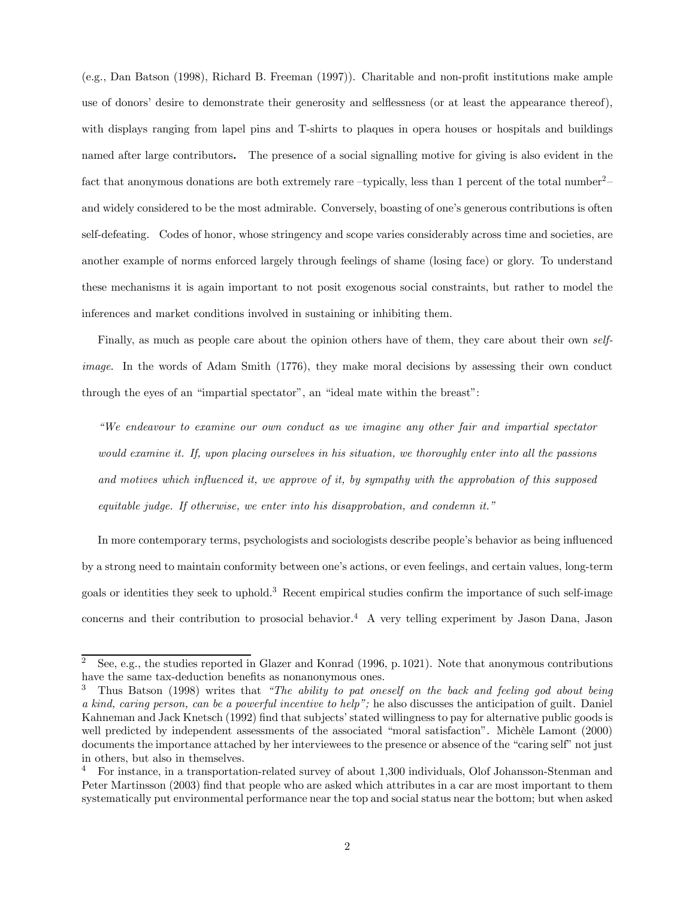(e.g., Dan Batson (1998), Richard B. Freeman (1997)). Charitable and non-profit institutions make ample use of donors' desire to demonstrate their generosity and selflessness (or at least the appearance thereof), with displays ranging from lapel pins and T-shirts to plaques in opera houses or hospitals and buildings named after large contributors**.** The presence of a social signalling motive for giving is also evident in the fact that anonymous donations are both extremely rare –typically, less than 1 percent of the total number[2]– and widely considered to be the most admirable. Conversely, boasting of one's generous contributions is often self-defeating. Codes of honor, whose stringency and scope varies considerably across time and societies, are another example of norms enforced largely through feelings of shame (losing face) or glory. To understand these mechanisms it is again important to not posit exogenous social constraints, but rather to model the inferences and market conditions involved in sustaining or inhibiting them.

Finally, as much as people care about the opinion others have of them, they care about their own *self-image*. In the words of Adam Smith (1776), they make moral decisions by assessing their own conduct through the eyes of an "impartial spectator", an "ideal mate within the breast":

> *"We endeavour to examine our own conduct as we imagine any other fair and impartial spectator would examine it. If, upon placing ourselves in his situation, we thoroughly enter into all the passions and motives which influenced it, we approve of it, by sympathy with the approbation of this supposed equitable judge. If otherwise, we enter into his disapprobation, and condemn it."*

In more contemporary terms, psychologists and sociologists describe people's behavior as being influenced by a strong need to maintain conformity between one's actions, or even feelings, and certain values, long-term goals or identities they seek to uphold.[3] Recent empirical studies confirm the importance of such self-image concerns and their contribution to prosocial behavior.[4] A very telling experiment by Jason Dana, Jason

---

[2] See, e.g., the studies reported in Glazer and Konrad (1996, p. 1021). Note that anonymous contributions have the same tax-deduction benefits as nonanonymous ones.

[3] Thus Batson (1998) writes that *"The ability to pat oneself on the back and feeling god about being a kind, caring person, can be a powerful incentive to help";* he also discusses the anticipation of guilt. Daniel Kahneman and Jack Knetsch (1992) find that subjects' stated willingness to pay for alternative public goods is well predicted by independent assessments of the associated "moral satisfaction". Michèle Lamont (2000) documents the importance attached by her interviewees to the presence or absence of the "caring self" not just in others, but also in themselves.

[4] For instance, in a transportation-related survey of about 1,300 individuals, Olof Johansson-Stenman and Peter Martinsson (2003) find that people who are asked which attributes in a car are most important to them systematically put environmental performance near the top and social status near the bottom; but when asked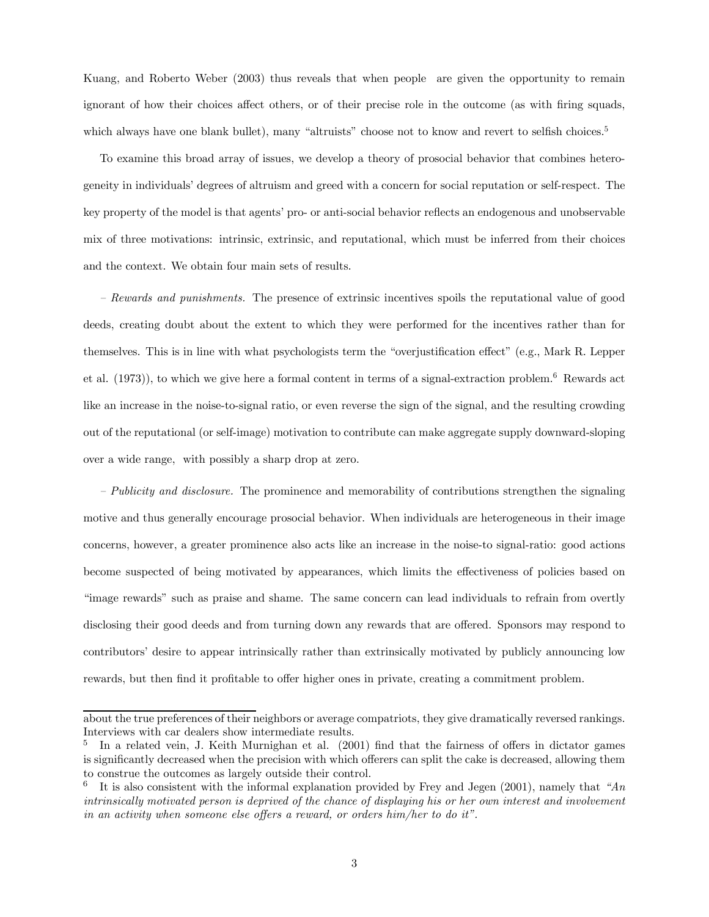Kuang, and Roberto Weber (2003) thus reveals that when people are given the opportunity to remain ignorant of how their choices affect others, or of their precise role in the outcome (as with firing squads, which always have one blank bullet), many "altruists" choose not to know and revert to selfish choices.[5]

To examine this broad array of issues, we develop a theory of prosocial behavior that combines heterogeneity in individuals' degrees of altruism and greed with a concern for social reputation or self-respect. The key property of the model is that agents' pro- or anti-social behavior reflects an endogenous and unobservable mix of three motivations: intrinsic, extrinsic, and reputational, which must be inferred from their choices and the context. We obtain four main sets of results.

– *Rewards and punishments.* The presence of extrinsic incentives spoils the reputational value of good deeds, creating doubt about the extent to which they were performed for the incentives rather than for themselves. This is in line with what psychologists term the "overjustification effect" (e.g., Mark R. Lepper et al. (1973)), to which we give here a formal content in terms of a signal-extraction problem.[6] Rewards act like an increase in the noise-to-signal ratio, or even reverse the sign of the signal, and the resulting crowding out of the reputational (or self-image) motivation to contribute can make aggregate supply downward-sloping over a wide range, with possibly a sharp drop at zero.

– *Publicity and disclosure.* The prominence and memorability of contributions strengthen the signaling motive and thus generally encourage prosocial behavior. When individuals are heterogeneous in their image concerns, however, a greater prominence also acts like an increase in the noise-to signal-ratio: good actions become suspected of being motivated by appearances, which limits the effectiveness of policies based on "image rewards" such as praise and shame. The same concern can lead individuals to refrain from overtly disclosing their good deeds and from turning down any rewards that are offered. Sponsors may respond to contributors' desire to appear intrinsically rather than extrinsically motivated by publicly announcing low rewards, but then find it profitable to offer higher ones in private, creating a commitment problem.

---

about the true preferences of their neighbors or average compatriots, they give dramatically reversed rankings. Interviews with car dealers show intermediate results.

[5] In a related vein, J. Keith Murnighan et al. (2001) find that the fairness of offers in dictator games is significantly decreased when the precision with which offerers can split the cake is decreased, allowing them to construe the outcomes as largely outside their control.

[6] It is also consistent with the informal explanation provided by Frey and Jegen (2001), namely that *"An intrinsically motivated person is deprived of the chance of displaying his or her own interest and involvement in an activity when someone else offers a reward, or orders him/her to do it".*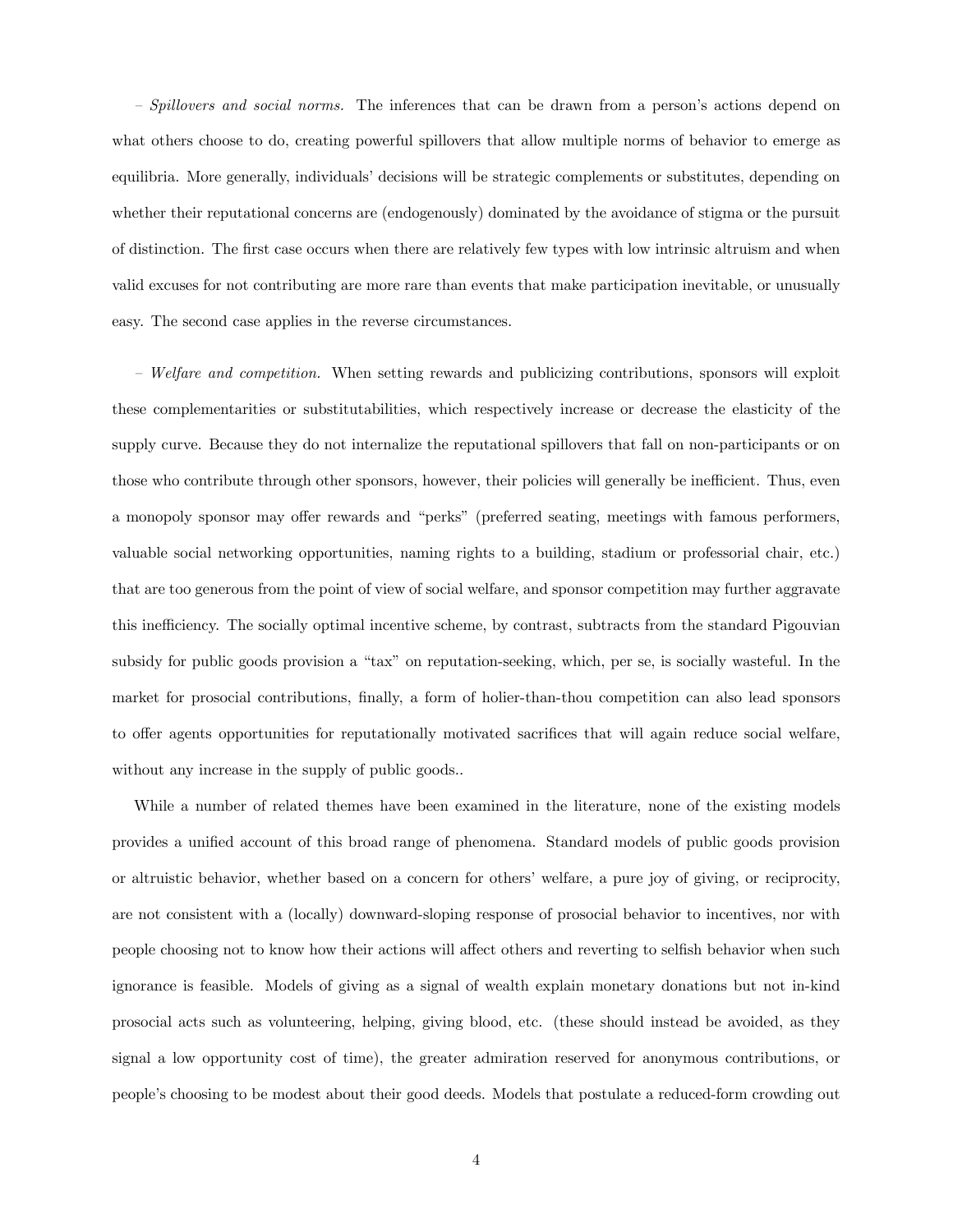– *Spillovers and social norms.* The inferences that can be drawn from a person's actions depend on what others choose to do, creating powerful spillovers that allow multiple norms of behavior to emerge as equilibria. More generally, individuals' decisions will be strategic complements or substitutes, depending on whether their reputational concerns are (endogenously) dominated by the avoidance of stigma or the pursuit of distinction. The first case occurs when there are relatively few types with low intrinsic altruism and when valid excuses for not contributing are more rare than events that make participation inevitable, or unusually easy. The second case applies in the reverse circumstances.

– *Welfare and competition.* When setting rewards and publicizing contributions, sponsors will exploit these complementarities or substitutabilities, which respectively increase or decrease the elasticity of the supply curve. Because they do not internalize the reputational spillovers that fall on non-participants or on those who contribute through other sponsors, however, their policies will generally be inefficient. Thus, even a monopoly sponsor may offer rewards and "perks" (preferred seating, meetings with famous performers, valuable social networking opportunities, naming rights to a building, stadium or professorial chair, etc.) that are too generous from the point of view of social welfare, and sponsor competition may further aggravate this inefficiency. The socially optimal incentive scheme, by contrast, subtracts from the standard Pigouvian subsidy for public goods provision a "tax" on reputation-seeking, which, per se, is socially wasteful. In the market for prosocial contributions, finally, a form of holier-than-thou competition can also lead sponsors to offer agents opportunities for reputationally motivated sacrifices that will again reduce social welfare, without any increase in the supply of public goods..

While a number of related themes have been examined in the literature, none of the existing models provides a unified account of this broad range of phenomena. Standard models of public goods provision or altruistic behavior, whether based on a concern for others' welfare, a pure joy of giving, or reciprocity, are not consistent with a (locally) downward-sloping response of prosocial behavior to incentives, nor with people choosing not to know how their actions will affect others and reverting to selfish behavior when such ignorance is feasible. Models of giving as a signal of wealth explain monetary donations but not in-kind prosocial acts such as volunteering, helping, giving blood, etc. (these should instead be avoided, as they signal a low opportunity cost of time), the greater admiration reserved for anonymous contributions, or people's choosing to be modest about their good deeds. Models that postulate a reduced-form crowding out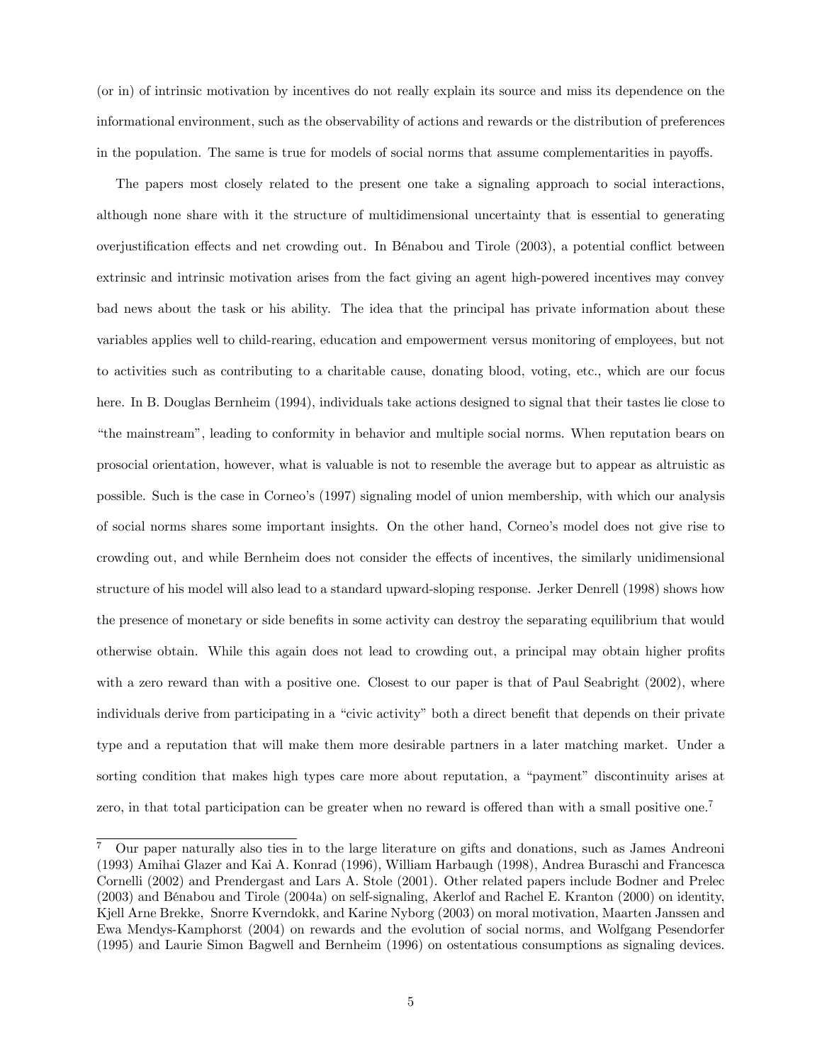(or in) of intrinsic motivation by incentives do not really explain its source and miss its dependence on the informational environment, such as the observability of actions and rewards or the distribution of preferences in the population. The same is true for models of social norms that assume complementarities in payoffs.

The papers most closely related to the present one take a signaling approach to social interactions, although none share with it the structure of multidimensional uncertainty that is essential to generating overjustification effects and net crowding out. In Bénabou and Tirole (2003), a potential conflict between extrinsic and intrinsic motivation arises from the fact giving an agent high-powered incentives may convey bad news about the task or his ability. The idea that the principal has private information about these variables applies well to child-rearing, education and empowerment versus monitoring of employees, but not to activities such as contributing to a charitable cause, donating blood, voting, etc., which are our focus here. In B. Douglas Bernheim (1994), individuals take actions designed to signal that their tastes lie close to "the mainstream", leading to conformity in behavior and multiple social norms. When reputation bears on prosocial orientation, however, what is valuable is not to resemble the average but to appear as altruistic as possible. Such is the case in Corneo's (1997) signaling model of union membership, with which our analysis of social norms shares some important insights. On the other hand, Corneo's model does not give rise to crowding out, and while Bernheim does not consider the effects of incentives, the similarly unidimensional structure of his model will also lead to a standard upward-sloping response. Jerker Denrell (1998) shows how the presence of monetary or side benefits in some activity can destroy the separating equilibrium that would otherwise obtain. While this again does not lead to crowding out, a principal may obtain higher profits with a zero reward than with a positive one. Closest to our paper is that of Paul Seabright (2002), where individuals derive from participating in a "civic activity" both a direct benefit that depends on their private type and a reputation that will make them more desirable partners in a later matching market. Under a sorting condition that makes high types care more about reputation, a "payment" discontinuity arises at zero, in that total participation can be greater when no reward is offered than with a small positive one.[7]

[7] Our paper naturally also ties in to the large literature on gifts and donations, such as James Andreoni (1993) Amihai Glazer and Kai A. Konrad (1996), William Harbaugh (1998), Andrea Buraschi and Francesca Cornelli (2002) and Prendergast and Lars A. Stole (2001). Other related papers include Bodner and Prelec (2003) and Bénabou and Tirole (2004a) on self-signaling, Akerlof and Rachel E. Kranton (2000) on identity, Kjell Arne Brekke, Snorre Kverndokk, and Karine Nyborg (2003) on moral motivation, Maarten Janssen and Ewa Mendys-Kamphorst (2004) on rewards and the evolution of social norms, and Wolfgang Pesendorfer (1995) and Laurie Simon Bagwell and Bernheim (1996) on ostentatious consumptions as signaling devices.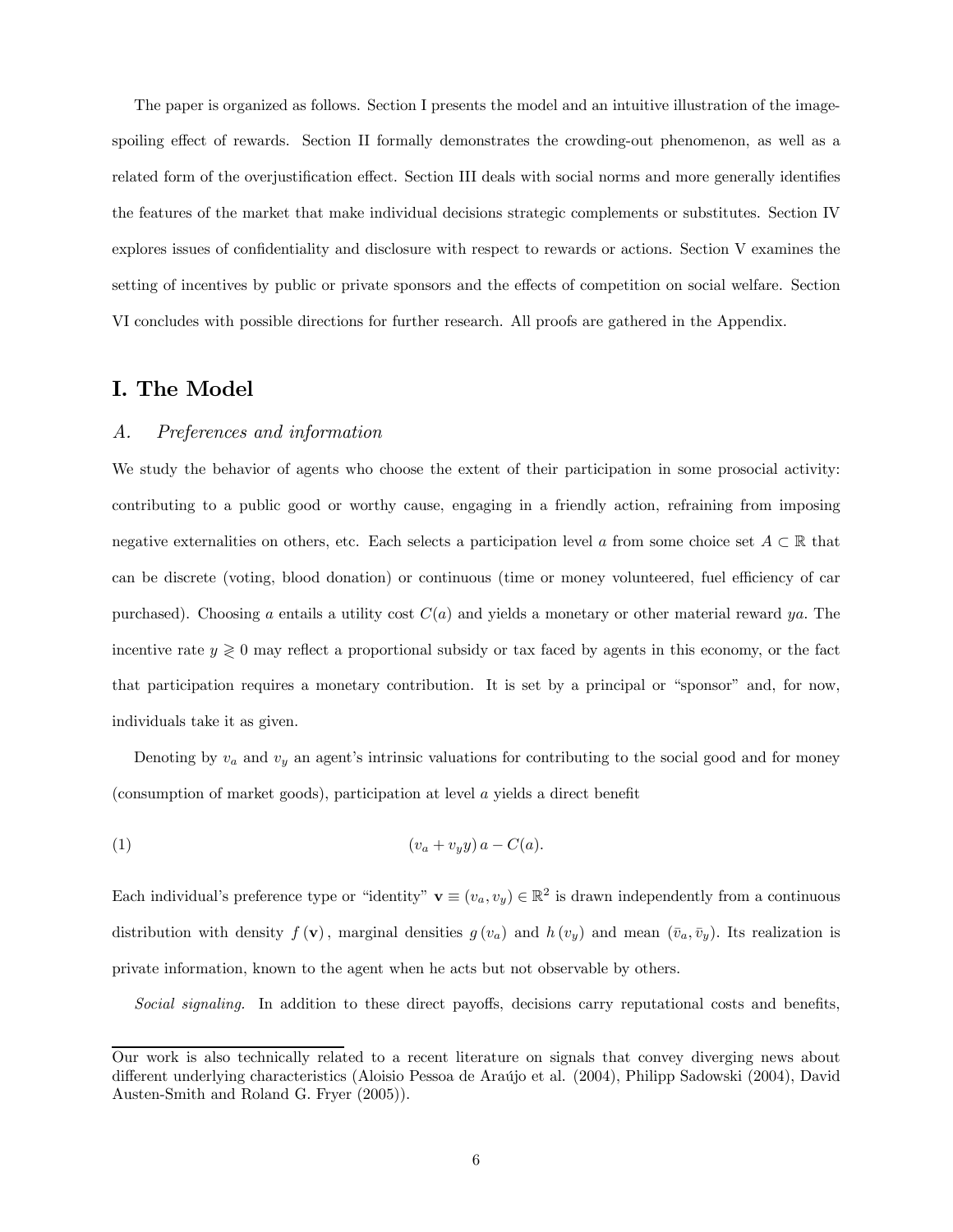The paper is organized as follows. Section I presents the model and an intuitive illustration of the image-spoiling effect of rewards. Section II formally demonstrates the crowding-out phenomenon, as well as a related form of the overjustification effect. Section III deals with social norms and more generally identifies the features of the market that make individual decisions strategic complements or substitutes. Section IV explores issues of confidentiality and disclosure with respect to rewards or actions. Section V examines the setting of incentives by public or private sponsors and the effects of competition on social welfare. Section VI concludes with possible directions for further research. All proofs are gathered in the Appendix.

# I. The Model

## *A. Preferences and information*

We study the behavior of agents who choose the extent of their participation in some prosocial activity: contributing to a public good or worthy cause, engaging in a friendly action, refraining from imposing negative externalities on others, etc. Each selects a participation level $a$ from some choice set $A \subset \mathbb{R}$ that can be discrete (voting, blood donation) or continuous (time or money volunteered, fuel efficiency of car purchased). Choosing $a$ entails a utility cost $C(a)$ and yields a monetary or other material reward $ya$. The incentive rate $y \gtrless 0$ may reflect a proportional subsidy or tax faced by agents in this economy, or the fact that participation requires a monetary contribution. It is set by a principal or "sponsor" and, for now, individuals take it as given.

Denoting by $v_a$ and $v_y$ an agent's intrinsic valuations for contributing to the social good and for money (consumption of market goods), participation at level $a$ yields a direct benefit

$$(v_a + v_y y)\, a - C(a). \tag{1}$$

Each individual's preference type or "identity" $\mathbf{v} \equiv (v_a, v_y) \in \mathbb{R}^2$ is drawn independently from a continuous distribution with density $f(\mathbf{v})$, marginal densities $g(v_a)$ and $h(v_y)$ and mean $(\bar{v}_a, \bar{v}_y)$. Its realization is private information, known to the agent when he acts but not observable by others.

*Social signaling.* In addition to these direct payoffs, decisions carry reputational costs and benefits,

---

Our work is also technically related to a recent literature on signals that convey diverging news about different underlying characteristics (Aloisio Pessoa de Araújo et al. (2004), Philipp Sadowski (2004), David Austen-Smith and Roland G. Fryer (2005)).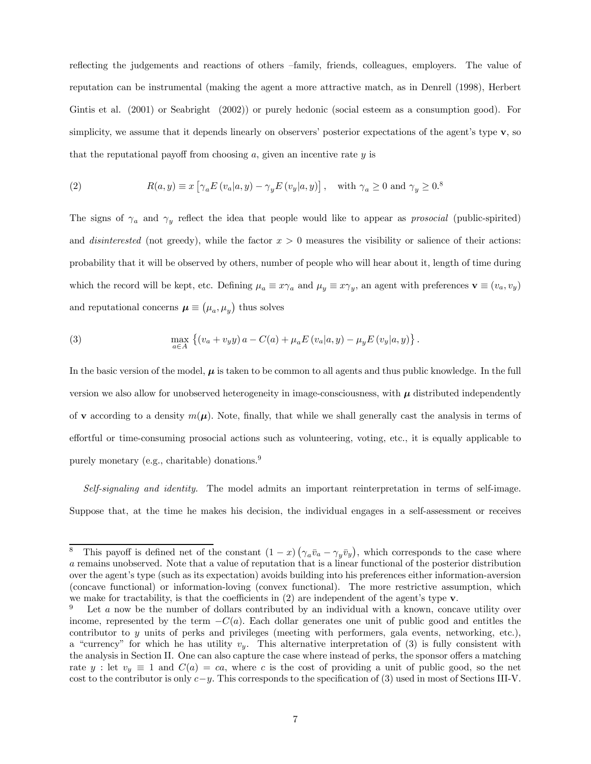reflecting the judgements and reactions of others –family, friends, colleagues, employers. The value of reputation can be instrumental (making the agent a more attractive match, as in Denrell (1998), Herbert Gintis et al. (2001) or Seabright (2002)) or purely hedonic (social esteem as a consumption good). For simplicity, we assume that it depends linearly on observers' posterior expectations of the agent's type $\mathbf{v}$, so that the reputational payoff from choosing $a$, given an incentive rate $y$ is

$$R(a, y) \equiv x \left[\gamma_a E\left(v_a | a, y\right) - \gamma_y E\left(v_y | a, y\right)\right], \quad \text{with } \gamma_a \geq 0 \text{ and } \gamma_y \geq 0.^{8} \tag{2}$$

The signs of $\gamma_a$ and $\gamma_y$ reflect the idea that people would like to appear as *prosocial* (public-spirited) and *disinterested* (not greedy), while the factor $x > 0$ measures the visibility or salience of their actions: probability that it will be observed by others, number of people who will hear about it, length of time during which the record will be kept, etc. Defining $\mu_a \equiv x\gamma_a$ and $\mu_y \equiv x\gamma_y$, an agent with preferences $\mathbf{v} \equiv (v_a, v_y)$ and reputational concerns $\boldsymbol{\mu} \equiv \left(\mu_a, \mu_y\right)$ thus solves

$$\max_{a \in A} \left\{ (v_a + v_y y)\, a - C(a) + \mu_a E\left(v_a | a, y\right) - \mu_y E\left(v_y | a, y\right) \right\}. \tag{3}$$

In the basic version of the model, $\boldsymbol{\mu}$ is taken to be common to all agents and thus public knowledge. In the full version we also allow for unobserved heterogeneity in image-consciousness, with $\boldsymbol{\mu}$ distributed independently of $\mathbf{v}$ according to a density $m(\boldsymbol{\mu})$. Note, finally, that while we shall generally cast the analysis in terms of effortful or time-consuming prosocial actions such as volunteering, voting, etc., it is equally applicable to purely monetary (e.g., charitable) donations.[9]

*Self-signaling and identity.* The model admits an important reinterpretation in terms of self-image. Suppose that, at the time he makes his decision, the individual engages in a self-assessment or receives

---

[8] This payoff is defined net of the constant $(1-x)\left(\gamma_a \bar{v}_a - \gamma_y \bar{v}_y\right)$, which corresponds to the case where $a$ remains unobserved. Note that a value of reputation that is a linear functional of the posterior distribution over the agent's type (such as its expectation) avoids building into his preferences either information-aversion (concave functional) or information-loving (convex functional). The more restrictive assumption, which we make for tractability, is that the coefficients in (2) are independent of the agent's type $\mathbf{v}$.

[9] Let $a$ now be the number of dollars contributed by an individual with a known, concave utility over income, represented by the term $-C(a)$. Each dollar generates one unit of public good and entitles the contributor to $y$ units of perks and privileges (meeting with performers, gala events, networking, etc.), a "currency" for which he has utility $v_y$. This alternative interpretation of (3) is fully consistent with the analysis in Section II. One can also capture the case where instead of perks, the sponsor offers a matching rate $y$ : let $v_y \equiv 1$ and $C(a) = ca$, where $c$ is the cost of providing a unit of public good, so the net cost to the contributor is only $c - y$. This corresponds to the specification of (3) used in most of Sections III-V.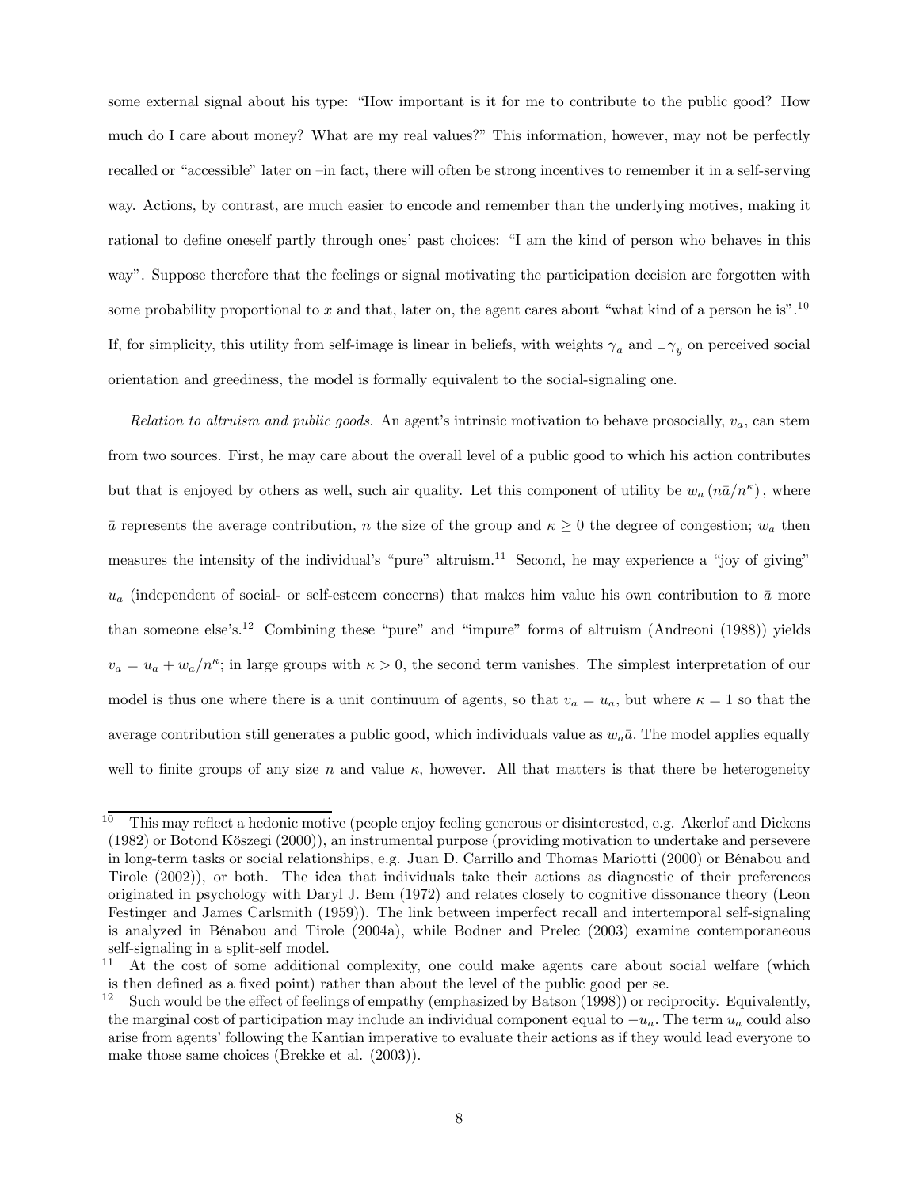some external signal about his type: "How important is it for me to contribute to the public good? How much do I care about money? What are my real values?" This information, however, may not be perfectly recalled or "accessible" later on –in fact, there will often be strong incentives to remember it in a self-serving way. Actions, by contrast, are much easier to encode and remember than the underlying motives, making it rational to define oneself partly through ones' past choices: "I am the kind of person who behaves in this way". Suppose therefore that the feelings or signal motivating the participation decision are forgotten with some probability proportional to $x$ and that, later on, the agent cares about "what kind of a person he is".[10] If, for simplicity, this utility from self-image is linear in beliefs, with weights $\gamma_a$ and $-\gamma_y$ on perceived social orientation and greediness, the model is formally equivalent to the social-signaling one.

*Relation to altruism and public goods.* An agent's intrinsic motivation to behave prosocially, $v_a$, can stem from two sources. First, he may care about the overall level of a public good to which his action contributes but that is enjoyed by others as well, such air quality. Let this component of utility be $w_a\left(n\bar{a}/n^{\kappa}\right)$, where $\bar{a}$ represents the average contribution, $n$ the size of the group and $\kappa \geq 0$ the degree of congestion; $w_a$ then measures the intensity of the individual's "pure" altruism.[11] Second, he may experience a "joy of giving" $u_a$ (independent of social- or self-esteem concerns) that makes him value his own contribution to $\bar{a}$ more than someone else's.[12] Combining these "pure" and "impure" forms of altruism (Andreoni (1988)) yields $v_a = u_a + w_a/n^{\kappa}$; in large groups with $\kappa > 0$, the second term vanishes. The simplest interpretation of our model is thus one where there is a unit continuum of agents, so that $v_a = u_a$, but where $\kappa = 1$ so that the average contribution still generates a public good, which individuals value as $w_a\bar{a}$. The model applies equally well to finite groups of any size $n$ and value $\kappa$, however. All that matters is that there be heterogeneity

---

[10] This may reflect a hedonic motive (people enjoy feeling generous or disinterested, e.g. Akerlof and Dickens (1982) or Botond Köszegi (2000)), an instrumental purpose (providing motivation to undertake and persevere in long-term tasks or social relationships, e.g. Juan D. Carrillo and Thomas Mariotti (2000) or Bénabou and Tirole (2002)), or both. The idea that individuals take their actions as diagnostic of their preferences originated in psychology with Daryl J. Bem (1972) and relates closely to cognitive dissonance theory (Leon Festinger and James Carlsmith (1959)). The link between imperfect recall and intertemporal self-signaling is analyzed in Bénabou and Tirole (2004a), while Bodner and Prelec (2003) examine contemporaneous self-signaling in a split-self model.

[11] At the cost of some additional complexity, one could make agents care about social welfare (which is then defined as a fixed point) rather than about the level of the public good per se.

[12] Such would be the effect of feelings of empathy (emphasized by Batson (1998)) or reciprocity. Equivalently, the marginal cost of participation may include an individual component equal to $-u_a$. The term $u_a$ could also arise from agents' following the Kantian imperative to evaluate their actions as if they would lead everyone to make those same choices (Brekke et al. (2003)).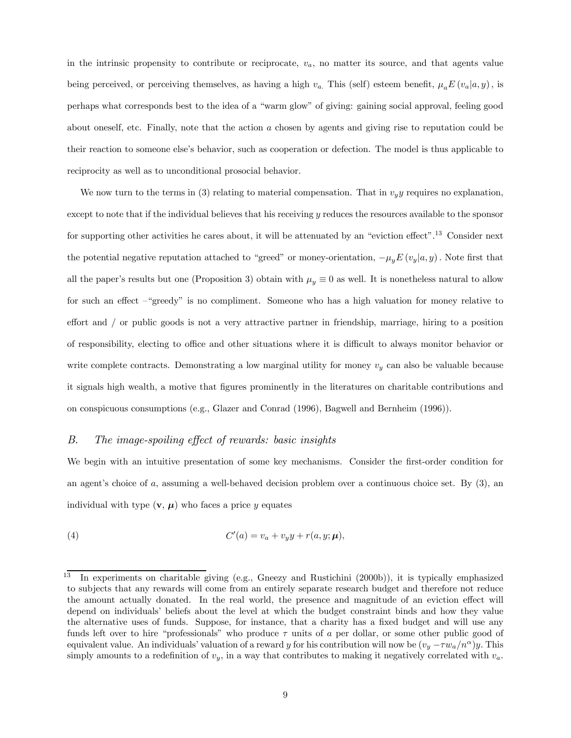in the intrinsic propensity to contribute or reciprocate, $v_a$, no matter its source, and that agents value being perceived, or perceiving themselves, as having a high $v_a$. This (self) esteem benefit, $\mu_a E(v_a|a, y)$, is perhaps what corresponds best to the idea of a "warm glow" of giving: gaining social approval, feeling good about oneself, etc. Finally, note that the action $a$ chosen by agents and giving rise to reputation could be their reaction to someone else's behavior, such as cooperation or defection. The model is thus applicable to reciprocity as well as to unconditional prosocial behavior.

We now turn to the terms in (3) relating to material compensation. That in $v_y y$ requires no explanation, except to note that if the individual believes that his receiving $y$ reduces the resources available to the sponsor for supporting other activities he cares about, it will be attenuated by an "eviction effect".[13] Consider next the potential negative reputation attached to "greed" or money-orientation, $-\mu_y E(v_y|a, y)$. Note first that all the paper's results but one (Proposition 3) obtain with $\mu_y \equiv 0$ as well. It is nonetheless natural to allow for such an effect –"greedy" is no compliment. Someone who has a high valuation for money relative to effort and / or public goods is not a very attractive partner in friendship, marriage, hiring to a position of responsibility, electing to office and other situations where it is difficult to always monitor behavior or write complete contracts. Demonstrating a low marginal utility for money $v_y$ can also be valuable because it signals high wealth, a motive that figures prominently in the literatures on charitable contributions and on conspicuous consumptions (e.g., Glazer and Conrad (1996), Bagwell and Bernheim (1996)).

### *B. The image-spoiling effect of rewards: basic insights*

We begin with an intuitive presentation of some key mechanisms. Consider the first-order condition for an agent's choice of $a$, assuming a well-behaved decision problem over a continuous choice set. By (3), an individual with type $(\mathbf{v}, \boldsymbol{\mu})$ who faces a price $y$ equates

$$C'(a) = v_a + v_y y + r(a, y; \boldsymbol{\mu}), \tag{4}$$

---

[13] In experiments on charitable giving (e.g., Gneezy and Rustichini (2000b)), it is typically emphasized to subjects that any rewards will come from an entirely separate research budget and therefore not reduce the amount actually donated. In the real world, the presence and magnitude of an eviction effect will depend on individuals' beliefs about the level at which the budget constraint binds and how they value the alternative uses of funds. Suppose, for instance, that a charity has a fixed budget and will use any funds left over to hire "professionals" who produce $\tau$ units of $a$ per dollar, or some other public good of equivalent value. An individuals' valuation of a reward $y$ for his contribution will now be $(v_y - \tau w_a/n^\alpha)y$. This simply amounts to a redefinition of $v_y$, in a way that contributes to making it negatively correlated with $v_a$.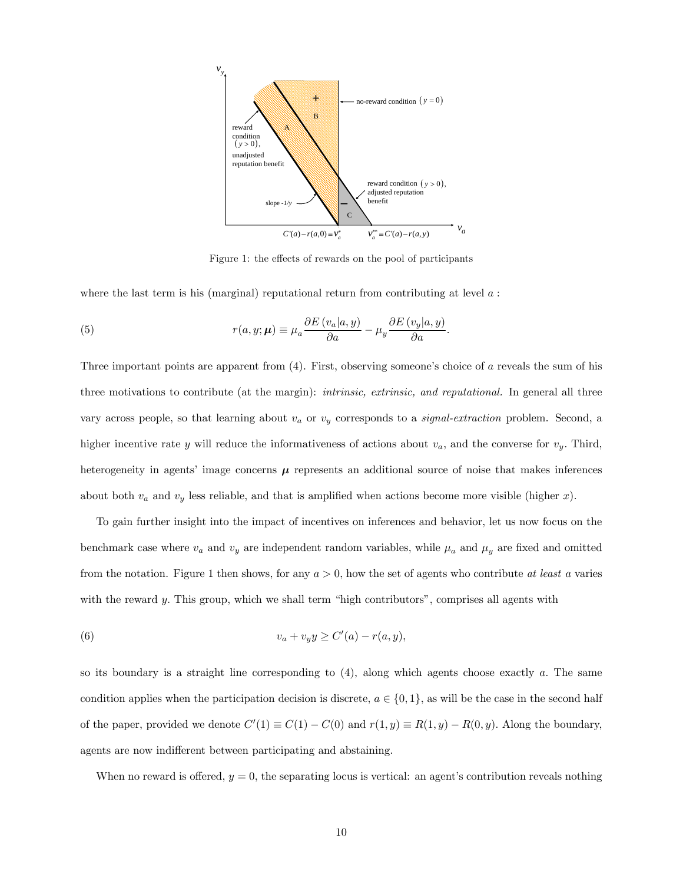Figure 1: the effects of rewards on the pool of participants

where the last term is his (marginal) reputational return from contributing at level $a$ :

$$r(a, y; \boldsymbol{\mu}) \equiv \mu_a \frac{\partial E\left(v_a|a, y\right)}{\partial a} - \mu_y \frac{\partial E\left(v_y|a, y\right)}{\partial a}. \tag{5}$$

Three important points are apparent from (4). First, observing someone's choice of $a$ reveals the sum of his three motivations to contribute (at the margin): *intrinsic, extrinsic, and reputational.* In general all three vary across people, so that learning about $v_a$ or $v_y$ corresponds to a *signal-extraction* problem. Second, a higher incentive rate $y$ will reduce the informativeness of actions about $v_a$, and the converse for $v_y$. Third, heterogeneity in agents' image concerns $\boldsymbol{\mu}$ represents an additional source of noise that makes inferences about both $v_a$ and $v_y$ less reliable, and that is amplified when actions become more visible (higher $x$).

To gain further insight into the impact of incentives on inferences and behavior, let us now focus on the benchmark case where $v_a$ and $v_y$ are independent random variables, while $\mu_a$ and $\mu_y$ are fixed and omitted from the notation. Figure 1 then shows, for any $a > 0$, how the set of agents who contribute *at least* $a$ varies with the reward $y$. This group, which we shall term "high contributors", comprises all agents with

$$v_a + v_y y \geq C'(a) - r(a, y), \tag{6}$$

so its boundary is a straight line corresponding to (4), along which agents choose exactly $a$. The same condition applies when the participation decision is discrete, $a \in \{0, 1\}$, as will be the case in the second half of the paper, provided we denote $C'(1) \equiv C(1) - C(0)$ and $r(1, y) \equiv R(1, y) - R(0, y)$. Along the boundary, agents are now indifferent between participating and abstaining.

When no reward is offered, $y = 0$, the separating locus is vertical: an agent's contribution reveals nothing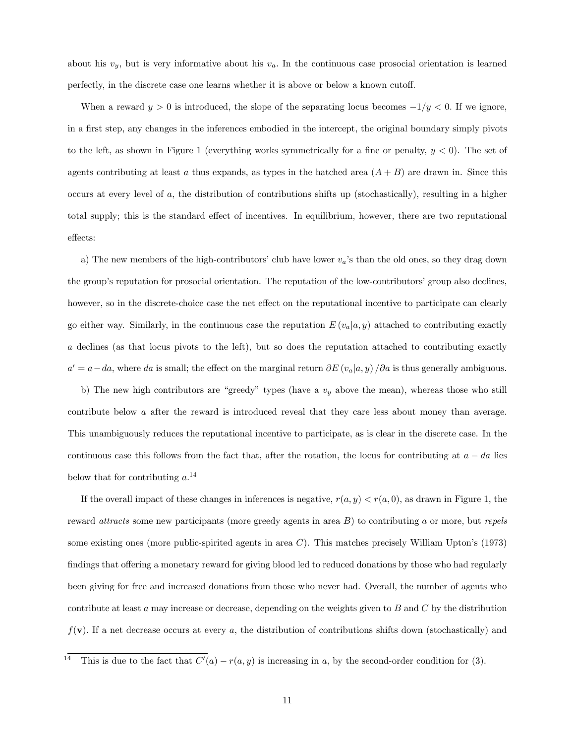about his $v_y$, but is very informative about his $v_a$. In the continuous case prosocial orientation is learned perfectly, in the discrete case one learns whether it is above or below a known cutoff.

When a reward $y > 0$ is introduced, the slope of the separating locus becomes $-1/y < 0$. If we ignore, in a first step, any changes in the inferences embodied in the intercept, the original boundary simply pivots to the left, as shown in Figure 1 (everything works symmetrically for a fine or penalty, $y < 0$). The set of agents contributing at least $a$ thus expands, as types in the hatched area $(A + B)$ are drawn in. Since this occurs at every level of $a$, the distribution of contributions shifts up (stochastically), resulting in a higher total supply; this is the standard effect of incentives. In equilibrium, however, there are two reputational effects:

a) The new members of the high-contributors' club have lower $v_a$'s than the old ones, so they drag down the group's reputation for prosocial orientation. The reputation of the low-contributors' group also declines, however, so in the discrete-choice case the net effect on the reputational incentive to participate can clearly go either way. Similarly, in the continuous case the reputation $E(v_a|a, y)$ attached to contributing exactly $a$ declines (as that locus pivots to the left), but so does the reputation attached to contributing exactly $a' = a - da$, where $da$ is small; the effect on the marginal return $\partial E(v_a|a, y)/\partial a$ is thus generally ambiguous.

b) The new high contributors are "greedy" types (have a $v_y$ above the mean), whereas those who still contribute below $a$ after the reward is introduced reveal that they care less about money than average. This unambiguously reduces the reputational incentive to participate, as is clear in the discrete case. In the continuous case this follows from the fact that, after the rotation, the locus for contributing at $a - da$ lies below that for contributing $a$.[14]

If the overall impact of these changes in inferences is negative, $r(a, y) < r(a, 0)$, as drawn in Figure 1, the reward *attracts* some new participants (more greedy agents in area $B$) to contributing $a$ or more, but *repels* some existing ones (more public-spirited agents in area $C$). This matches precisely William Upton's (1973) findings that offering a monetary reward for giving blood led to reduced donations by those who had regularly been giving for free and increased donations from those who never had. Overall, the number of agents who contribute at least $a$ may increase or decrease, depending on the weights given to $B$ and $C$ by the distribution $f(\mathbf{v})$. If a net decrease occurs at every $a$, the distribution of contributions shifts down (stochastically) and

[14] This is due to the fact that $C'(a) - r(a, y)$ is increasing in $a$, by the second-order condition for (3).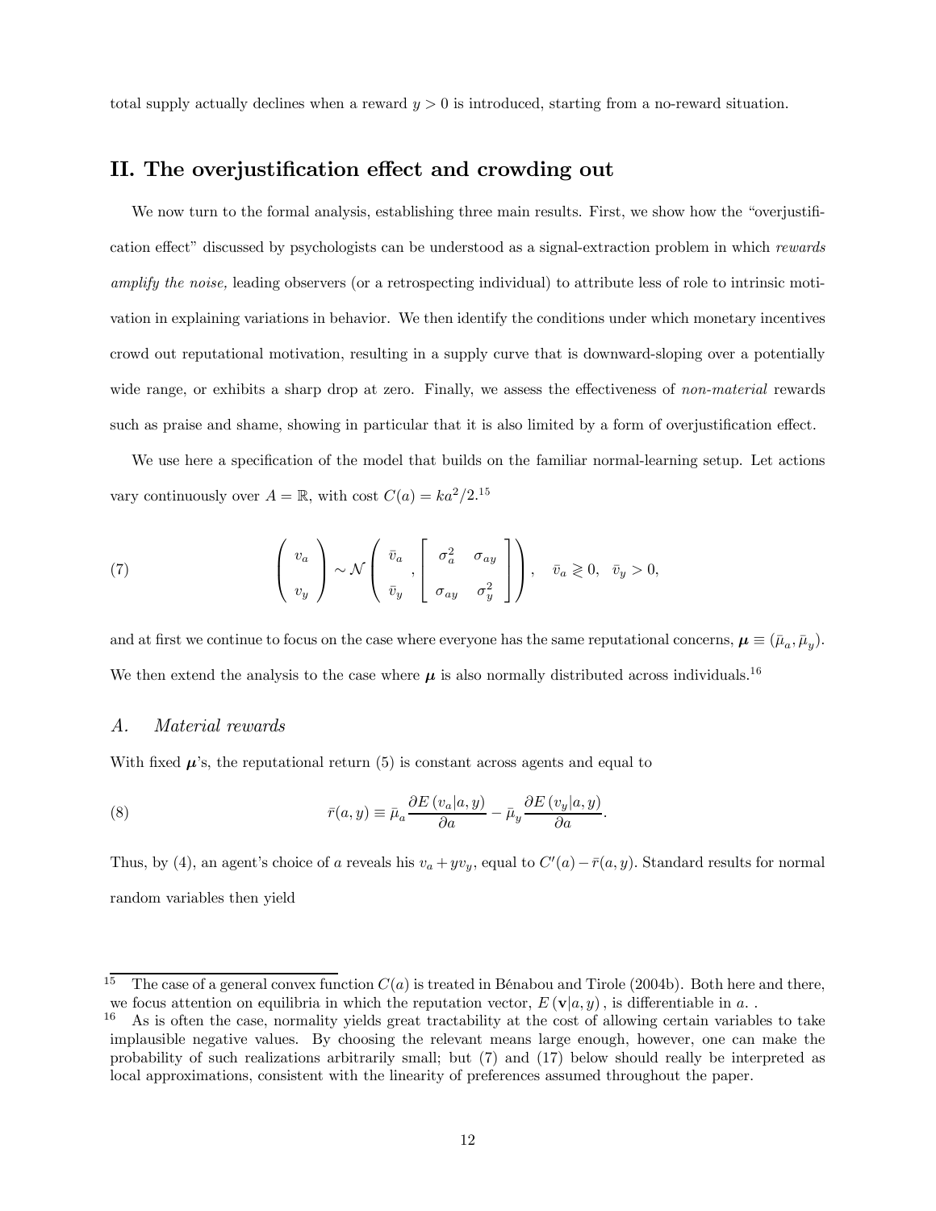total supply actually declines when a reward $y > 0$ is introduced, starting from a no-reward situation.

## II. The overjustification effect and crowding out

We now turn to the formal analysis, establishing three main results. First, we show how the "overjustification effect" discussed by psychologists can be understood as a signal-extraction problem in which *rewards amplify the noise,* leading observers (or a retrospecting individual) to attribute less of role to intrinsic motivation in explaining variations in behavior. We then identify the conditions under which monetary incentives crowd out reputational motivation, resulting in a supply curve that is downward-sloping over a potentially wide range, or exhibits a sharp drop at zero. Finally, we assess the effectiveness of *non-material* rewards such as praise and shame, showing in particular that it is also limited by a form of overjustification effect.

We use here a specification of the model that builds on the familiar normal-learning setup. Let actions vary continuously over $A = \mathbb{R}$, with cost $C(a) = ka^2/2$.[15]

$$
(7) \qquad \begin{pmatrix} v_a \\ v_y \end{pmatrix} \sim \mathcal{N}\left( \begin{pmatrix} \bar{v}_a \\ \bar{v}_y \end{pmatrix}, \begin{bmatrix} \sigma_a^2 & \sigma_{ay} \\ \sigma_{ay} & \sigma_y^2 \end{bmatrix} \right), \quad \bar{v}_a \gtrless 0, \quad \bar{v}_y > 0,
$$

and at first we continue to focus on the case where everyone has the same reputational concerns, $\boldsymbol{\mu} \equiv (\bar{\mu}_a, \bar{\mu}_y)$. We then extend the analysis to the case where $\boldsymbol{\mu}$ is also normally distributed across individuals.[16]

### A. *Material rewards*

With fixed $\boldsymbol{\mu}$'s, the reputational return (5) is constant across agents and equal to

$$
(8) \qquad \bar{r}(a, y) \equiv \bar{\mu}_a \frac{\partial E\left(v_a | a, y\right)}{\partial a} - \bar{\mu}_y \frac{\partial E\left(v_y | a, y\right)}{\partial a}.
$$

Thus, by (4), an agent's choice of $a$ reveals his $v_a + y v_y$, equal to $C'(a) - \bar{r}(a, y)$. Standard results for normal random variables then yield

---

[15] The case of a general convex function $C(a)$ is treated in Bénabou and Tirole (2004b). Both here and there, we focus attention on equilibria in which the reputation vector, $E\left(\mathbf{v}|a, y\right)$, is differentiable in $a$. .

[16] As is often the case, normality yields great tractability at the cost of allowing certain variables to take implausible negative values. By choosing the relevant means large enough, however, one can make the probability of such realizations arbitrarily small; but (7) and (17) below should really be interpreted as local approximations, consistent with the linearity of preferences assumed throughout the paper.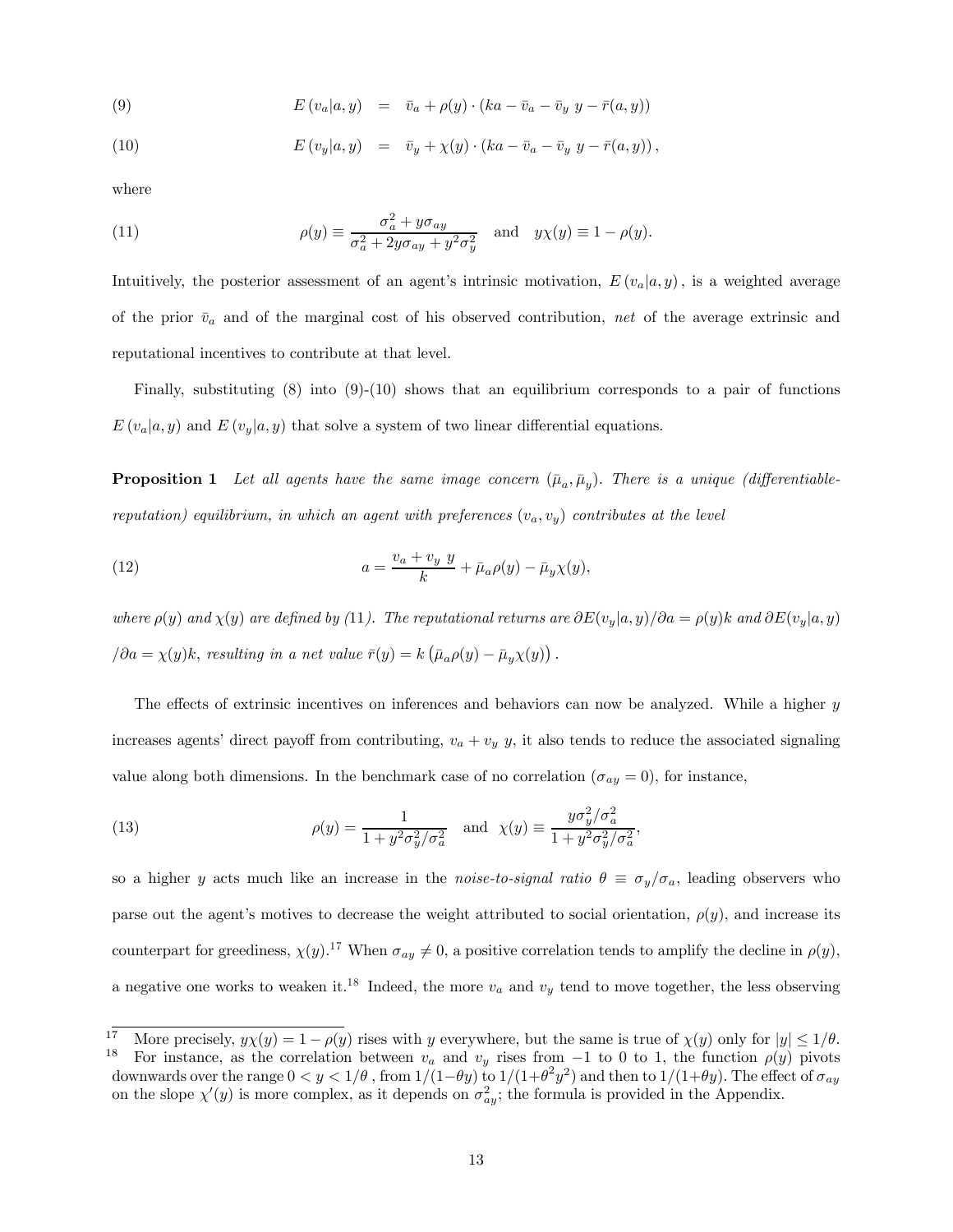$$E(v_a|a,y) = \bar{v}_a + \rho(y) \cdot (ka - \bar{v}_a - \bar{v}_y \ y - \bar{r}(a,y)) \tag{9}$$

$$E(v_y|a,y) = \bar{v}_y + \chi(y) \cdot (ka - \bar{v}_a - \bar{v}_y \ y - \bar{r}(a,y)), \tag{10}$$

where

$$\rho(y) \equiv \frac{\sigma_a^2 + y\sigma_{ay}}{\sigma_a^2 + 2y\sigma_{ay} + y^2\sigma_y^2} \quad \text{and} \quad y\chi(y) \equiv 1 - \rho(y). \tag{11}$$

Intuitively, the posterior assessment of an agent's intrinsic motivation, $E(v_a|a,y)$, is a weighted average of the prior $\bar{v}_a$ and of the marginal cost of his observed contribution, *net* of the average extrinsic and reputational incentives to contribute at that level.

Finally, substituting (8) into (9)-(10) shows that an equilibrium corresponds to a pair of functions $E(v_a|a,y)$ and $E(v_y|a,y)$ that solve a system of two linear differential equations.

**Proposition 1** *Let all agents have the same image concern $(\bar{\mu}_a, \bar{\mu}_y)$. There is a unique (differentiable-reputation) equilibrium, in which an agent with preferences $(v_a, v_y)$ contributes at the level*

$$a = \frac{v_a + v_y \ y}{k} + \bar{\mu}_a \rho(y) - \bar{\mu}_y \chi(y), \tag{12}$$

*where $\rho(y)$ and $\chi(y)$ are defined by (11). The reputational returns are $\partial E(v_y|a,y)/\partial a = \rho(y)k$ and $\partial E(v_y|a,y)$ $/\partial a = \chi(y)k$, resulting in a net value $\bar{r}(y) = k\left(\bar{\mu}_a\rho(y) - \bar{\mu}_y\chi(y)\right)$.*

The effects of extrinsic incentives on inferences and behaviors can now be analyzed. While a higher $y$ increases agents' direct payoff from contributing, $v_a + v_y \ y$, it also tends to reduce the associated signaling value along both dimensions. In the benchmark case of no correlation ($\sigma_{ay} = 0$), for instance,

$$\rho(y) = \frac{1}{1 + y^2\sigma_y^2/\sigma_a^2} \quad \text{and} \quad \chi(y) \equiv \frac{y\sigma_y^2/\sigma_a^2}{1 + y^2\sigma_y^2/\sigma_a^2}, \tag{13}$$

so a higher $y$ acts much like an increase in the *noise-to-signal ratio* $\theta \equiv \sigma_y/\sigma_a$, leading observers who parse out the agent's motives to decrease the weight attributed to social orientation, $\rho(y)$, and increase its counterpart for greediness, $\chi(y)$.[17] When $\sigma_{ay} \neq 0$, a positive correlation tends to amplify the decline in $\rho(y)$, a negative one works to weaken it.[18] Indeed, the more $v_a$ and $v_y$ tend to move together, the less observing

[17] More precisely, $y\chi(y) = 1 - \rho(y)$ rises with $y$ everywhere, but the same is true of $\chi(y)$ only for $|y| \leq 1/\theta$.

[18] For instance, as the correlation between $v_a$ and $v_y$ rises from $-1$ to 0 to 1, the function $\rho(y)$ pivots downwards over the range $0 < y < 1/\theta$, from $1/(1-\theta y)$ to $1/(1+\theta^2 y^2)$ and then to $1/(1+\theta y)$. The effect of $\sigma_{ay}$ on the slope $\chi'(y)$ is more complex, as it depends on $\sigma_{ay}^2$; the formula is provided in the Appendix.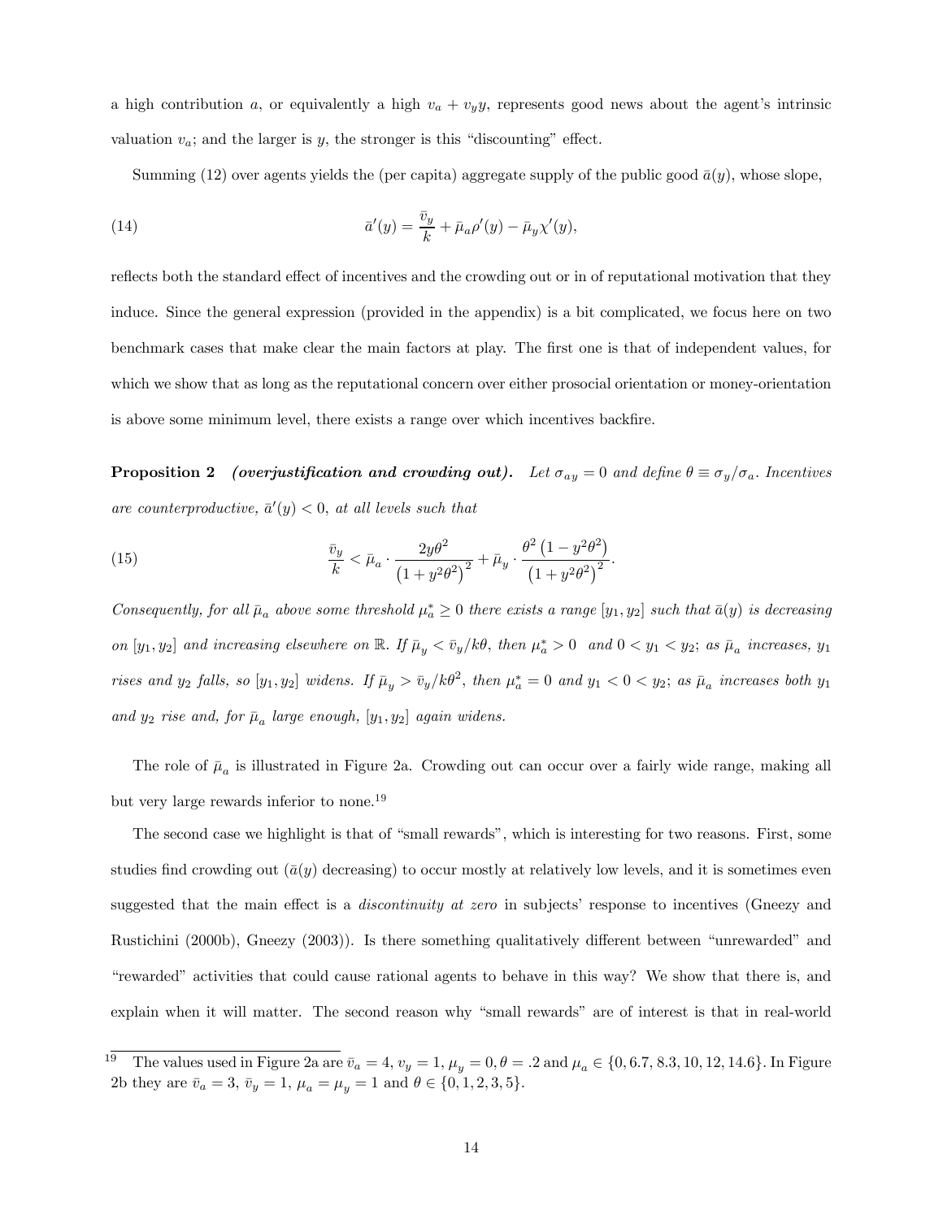a high contribution $a$, or equivalently a high $v_a + v_y y$, represents good news about the agent's intrinsic valuation $v_a$; and the larger is $y$, the stronger is this "discounting" effect.

Summing (12) over agents yields the (per capita) aggregate supply of the public good $\bar{a}(y)$, whose slope,

$$\bar{a}'(y) = \frac{\bar{v}_y}{k} + \bar{\mu}_a \rho'(y) - \bar{\mu}_y \chi'(y), \tag{14}$$

reflects both the standard effect of incentives and the crowding out or in of reputational motivation that they induce. Since the general expression (provided in the appendix) is a bit complicated, we focus here on two benchmark cases that make clear the main factors at play. The first one is that of independent values, for which we show that as long as the reputational concern over either prosocial orientation or money-orientation is above some minimum level, there exists a range over which incentives backfire.

**Proposition 2** ***(overjustification and crowding out).*** *Let $\sigma_{ay} = 0$ and define $\theta \equiv \sigma_y / \sigma_a$. Incentives are counterproductive, $\bar{a}'(y) < 0$, at all levels such that*

$$\frac{\bar{v}_y}{k} < \bar{\mu}_a \cdot \frac{2y\theta^2}{\left(1 + y^2\theta^2\right)^2} + \bar{\mu}_y \cdot \frac{\theta^2\left(1 - y^2\theta^2\right)}{\left(1 + y^2\theta^2\right)^2}. \tag{15}$$

*Consequently, for all $\bar{\mu}_a$ above some threshold $\mu_a^* \geq 0$ there exists a range $[y_1, y_2]$ such that $\bar{a}(y)$ is decreasing on $[y_1, y_2]$ and increasing elsewhere on $\mathbb{R}$. If $\bar{\mu}_y < \bar{v}_y / k\theta$, then $\mu_a^* > 0$ and $0 < y_1 < y_2$; as $\bar{\mu}_a$ increases, $y_1$ rises and $y_2$ falls, so $[y_1, y_2]$ widens. If $\bar{\mu}_y > \bar{v}_y / k\theta^2$, then $\mu_a^* = 0$ and $y_1 < 0 < y_2$; as $\bar{\mu}_a$ increases both $y_1$ and $y_2$ rise and, for $\bar{\mu}_a$ large enough, $[y_1, y_2]$ again widens.*

The role of $\bar{\mu}_a$ is illustrated in Figure 2a. Crowding out can occur over a fairly wide range, making all but very large rewards inferior to none.[19]

The second case we highlight is that of "small rewards", which is interesting for two reasons. First, some studies find crowding out ($\bar{a}(y)$ decreasing) to occur mostly at relatively low levels, and it is sometimes even suggested that the main effect is a *discontinuity at zero* in subjects' response to incentives (Gneezy and Rustichini (2000b), Gneezy (2003)). Is there something qualitatively different between "unrewarded" and "rewarded" activities that could cause rational agents to behave in this way? We show that there is, and explain when it will matter. The second reason why "small rewards" are of interest is that in real-world

[19] The values used in Figure 2a are $\bar{v}_a = 4$, $v_y = 1$, $\mu_y = 0$, $\theta = .2$ and $\mu_a \in \{0, 6.7, 8.3, 10, 12, 14.6\}$. In Figure 2b they are $\bar{v}_a = 3$, $\bar{v}_y = 1$, $\mu_a = \mu_y = 1$ and $\theta \in \{0, 1, 2, 3, 5\}$.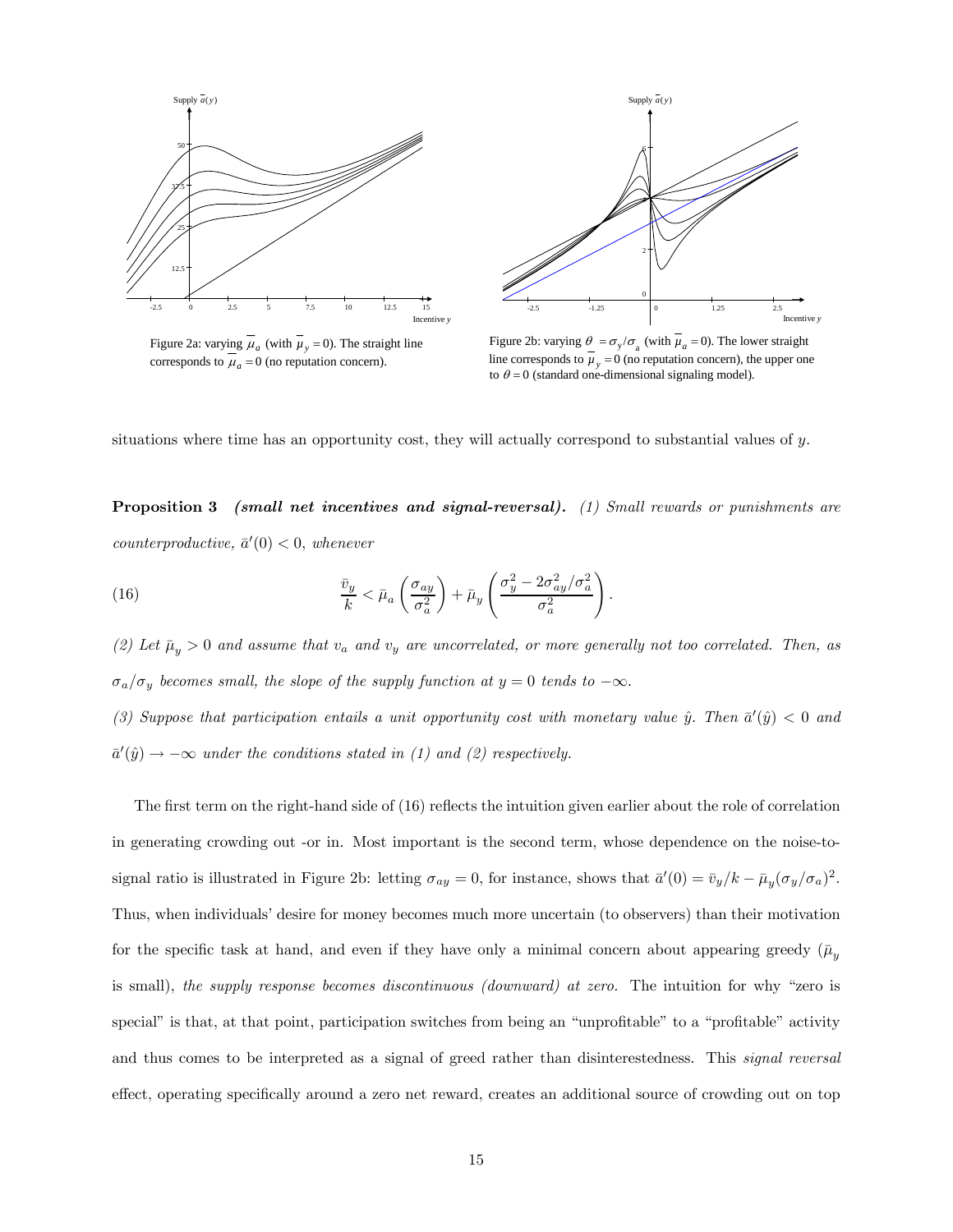Figure 2a: varying $\bar{\mu}_a$ (with $\bar{\mu}_y = 0$). The straight line corresponds to $\bar{\mu}_a = 0$ (no reputation concern).

Figure 2b: varying $\theta = \sigma_y/\sigma_a$ (with $\bar{\mu}_a = 0$). The lower straight line corresponds to $\bar{\mu}_y = 0$ (no reputation concern), the upper one to $\theta = 0$ (standard one-dimensional signaling model).

situations where time has an opportunity cost, they will actually correspond to substantial values of $y$.

**Proposition 3** ***(small net incentives and signal-reversal).*** *(1) Small rewards or punishments are counterproductive, $\bar{a}'(0) < 0$, whenever*

$$\frac{\bar{v}_y}{k} < \bar{\mu}_a \left( \frac{\sigma_{ay}}{\sigma_a^2} \right) + \bar{\mu}_y \left( \frac{\sigma_y^2 - 2\sigma_{ay}^2/\sigma_a^2}{\sigma_a^2} \right). \tag{16}$$

*(2) Let $\bar{\mu}_y > 0$ and assume that $v_a$ and $v_y$ are uncorrelated, or more generally not too correlated. Then, as $\sigma_a/\sigma_y$ becomes small, the slope of the supply function at $y = 0$ tends to $-\infty$.*

*(3) Suppose that participation entails a unit opportunity cost with monetary value $\hat{y}$. Then $\bar{a}'(\hat{y}) < 0$ and $\bar{a}'(\hat{y}) \to -\infty$ under the conditions stated in (1) and (2) respectively.*

The first term on the right-hand side of (16) reflects the intuition given earlier about the role of correlation in generating crowding out -or in. Most important is the second term, whose dependence on the noise-to-signal ratio is illustrated in Figure 2b: letting $\sigma_{ay} = 0$, for instance, shows that $\bar{a}'(0) = \bar{v}_y/k - \bar{\mu}_y(\sigma_y/\sigma_a)^2$. Thus, when individuals' desire for money becomes much more uncertain (to observers) than their motivation for the specific task at hand, and even if they have only a minimal concern about appearing greedy ($\bar{\mu}_y$ is small), *the supply response becomes discontinuous (downward) at zero.* The intuition for why "zero is special" is that, at that point, participation switches from being an "unprofitable" to a "profitable" activity and thus comes to be interpreted as a signal of greed rather than disinterestedness. This *signal reversal* effect, operating specifically around a zero net reward, creates an additional source of crowding out on top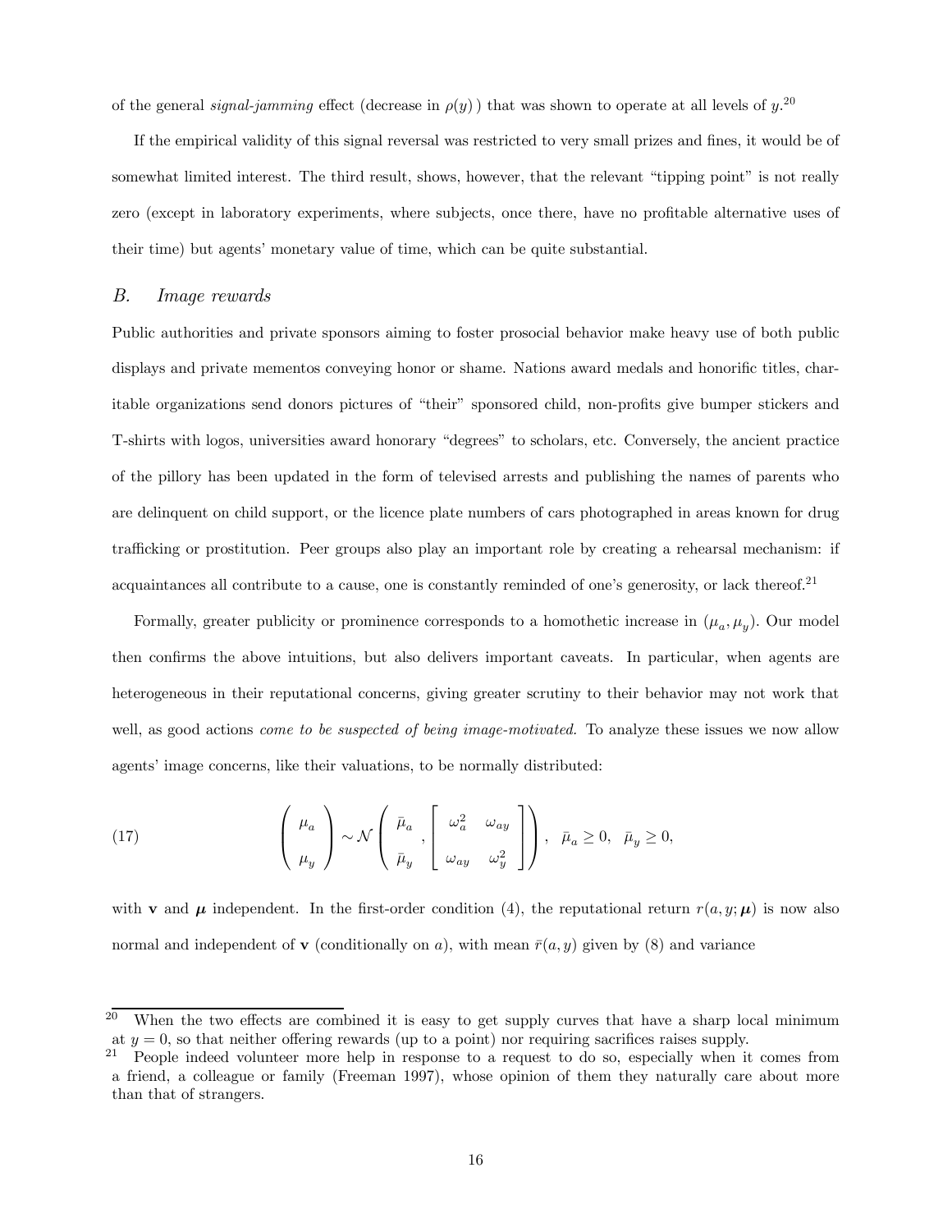of the general *signal-jamming* effect (decrease in $\rho(y)$ ) that was shown to operate at all levels of $y$.[20]

If the empirical validity of this signal reversal was restricted to very small prizes and fines, it would be of somewhat limited interest. The third result, shows, however, that the relevant "tipping point" is not really zero (except in laboratory experiments, where subjects, once there, have no profitable alternative uses of their time) but agents' monetary value of time, which can be quite substantial.

## *B. Image rewards*

Public authorities and private sponsors aiming to foster prosocial behavior make heavy use of both public displays and private mementos conveying honor or shame. Nations award medals and honorific titles, charitable organizations send donors pictures of "their" sponsored child, non-profits give bumper stickers and T-shirts with logos, universities award honorary "degrees" to scholars, etc. Conversely, the ancient practice of the pillory has been updated in the form of televised arrests and publishing the names of parents who are delinquent on child support, or the licence plate numbers of cars photographed in areas known for drug trafficking or prostitution. Peer groups also play an important role by creating a rehearsal mechanism: if acquaintances all contribute to a cause, one is constantly reminded of one's generosity, or lack thereof.[21]

Formally, greater publicity or prominence corresponds to a homothetic increase in $(\mu_a, \mu_y)$. Our model then confirms the above intuitions, but also delivers important caveats. In particular, when agents are heterogeneous in their reputational concerns, giving greater scrutiny to their behavior may not work that well, as good actions *come to be suspected of being image-motivated.* To analyze these issues we now allow agents' image concerns, like their valuations, to be normally distributed:

$$\begin{pmatrix} \mu_a \\ \mu_y \end{pmatrix} \sim \mathcal{N}\left( \begin{pmatrix} \bar{\mu}_a \\ \bar{\mu}_y \end{pmatrix}, \begin{bmatrix} \omega_a^2 & \omega_{ay} \\ \omega_{ay} & \omega_y^2 \end{bmatrix} \right), \quad \bar{\mu}_a \geq 0, \quad \bar{\mu}_y \geq 0, \tag{17}$$

with $\mathbf{v}$ and $\boldsymbol{\mu}$ independent. In the first-order condition (4), the reputational return $r(a, y; \boldsymbol{\mu})$ is now also normal and independent of $\mathbf{v}$ (conditionally on $a$), with mean $\bar{r}(a, y)$ given by (8) and variance

---

[20] When the two effects are combined it is easy to get supply curves that have a sharp local minimum at $y = 0$, so that neither offering rewards (up to a point) nor requiring sacrifices raises supply.

[21] People indeed volunteer more help in response to a request to do so, especially when it comes from a friend, a colleague or family (Freeman 1997), whose opinion of them they naturally care about more than that of strangers.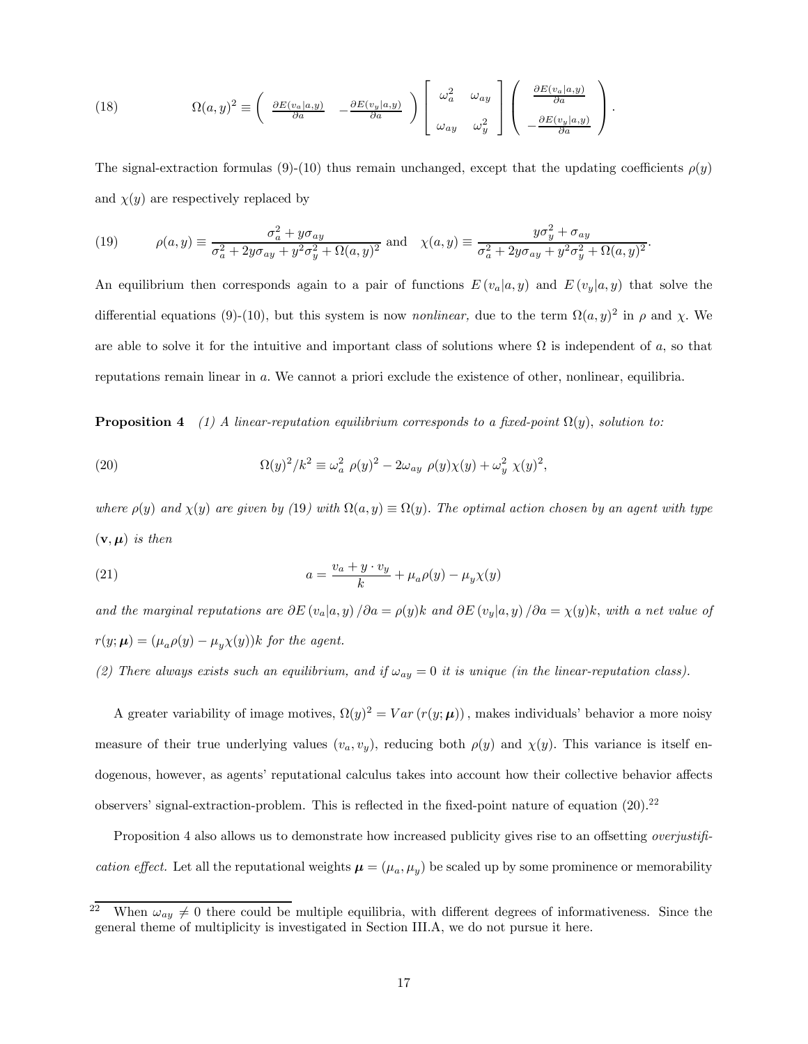$$(18) \qquad \Omega(a,y)^2 \equiv \begin{pmatrix} \frac{\partial E(v_a|a,y)}{\partial a} & -\frac{\partial E(v_y|a,y)}{\partial a} \end{pmatrix} \begin{bmatrix} \omega_a^2 & \omega_{ay} \\ \omega_{ay} & \omega_y^2 \end{bmatrix} \begin{pmatrix} \frac{\partial E(v_a|a,y)}{\partial a} \\ -\frac{\partial E(v_y|a,y)}{\partial a} \end{pmatrix}.$$

The signal-extraction formulas (9)-(10) thus remain unchanged, except that the updating coefficients $\rho(y)$ and $\chi(y)$ are respectively replaced by

$$(19) \qquad \rho(a,y) \equiv \frac{\sigma_a^2 + y\sigma_{ay}}{\sigma_a^2 + 2y\sigma_{ay} + y^2\sigma_y^2 + \Omega(a,y)^2} \text{ and } \quad \chi(a,y) \equiv \frac{y\sigma_y^2 + \sigma_{ay}}{\sigma_a^2 + 2y\sigma_{ay} + y^2\sigma_y^2 + \Omega(a,y)^2}.$$

An equilibrium then corresponds again to a pair of functions $E(v_a|a,y)$ and $E(v_y|a,y)$ that solve the differential equations (9)-(10), but this system is now *nonlinear,* due to the term $\Omega(a,y)^2$ in $\rho$ and $\chi$. We are able to solve it for the intuitive and important class of solutions where $\Omega$ is independent of $a$, so that reputations remain linear in $a$. We cannot a priori exclude the existence of other, nonlinear, equilibria.

**Proposition 4** *(1) A linear-reputation equilibrium corresponds to a fixed-point $\Omega(y)$, solution to:*

$$(20) \qquad \Omega(y)^2/k^2 \equiv \omega_a^2 \; \rho(y)^2 - 2\omega_{ay} \; \rho(y)\chi(y) + \omega_y^2 \; \chi(y)^2,$$

*where $\rho(y)$ and $\chi(y)$ are given by (19) with $\Omega(a,y) \equiv \Omega(y)$. The optimal action chosen by an agent with type $(\mathbf{v}, \boldsymbol{\mu})$ is then*

$$(21) \qquad a = \frac{v_a + y \cdot v_y}{k} + \mu_a\rho(y) - \mu_y\chi(y)$$

*and the marginal reputations are $\partial E(v_a|a,y)/\partial a = \rho(y)k$ and $\partial E(v_y|a,y)/\partial a = \chi(y)k$, with a net value of $r(y;\boldsymbol{\mu}) = (\mu_a\rho(y) - \mu_y\chi(y))k$ for the agent.*

*(2) There always exists such an equilibrium, and if $\omega_{ay} = 0$ it is unique (in the linear-reputation class).*

A greater variability of image motives, $\Omega(y)^2 = Var(r(y;\boldsymbol{\mu}))$, makes individuals' behavior a more noisy measure of their true underlying values $(v_a, v_y)$, reducing both $\rho(y)$ and $\chi(y)$. This variance is itself endogenous, however, as agents' reputational calculus takes into account how their collective behavior affects observers' signal-extraction-problem. This is reflected in the fixed-point nature of equation (20).[22]

Proposition 4 also allows us to demonstrate how increased publicity gives rise to an offsetting *overjustification effect.* Let all the reputational weights $\boldsymbol{\mu} = (\mu_a, \mu_y)$ be scaled up by some prominence or memorability

[22] When $\omega_{ay} \neq 0$ there could be multiple equilibria, with different degrees of informativeness. Since the general theme of multiplicity is investigated in Section III.A, we do not pursue it here.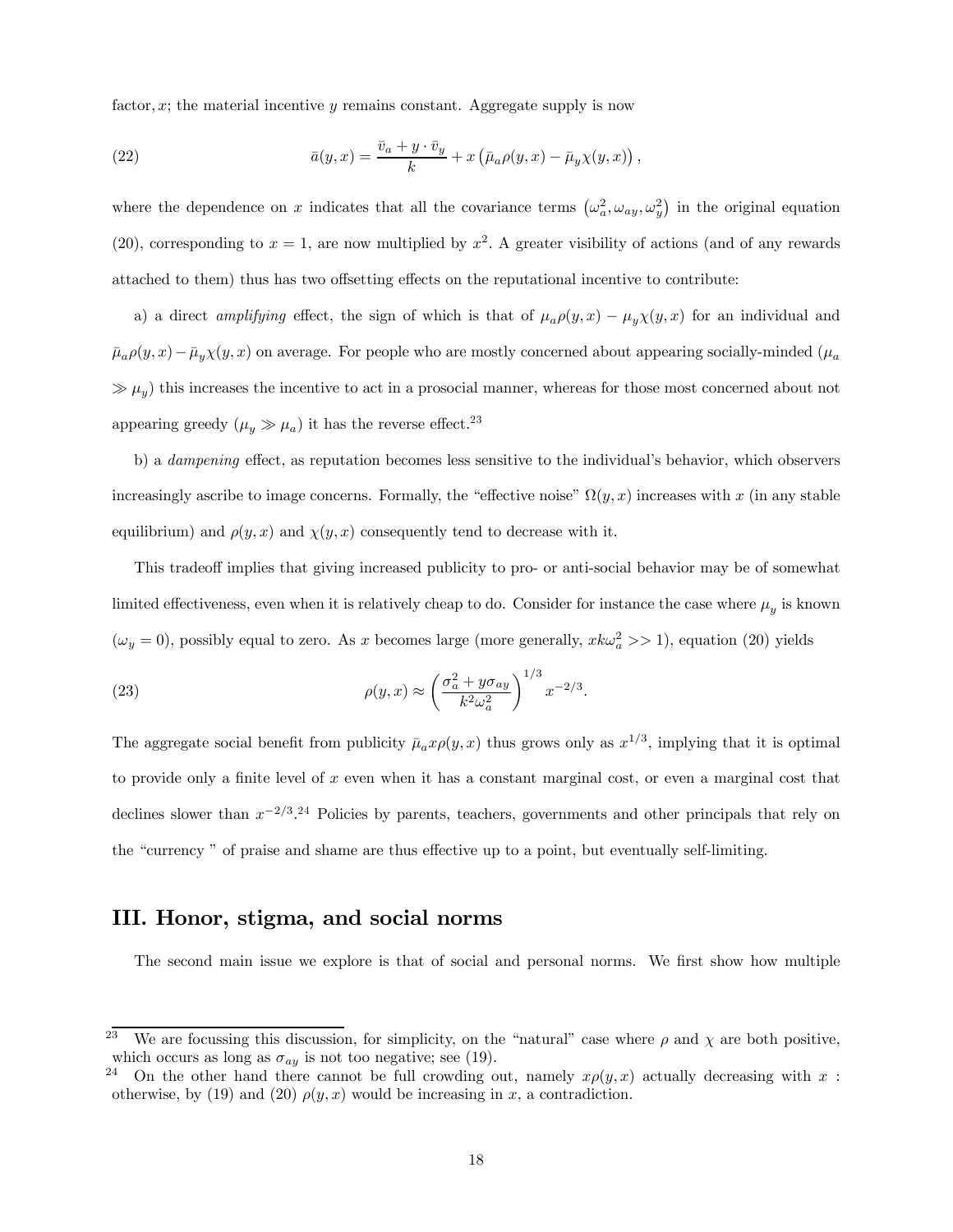factor, $x$; the material incentive $y$ remains constant. Aggregate supply is now

$$\bar{a}(y,x) = \frac{\bar{v}_a + y \cdot \bar{v}_y}{k} + x\left(\bar{\mu}_a \rho(y,x) - \bar{\mu}_y \chi(y,x)\right), \tag{22}$$

where the dependence on $x$ indicates that all the covariance terms $\left(\omega_a^2, \omega_{ay}, \omega_y^2\right)$ in the original equation (20), corresponding to $x = 1$, are now multiplied by $x^2$. A greater visibility of actions (and of any rewards attached to them) thus has two offsetting effects on the reputational incentive to contribute:

a) a direct *amplifying* effect, the sign of which is that of $\mu_a \rho(y,x) - \mu_y \chi(y,x)$ for an individual and $\bar{\mu}_a \rho(y,x) - \bar{\mu}_y \chi(y,x)$ on average. For people who are mostly concerned about appearing socially-minded ($\mu_a \gg \mu_y$) this increases the incentive to act in a prosocial manner, whereas for those most concerned about not appearing greedy ($\mu_y \gg \mu_a$) it has the reverse effect.[23]

b) a *dampening* effect, as reputation becomes less sensitive to the individual's behavior, which observers increasingly ascribe to image concerns. Formally, the "effective noise" $\Omega(y,x)$ increases with $x$ (in any stable equilibrium) and $\rho(y,x)$ and $\chi(y,x)$ consequently tend to decrease with it.

This tradeoff implies that giving increased publicity to pro- or anti-social behavior may be of somewhat limited effectiveness, even when it is relatively cheap to do. Consider for instance the case where $\mu_y$ is known ($\omega_y = 0$), possibly equal to zero. As $x$ becomes large (more generally, $xk\omega_a^2 >> 1$), equation (20) yields

$$\rho(y,x) \approx \left(\frac{\sigma_a^2 + y\sigma_{ay}}{k^2\omega_a^2}\right)^{1/3} x^{-2/3}. \tag{23}$$

The aggregate social benefit from publicity $\bar{\mu}_a x \rho(y,x)$ thus grows only as $x^{1/3}$, implying that it is optimal to provide only a finite level of $x$ even when it has a constant marginal cost, or even a marginal cost that declines slower than $x^{-2/3}$.[24] Policies by parents, teachers, governments and other principals that rely on the "currency " of praise and shame are thus effective up to a point, but eventually self-limiting.

# III. Honor, stigma, and social norms

The second main issue we explore is that of social and personal norms. We first show how multiple

---

[23] We are focussing this discussion, for simplicity, on the "natural" case where $\rho$ and $\chi$ are both positive, which occurs as long as $\sigma_{ay}$ is not too negative; see (19).

[24] On the other hand there cannot be full crowding out, namely $x\rho(y,x)$ actually decreasing with $x$ : otherwise, by (19) and (20) $\rho(y,x)$ would be increasing in $x$, a contradiction.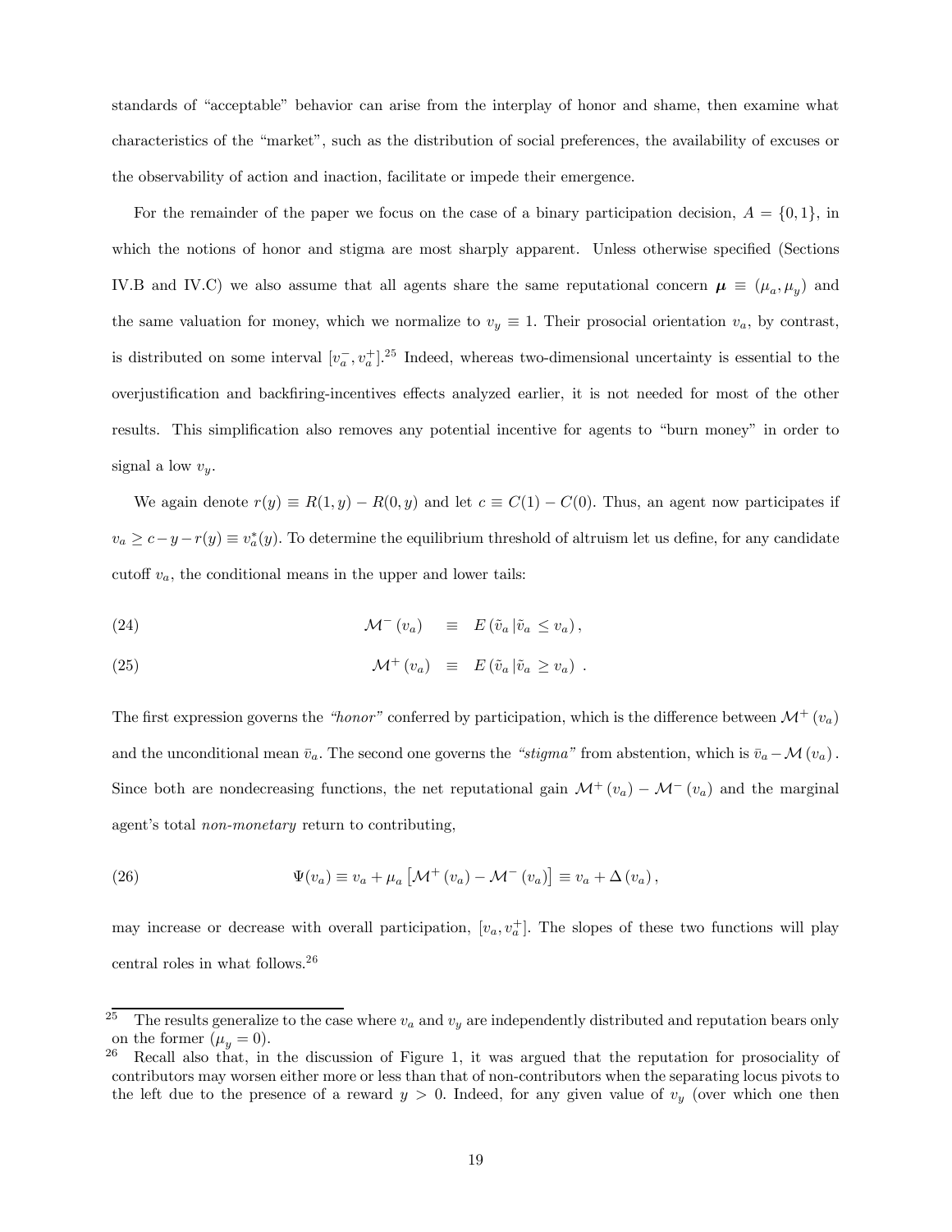standards of "acceptable" behavior can arise from the interplay of honor and shame, then examine what characteristics of the "market", such as the distribution of social preferences, the availability of excuses or the observability of action and inaction, facilitate or impede their emergence.

For the remainder of the paper we focus on the case of a binary participation decision, $A = \{0, 1\}$, in which the notions of honor and stigma are most sharply apparent. Unless otherwise specified (Sections IV.B and IV.C) we also assume that all agents share the same reputational concern $\boldsymbol{\mu} \equiv (\mu_a, \mu_y)$ and the same valuation for money, which we normalize to $v_y \equiv 1$. Their prosocial orientation $v_a$, by contrast, is distributed on some interval $[v_a^-, v_a^+]$.[25] Indeed, whereas two-dimensional uncertainty is essential to the overjustification and backfiring-incentives effects analyzed earlier, it is not needed for most of the other results. This simplification also removes any potential incentive for agents to "burn money" in order to signal a low $v_y$.

We again denote $r(y) \equiv R(1, y) - R(0, y)$ and let $c \equiv C(1) - C(0)$. Thus, an agent now participates if $v_a \geq c - y - r(y) \equiv v_a^*(y)$. To determine the equilibrium threshold of altruism let us define, for any candidate cutoff $v_a$, the conditional means in the upper and lower tails:

$$\mathcal{M}^- (v_a) \quad \equiv \quad E\left(\tilde{v}_a \left| \tilde{v}_a \leq v_a \right.\right), \tag{24}$$

$$\mathcal{M}^+ (v_a) \quad \equiv \quad E\left(\tilde{v}_a \left| \tilde{v}_a \geq v_a \right.\right) \ . \tag{25}$$

The first expression governs the *"honor"* conferred by participation, which is the difference between $\mathcal{M}^+ (v_a)$ and the unconditional mean $\bar{v}_a$. The second one governs the *"stigma"* from abstention, which is $\bar{v}_a - \mathcal{M}(v_a)$. Since both are nondecreasing functions, the net reputational gain $\mathcal{M}^+ (v_a) - \mathcal{M}^- (v_a)$ and the marginal agent's total *non-monetary* return to contributing,

$$\Psi(v_a) \equiv v_a + \mu_a \left[\mathcal{M}^+ (v_a) - \mathcal{M}^- (v_a)\right] \equiv v_a + \Delta (v_a), \tag{26}$$

may increase or decrease with overall participation, $[v_a, v_a^+]$. The slopes of these two functions will play central roles in what follows.[26]

---

[25] The results generalize to the case where $v_a$ and $v_y$ are independently distributed and reputation bears only on the former ($\mu_y = 0$).

[26] Recall also that, in the discussion of Figure 1, it was argued that the reputation for prosociality of contributors may worsen either more or less than that of non-contributors when the separating locus pivots to the left due to the presence of a reward $y > 0$. Indeed, for any given value of $v_y$ (over which one then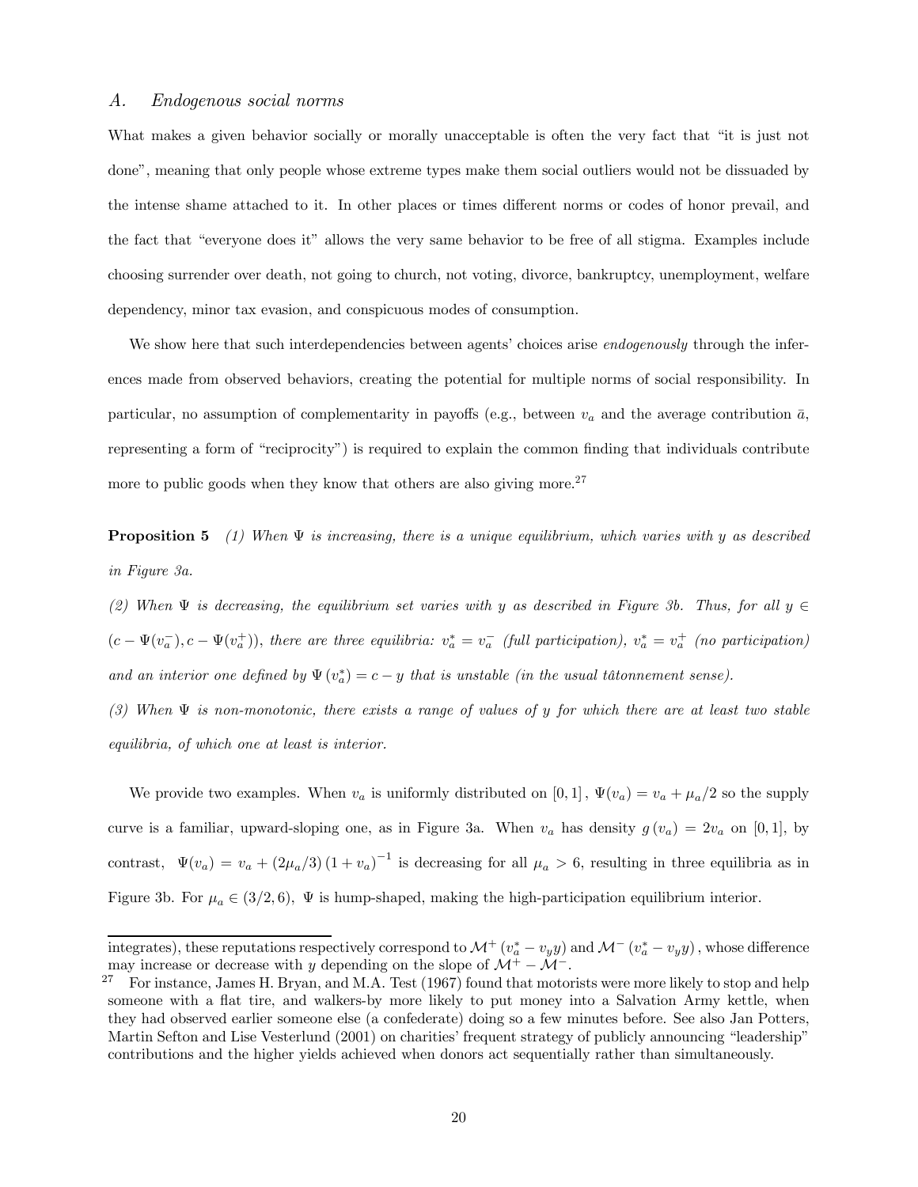### A. *Endogenous social norms*

What makes a given behavior socially or morally unacceptable is often the very fact that "it is just not done", meaning that only people whose extreme types make them social outliers would not be dissuaded by the intense shame attached to it. In other places or times different norms or codes of honor prevail, and the fact that "everyone does it" allows the very same behavior to be free of all stigma. Examples include choosing surrender over death, not going to church, not voting, divorce, bankruptcy, unemployment, welfare dependency, minor tax evasion, and conspicuous modes of consumption.

We show here that such interdependencies between agents' choices arise *endogenously* through the inferences made from observed behaviors, creating the potential for multiple norms of social responsibility. In particular, no assumption of complementarity in payoffs (e.g., between $v_a$ and the average contribution $\bar{a}$, representing a form of "reciprocity") is required to explain the common finding that individuals contribute more to public goods when they know that others are also giving more.[27]

**Proposition 5** *(1) When $\Psi$ is increasing, there is a unique equilibrium, which varies with $y$ as described in Figure 3a.*

*(2) When $\Psi$ is decreasing, the equilibrium set varies with $y$ as described in Figure 3b. Thus, for all $y \in (c - \Psi(v_a^-), c - \Psi(v_a^+))$, there are three equilibria: $v_a^* = v_a^-$ (full participation), $v_a^* = v_a^+$ (no participation) and an interior one defined by $\Psi(v_a^*) = c - y$ that is unstable (in the usual tâtonnement sense).*

*(3) When $\Psi$ is non-monotonic, there exists a range of values of $y$ for which there are at least two stable equilibria, of which one at least is interior.*

We provide two examples. When $v_a$ is uniformly distributed on $[0, 1]$, $\Psi(v_a) = v_a + \mu_a/2$ so the supply curve is a familiar, upward-sloping one, as in Figure 3a. When $v_a$ has density $g(v_a) = 2v_a$ on $[0, 1]$, by contrast, $\Psi(v_a) = v_a + (2\mu_a/3)(1 + v_a)^{-1}$ is decreasing for all $\mu_a > 6$, resulting in three equilibria as in Figure 3b. For $\mu_a \in (3/2, 6)$, $\Psi$ is hump-shaped, making the high-participation equilibrium interior.

---

integrates), these reputations respectively correspond to $\mathcal{M}^+(v_a^* - v_y y)$ and $\mathcal{M}^-(v_a^* - v_y y)$, whose difference may increase or decrease with $y$ depending on the slope of $\mathcal{M}^+ - \mathcal{M}^-$.

[27] For instance, James H. Bryan, and M.A. Test (1967) found that motorists were more likely to stop and help someone with a flat tire, and walkers-by more likely to put money into a Salvation Army kettle, when they had observed earlier someone else (a confederate) doing so a few minutes before. See also Jan Potters, Martin Sefton and Lise Vesterlund (2001) on charities' frequent strategy of publicly announcing "leadership" contributions and the higher yields achieved when donors act sequentially rather than simultaneously.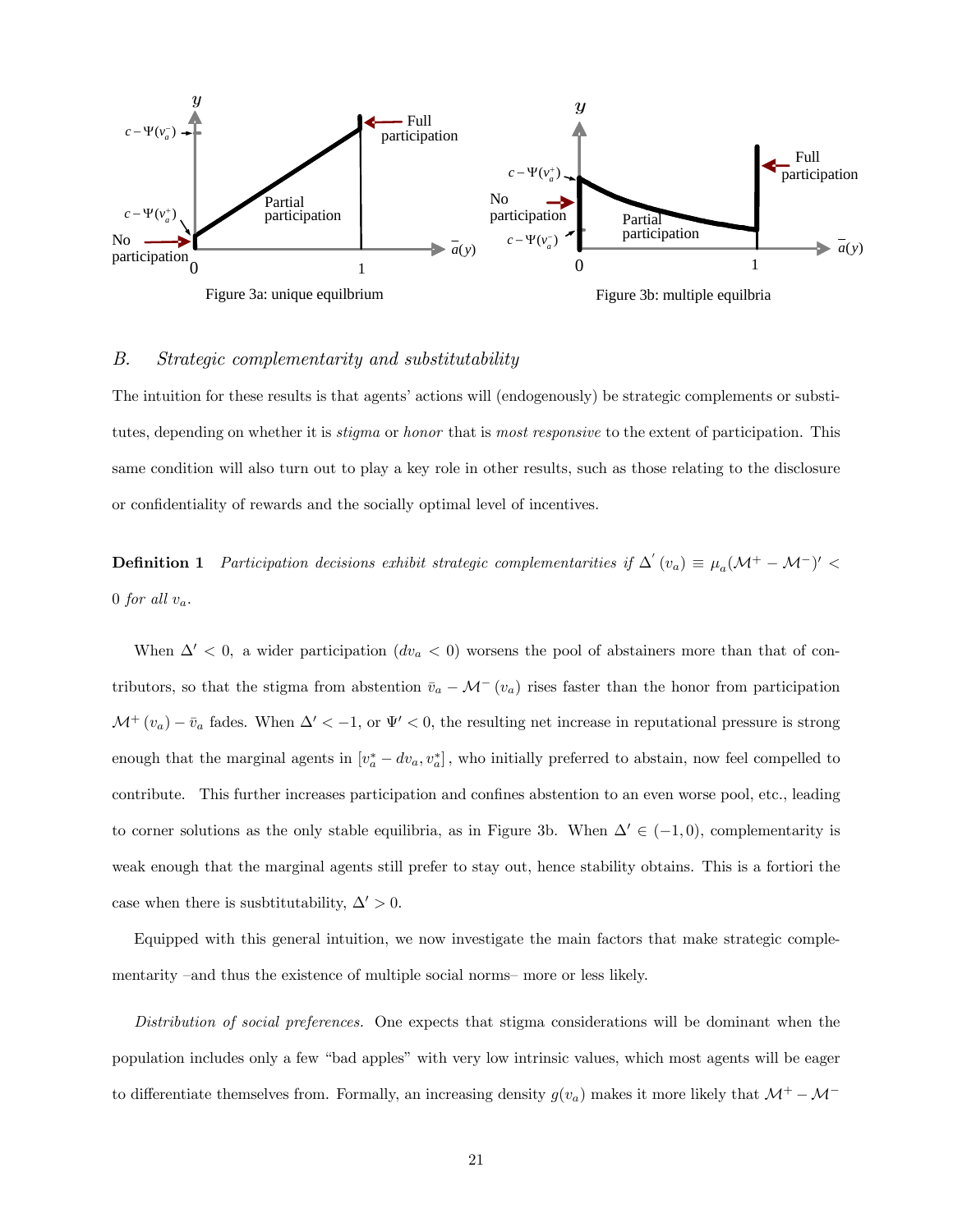Figure 3a: unique equilbrium

Figure 3b: multiple equilbria

### B. *Strategic complementarity and substitutability*

The intuition for these results is that agents' actions will (endogenously) be strategic complements or substitutes, depending on whether it is *stigma* or *honor* that is *most responsive* to the extent of participation. This same condition will also turn out to play a key role in other results, such as those relating to the disclosure or confidentiality of rewards and the socially optimal level of incentives.

**Definition 1** *Participation decisions exhibit strategic complementarities if* $\Delta^{'}(v_a) \equiv \mu_a(\mathcal{M}^+ - \mathcal{M}^-)' < 0$ *for all* $v_a$.

When $\Delta' < 0$, a wider participation ($dv_a < 0$) worsens the pool of abstainers more than that of contributors, so that the stigma from abstention $\bar{v}_a - \mathcal{M}^-(v_a)$ rises faster than the honor from participation $\mathcal{M}^+(v_a) - \bar{v}_a$ fades. When $\Delta' < -1$, or $\Psi' < 0$, the resulting net increase in reputational pressure is strong enough that the marginal agents in $[v_a^* - dv_a, v_a^*]$, who initially preferred to abstain, now feel compelled to contribute. This further increases participation and confines abstention to an even worse pool, etc., leading to corner solutions as the only stable equilibria, as in Figure 3b. When $\Delta' \in (-1, 0)$, complementarity is weak enough that the marginal agents still prefer to stay out, hence stability obtains. This is a fortiori the case when there is susbtitutability, $\Delta' > 0$.

Equipped with this general intuition, we now investigate the main factors that make strategic complementarity –and thus the existence of multiple social norms– more or less likely.

*Distribution of social preferences.* One expects that stigma considerations will be dominant when the population includes only a few "bad apples" with very low intrinsic values, which most agents will be eager to differentiate themselves from. Formally, an increasing density $g(v_a)$ makes it more likely that $\mathcal{M}^+ - \mathcal{M}^-$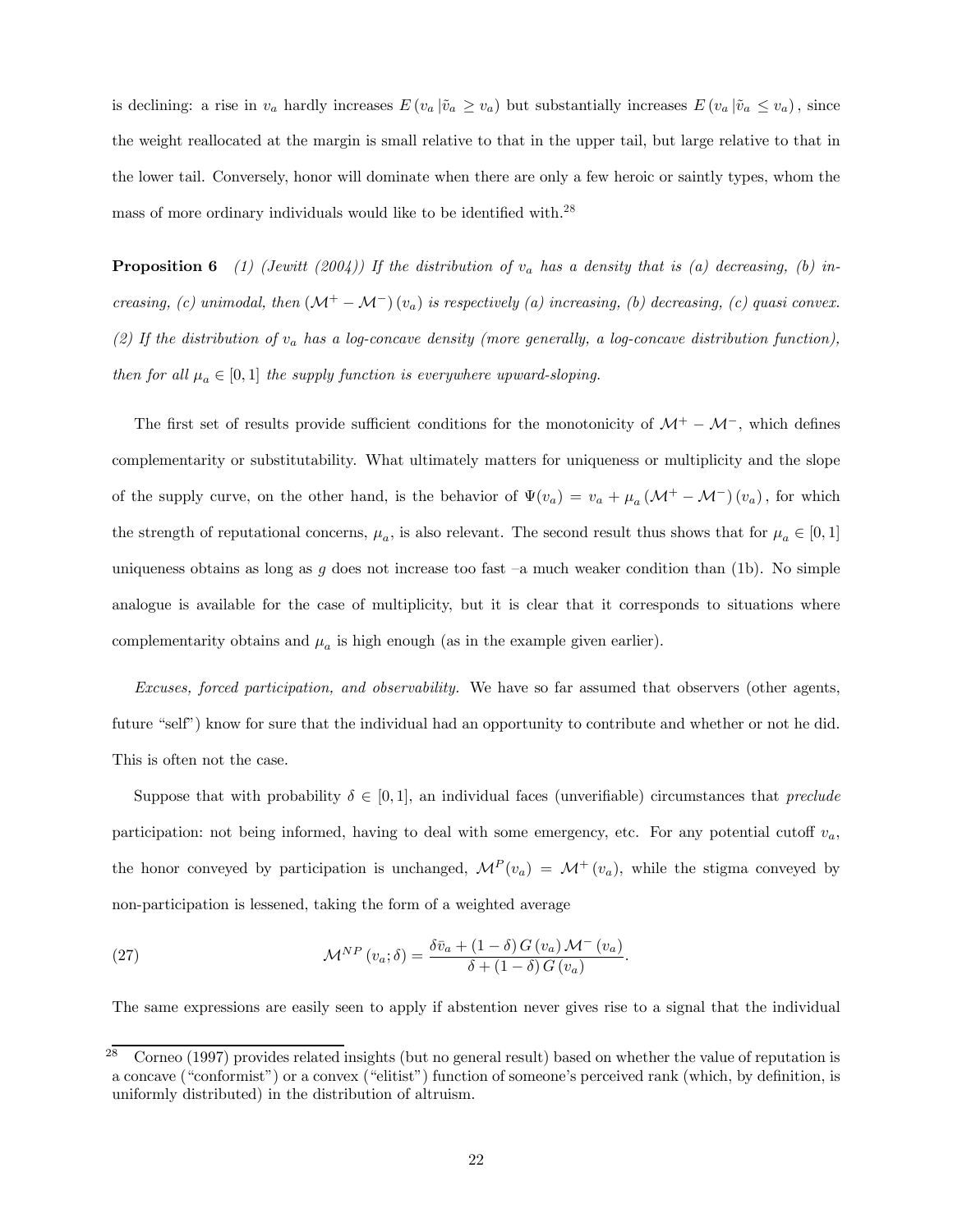is declining: a rise in $v_a$ hardly increases $E(v_a \,|\tilde{v}_a \geq v_a)$ but substantially increases $E(v_a \,|\tilde{v}_a \leq v_a)$, since the weight reallocated at the margin is small relative to that in the upper tail, but large relative to that in the lower tail. Conversely, honor will dominate when there are only a few heroic or saintly types, whom the mass of more ordinary individuals would like to be identified with.[28]

**Proposition 6** *(1) (Jewitt (2004)) If the distribution of $v_a$ has a density that is (a) decreasing, (b) increasing, (c) unimodal, then $(\mathcal{M}^+ - \mathcal{M}^-)(v_a)$ is respectively (a) increasing, (b) decreasing, (c) quasi convex. (2) If the distribution of $v_a$ has a log-concave density (more generally, a log-concave distribution function), then for all $\mu_a \in [0,1]$ the supply function is everywhere upward-sloping.*

The first set of results provide sufficient conditions for the monotonicity of $\mathcal{M}^+ - \mathcal{M}^-$, which defines complementarity or substitutability. What ultimately matters for uniqueness or multiplicity and the slope of the supply curve, on the other hand, is the behavior of $\Psi(v_a) = v_a + \mu_a (\mathcal{M}^+ - \mathcal{M}^-)(v_a)$, for which the strength of reputational concerns, $\mu_a$, is also relevant. The second result thus shows that for $\mu_a \in [0,1]$ uniqueness obtains as long as $g$ does not increase too fast –a much weaker condition than (1b). No simple analogue is available for the case of multiplicity, but it is clear that it corresponds to situations where complementarity obtains and $\mu_a$ is high enough (as in the example given earlier).

*Excuses, forced participation, and observability.* We have so far assumed that observers (other agents, future "self") know for sure that the individual had an opportunity to contribute and whether or not he did. This is often not the case.

Suppose that with probability $\delta \in [0,1]$, an individual faces (unverifiable) circumstances that *preclude* participation: not being informed, having to deal with some emergency, etc. For any potential cutoff $v_a$, the honor conveyed by participation is unchanged, $\mathcal{M}^P(v_a) = \mathcal{M}^+(v_a)$, while the stigma conveyed by non-participation is lessened, taking the form of a weighted average

$$\mathcal{M}^{NP}(v_a;\delta) = \frac{\delta \bar{v}_a + (1-\delta)\, G(v_a)\, \mathcal{M}^-(v_a)}{\delta + (1-\delta)\, G(v_a)}. \tag{27}$$

The same expressions are easily seen to apply if abstention never gives rise to a signal that the individual

[28] Corneo (1997) provides related insights (but no general result) based on whether the value of reputation is a concave ("conformist") or a convex ("elitist") function of someone's perceived rank (which, by definition, is uniformly distributed) in the distribution of altruism.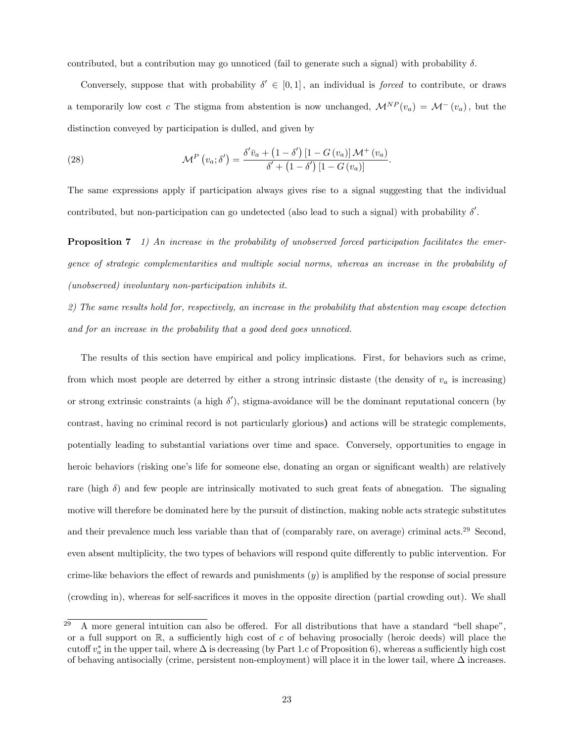contributed, but a contribution may go unnoticed (fail to generate such a signal) with probability $\delta$.

Conversely, suppose that with probability $\delta' \in [0,1]$, an individual is *forced* to contribute, or draws a temporarily low cost $c$ The stigma from abstention is now unchanged, $\mathcal{M}^{NP}(v_a) = \mathcal{M}^{-}(v_a)$, but the distinction conveyed by participation is dulled, and given by

$$\mathcal{M}^{P}\left(v_a;\delta'\right) = \frac{\delta' \bar{v}_a + \left(1-\delta'\right)\left[1-G\left(v_a\right)\right]\mathcal{M}^{+}\left(v_a\right)}{\delta' + \left(1-\delta'\right)\left[1-G\left(v_a\right)\right]}. \tag{28}$$

The same expressions apply if participation always gives rise to a signal suggesting that the individual contributed, but non-participation can go undetected (also lead to such a signal) with probability $\delta'$.

**Proposition 7** *1) An increase in the probability of unobserved forced participation facilitates the emergence of strategic complementarities and multiple social norms, whereas an increase in the probability of (unobserved) involuntary non-participation inhibits it.*

*2) The same results hold for, respectively, an increase in the probability that abstention may escape detection and for an increase in the probability that a good deed goes unnoticed.*

The results of this section have empirical and policy implications. First, for behaviors such as crime, from which most people are deterred by either a strong intrinsic distaste (the density of $v_a$ is increasing) or strong extrinsic constraints (a high $\delta'$), stigma-avoidance will be the dominant reputational concern (by contrast, having no criminal record is not particularly glorious) and actions will be strategic complements, potentially leading to substantial variations over time and space. Conversely, opportunities to engage in heroic behaviors (risking one's life for someone else, donating an organ or significant wealth) are relatively rare (high $\delta$) and few people are intrinsically motivated to such great feats of abnegation. The signaling motive will therefore be dominated here by the pursuit of distinction, making noble acts strategic substitutes and their prevalence much less variable than that of (comparably rare, on average) criminal acts.[29] Second, even absent multiplicity, the two types of behaviors will respond quite differently to public intervention. For crime-like behaviors the effect of rewards and punishments ($y$) is amplified by the response of social pressure (crowding in), whereas for self-sacrifices it moves in the opposite direction (partial crowding out). We shall

[29] A more general intuition can also be offered. For all distributions that have a standard "bell shape", or a full support on $\mathbb{R}$, a sufficiently high cost of $c$ of behaving prosocially (heroic deeds) will place the cutoff $v_a^*$ in the upper tail, where $\Delta$ is decreasing (by Part 1.c of Proposition 6), whereas a sufficiently high cost of behaving antisocially (crime, persistent non-employment) will place it in the lower tail, where $\Delta$ increases.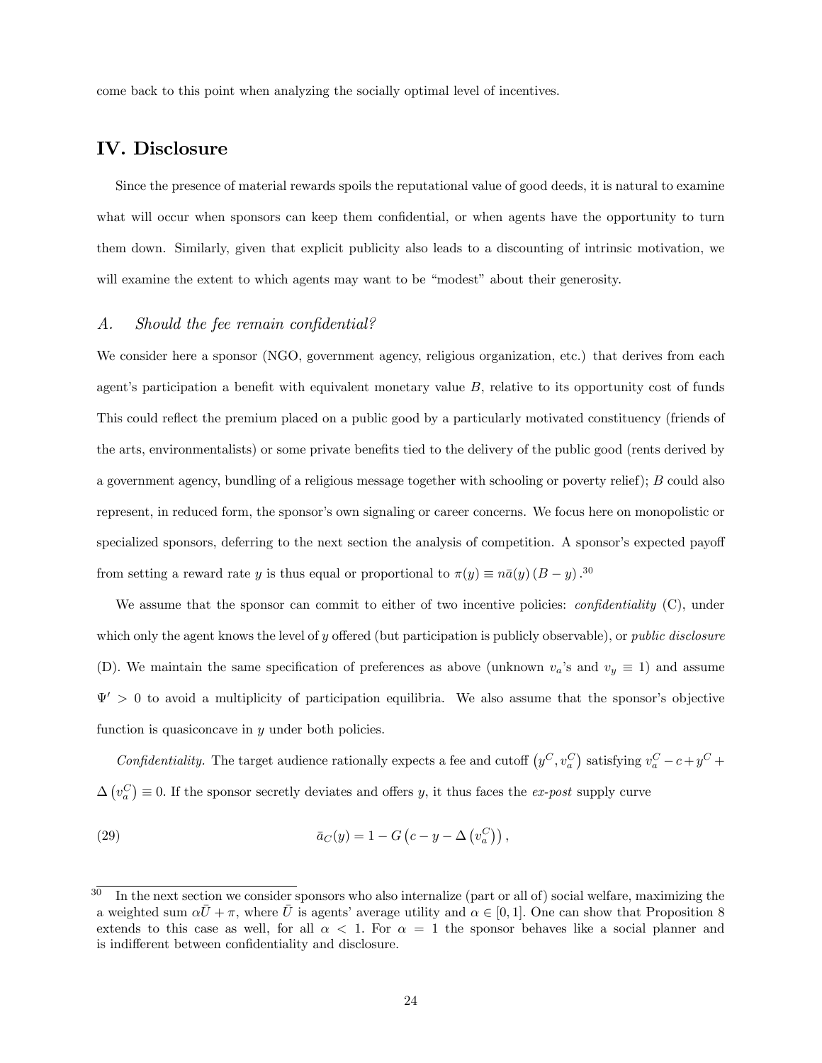come back to this point when analyzing the socially optimal level of incentives.

## IV. Disclosure

Since the presence of material rewards spoils the reputational value of good deeds, it is natural to examine what will occur when sponsors can keep them confidential, or when agents have the opportunity to turn them down. Similarly, given that explicit publicity also leads to a discounting of intrinsic motivation, we will examine the extent to which agents may want to be "modest" about their generosity.

### A. *Should the fee remain confidential?*

We consider here a sponsor (NGO, government agency, religious organization, etc.) that derives from each agent's participation a benefit with equivalent monetary value $B$, relative to its opportunity cost of funds This could reflect the premium placed on a public good by a particularly motivated constituency (friends of the arts, environmentalists) or some private benefits tied to the delivery of the public good (rents derived by a government agency, bundling of a religious message together with schooling or poverty relief); $B$ could also represent, in reduced form, the sponsor's own signaling or career concerns. We focus here on monopolistic or specialized sponsors, deferring to the next section the analysis of competition. A sponsor's expected payoff from setting a reward rate $y$ is thus equal or proportional to $\pi(y) \equiv n\bar{a}(y)(B - y)$.[30]

We assume that the sponsor can commit to either of two incentive policies: *confidentiality* (C), under which only the agent knows the level of $y$ offered (but participation is publicly observable), or *public disclosure* (D). We maintain the same specification of preferences as above (unknown $v_a$'s and $v_y \equiv 1$) and assume $\Psi' > 0$ to avoid a multiplicity of participation equilibria. We also assume that the sponsor's objective function is quasiconcave in $y$ under both policies.

*Confidentiality.* The target audience rationally expects a fee and cutoff $(y^C, v_a^C)$ satisfying $v_a^C - c + y^C + \Delta(v_a^C) \equiv 0$. If the sponsor secretly deviates and offers $y$, it thus faces the *ex-post* supply curve

$$\bar{a}_C(y) = 1 - G\left(c - y - \Delta\left(v_a^C\right)\right), \tag{29}$$

[30] In the next section we consider sponsors who also internalize (part or all of) social welfare, maximizing the a weighted sum $\alpha\bar{U} + \pi$, where $\bar{U}$ is agents' average utility and $\alpha \in [0, 1]$. One can show that Proposition 8 extends to this case as well, for all $\alpha < 1$. For $\alpha = 1$ the sponsor behaves like a social planner and is indifferent between confidentiality and disclosure.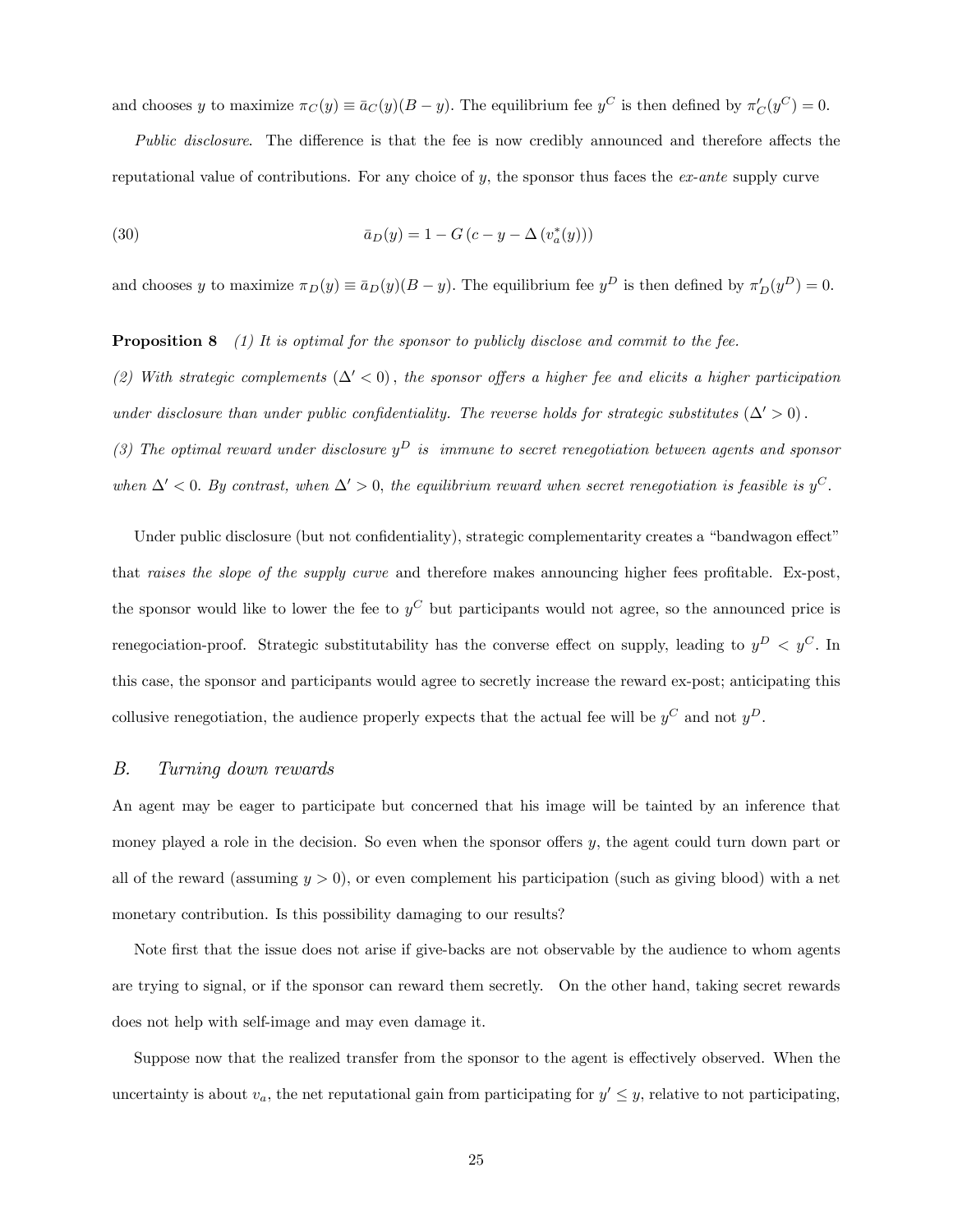and chooses $y$ to maximize $\pi_C(y) \equiv \bar{a}_C(y)(B - y)$. The equilibrium fee $y^C$ is then defined by $\pi'_C(y^C) = 0$.

*Public disclosure*. The difference is that the fee is now credibly announced and therefore affects the reputational value of contributions. For any choice of $y$, the sponsor thus faces the *ex-ante* supply curve

$$\bar{a}_D(y) = 1 - G\left(c - y - \Delta\left(v_a^*(y)\right)\right) \tag{30}$$

and chooses $y$ to maximize $\pi_D(y) \equiv \bar{a}_D(y)(B - y)$. The equilibrium fee $y^D$ is then defined by $\pi'_D(y^D) = 0$.

**Proposition 8** *(1) It is optimal for the sponsor to publicly disclose and commit to the fee.*

*(2) With strategic complements $(\Delta' < 0)$, the sponsor offers a higher fee and elicits a higher participation under disclosure than under public confidentiality. The reverse holds for strategic substitutes $(\Delta' > 0)$.*

*(3) The optimal reward under disclosure $y^D$ is immune to secret renegotiation between agents and sponsor when $\Delta' < 0$. By contrast, when $\Delta' > 0$, the equilibrium reward when secret renegotiation is feasible is $y^C$.*

Under public disclosure (but not confidentiality), strategic complementarity creates a "bandwagon effect" that *raises the slope of the supply curve* and therefore makes announcing higher fees profitable. Ex-post, the sponsor would like to lower the fee to $y^C$ but participants would not agree, so the announced price is renegociation-proof. Strategic substitutability has the converse effect on supply, leading to $y^D < y^C$. In this case, the sponsor and participants would agree to secretly increase the reward ex-post; anticipating this collusive renegotiation, the audience properly expects that the actual fee will be $y^C$ and not $y^D$.

## B. *Turning down rewards*

An agent may be eager to participate but concerned that his image will be tainted by an inference that money played a role in the decision. So even when the sponsor offers $y$, the agent could turn down part or all of the reward (assuming $y > 0$), or even complement his participation (such as giving blood) with a net monetary contribution. Is this possibility damaging to our results?

Note first that the issue does not arise if give-backs are not observable by the audience to whom agents are trying to signal, or if the sponsor can reward them secretly. On the other hand, taking secret rewards does not help with self-image and may even damage it.

Suppose now that the realized transfer from the sponsor to the agent is effectively observed. When the uncertainty is about $v_a$, the net reputational gain from participating for $y' \leq y$, relative to not participating,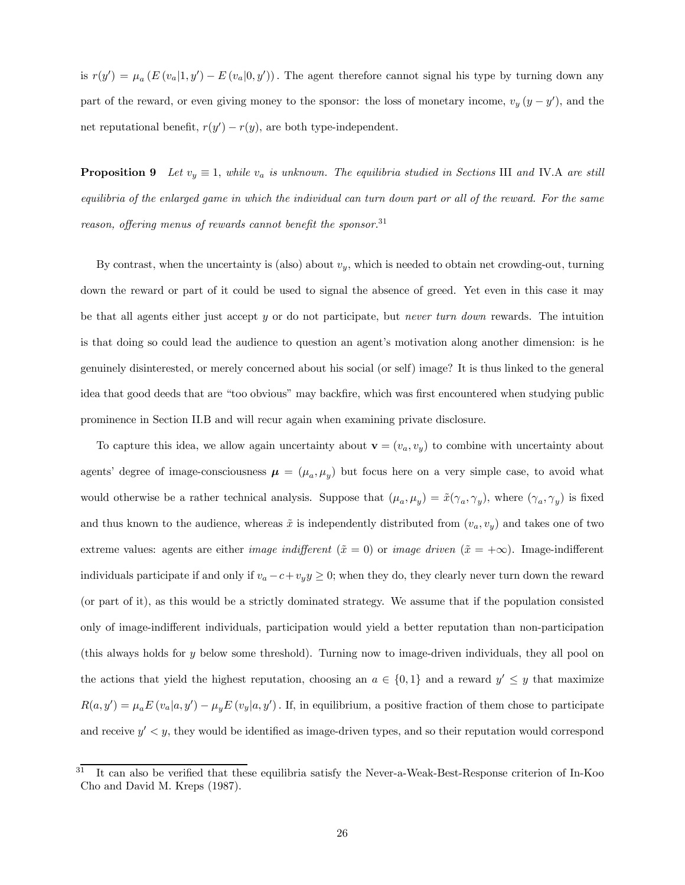is $r(y') = \mu_a (E(v_a|1, y') - E(v_a|0, y'))$. The agent therefore cannot signal his type by turning down any part of the reward, or even giving money to the sponsor: the loss of monetary income, $v_y(y - y')$, and the net reputational benefit, $r(y') - r(y)$, are both type-independent.

**Proposition 9** *Let $v_y \equiv 1$, while $v_a$ is unknown. The equilibria studied in Sections* III *and* IV.A *are still equilibria of the enlarged game in which the individual can turn down part or all of the reward. For the same reason, offering menus of rewards cannot benefit the sponsor.*[31]

By contrast, when the uncertainty is (also) about $v_y$, which is needed to obtain net crowding-out, turning down the reward or part of it could be used to signal the absence of greed. Yet even in this case it may be that all agents either just accept $y$ or do not participate, but *never turn down* rewards. The intuition is that doing so could lead the audience to question an agent's motivation along another dimension: is he genuinely disinterested, or merely concerned about his social (or self) image? It is thus linked to the general idea that good deeds that are "too obvious" may backfire, which was first encountered when studying public prominence in Section II.B and will recur again when examining private disclosure.

To capture this idea, we allow again uncertainty about $\mathbf{v} = (v_a, v_y)$ to combine with uncertainty about agents' degree of image-consciousness $\boldsymbol{\mu} = (\mu_a, \mu_y)$ but focus here on a very simple case, to avoid what would otherwise be a rather technical analysis. Suppose that $(\mu_a, \mu_y) = \tilde{x}(\gamma_a, \gamma_y)$, where $(\gamma_a, \gamma_y)$ is fixed and thus known to the audience, whereas $\tilde{x}$ is independently distributed from $(v_a, v_y)$ and takes one of two extreme values: agents are either *image indifferent* ($\tilde{x} = 0$) or *image driven* ($\tilde{x} = +\infty$). Image-indifferent individuals participate if and only if $v_a - c + v_y y \geq 0$; when they do, they clearly never turn down the reward (or part of it), as this would be a strictly dominated strategy. We assume that if the population consisted only of image-indifferent individuals, participation would yield a better reputation than non-participation (this always holds for $y$ below some threshold). Turning now to image-driven individuals, they all pool on the actions that yield the highest reputation, choosing an $a \in \{0, 1\}$ and a reward $y' \leq y$ that maximize $R(a, y') = \mu_a E(v_a|a, y') - \mu_y E(v_y|a, y')$. If, in equilibrium, a positive fraction of them chose to participate and receive $y' < y$, they would be identified as image-driven types, and so their reputation would correspond

[31] It can also be verified that these equilibria satisfy the Never-a-Weak-Best-Response criterion of In-Koo Cho and David M. Kreps (1987).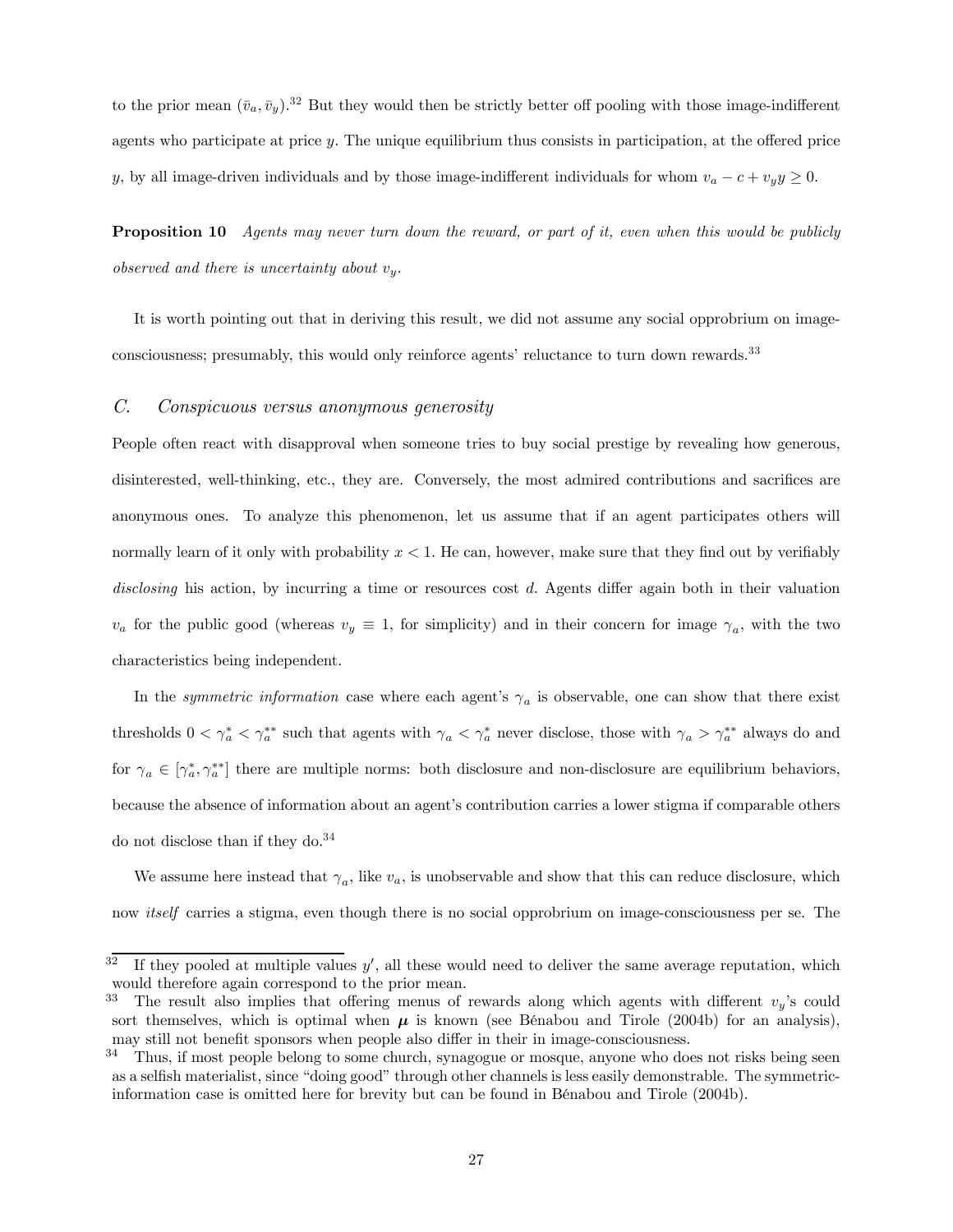to the prior mean $(\bar{v}_a, \bar{v}_y)$.[32] But they would then be strictly better off pooling with those image-indifferent agents who participate at price $y$. The unique equilibrium thus consists in participation, at the offered price $y$, by all image-driven individuals and by those image-indifferent individuals for whom $v_a - c + v_y y \geq 0$.

**Proposition 10** *Agents may never turn down the reward, or part of it, even when this would be publicly observed and there is uncertainty about $v_y$.*

It is worth pointing out that in deriving this result, we did not assume any social opprobrium on image-consciousness; presumably, this would only reinforce agents' reluctance to turn down rewards.[33]

### C. *Conspicuous versus anonymous generosity*

People often react with disapproval when someone tries to buy social prestige by revealing how generous, disinterested, well-thinking, etc., they are. Conversely, the most admired contributions and sacrifices are anonymous ones. To analyze this phenomenon, let us assume that if an agent participates others will normally learn of it only with probability $x < 1$. He can, however, make sure that they find out by verifiably *disclosing* his action, by incurring a time or resources cost $d$. Agents differ again both in their valuation $v_a$ for the public good (whereas $v_y \equiv 1$, for simplicity) and in their concern for image $\gamma_a$, with the two characteristics being independent.

In the *symmetric information* case where each agent's $\gamma_a$ is observable, one can show that there exist thresholds $0 < \gamma_a^* < \gamma_a^{**}$ such that agents with $\gamma_a < \gamma_a^*$ never disclose, those with $\gamma_a > \gamma_a^{**}$ always do and for $\gamma_a \in [\gamma_a^*, \gamma_a^{**}]$ there are multiple norms: both disclosure and non-disclosure are equilibrium behaviors, because the absence of information about an agent's contribution carries a lower stigma if comparable others do not disclose than if they do.[34]

We assume here instead that $\gamma_a$, like $v_a$, is unobservable and show that this can reduce disclosure, which now *itself* carries a stigma, even though there is no social opprobrium on image-consciousness per se. The

---

[32] If they pooled at multiple values $y'$, all these would need to deliver the same average reputation, which would therefore again correspond to the prior mean.

[33] The result also implies that offering menus of rewards along which agents with different $v_y$'s could sort themselves, which is optimal when $\boldsymbol{\mu}$ is known (see Bénabou and Tirole (2004b) for an analysis), may still not benefit sponsors when people also differ in their in image-consciousness.

[34] Thus, if most people belong to some church, synagogue or mosque, anyone who does not risks being seen as a selfish materialist, since "doing good" through other channels is less easily demonstrable. The symmetric-information case is omitted here for brevity but can be found in Bénabou and Tirole (2004b).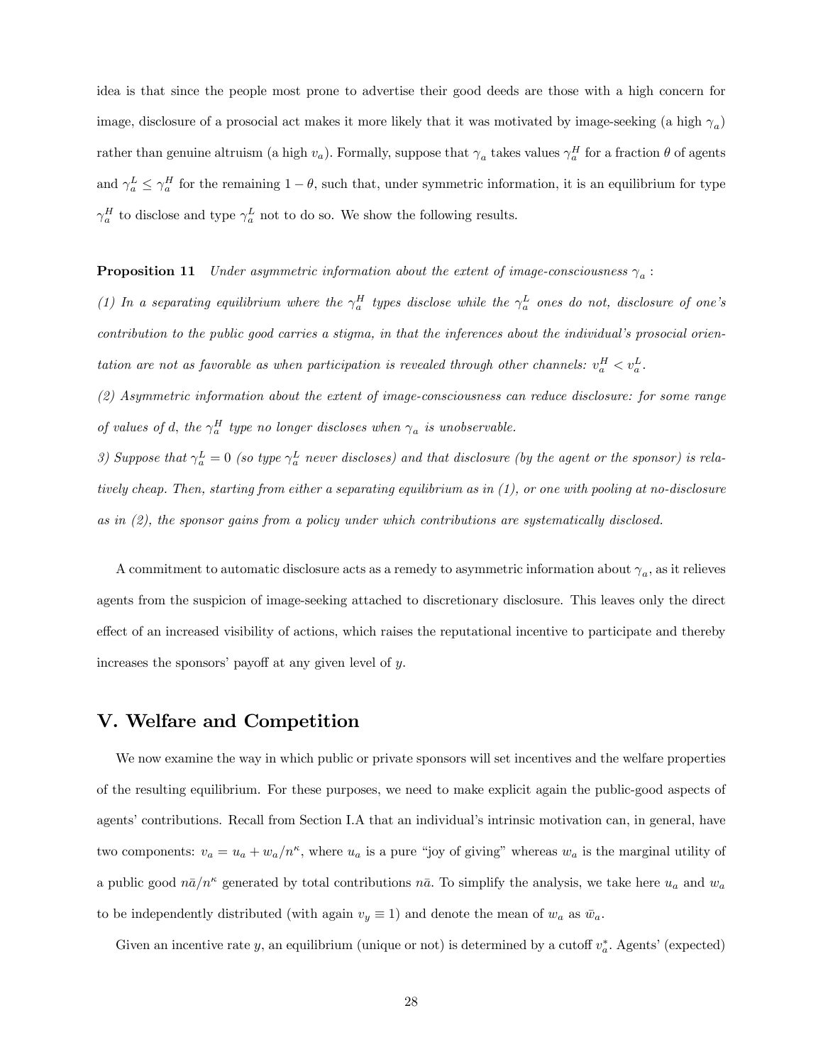idea is that since the people most prone to advertise their good deeds are those with a high concern for image, disclosure of a prosocial act makes it more likely that it was motivated by image-seeking (a high $\gamma_a$) rather than genuine altruism (a high $v_a$). Formally, suppose that $\gamma_a$ takes values $\gamma_a^H$ for a fraction $\theta$ of agents and $\gamma_a^L \leq \gamma_a^H$ for the remaining $1 - \theta$, such that, under symmetric information, it is an equilibrium for type $\gamma_a^H$ to disclose and type $\gamma_a^L$ not to do so. We show the following results.

**Proposition 11** *Under asymmetric information about the extent of image-consciousness* $\gamma_a$ *:*

*(1) In a separating equilibrium where the* $\gamma_a^H$ *types disclose while the* $\gamma_a^L$ *ones do not, disclosure of one's contribution to the public good carries a stigma, in that the inferences about the individual's prosocial orientation are not as favorable as when participation is revealed through other channels:* $v_a^H < v_a^L$.

*(2) Asymmetric information about the extent of image-consciousness can reduce disclosure: for some range of values of* $d$*, the* $\gamma_a^H$ *type no longer discloses when* $\gamma_a$ *is unobservable.*

*3) Suppose that* $\gamma_a^L = 0$ *(so type* $\gamma_a^L$ *never discloses) and that disclosure (by the agent or the sponsor) is relatively cheap. Then, starting from either a separating equilibrium as in (1), or one with pooling at no-disclosure as in (2), the sponsor gains from a policy under which contributions are systematically disclosed.*

A commitment to automatic disclosure acts as a remedy to asymmetric information about $\gamma_a$, as it relieves agents from the suspicion of image-seeking attached to discretionary disclosure. This leaves only the direct effect of an increased visibility of actions, which raises the reputational incentive to participate and thereby increases the sponsors' payoff at any given level of $y$.

## V. Welfare and Competition

We now examine the way in which public or private sponsors will set incentives and the welfare properties of the resulting equilibrium. For these purposes, we need to make explicit again the public-good aspects of agents' contributions. Recall from Section I.A that an individual's intrinsic motivation can, in general, have two components: $v_a = u_a + w_a/n^\kappa$, where $u_a$ is a pure "joy of giving" whereas $w_a$ is the marginal utility of a public good $n\bar{a}/n^\kappa$ generated by total contributions $n\bar{a}$. To simplify the analysis, we take here $u_a$ and $w_a$ to be independently distributed (with again $v_y \equiv 1$) and denote the mean of $w_a$ as $\bar{w}_a$.

Given an incentive rate $y$, an equilibrium (unique or not) is determined by a cutoff $v_a^*$. Agents' (expected)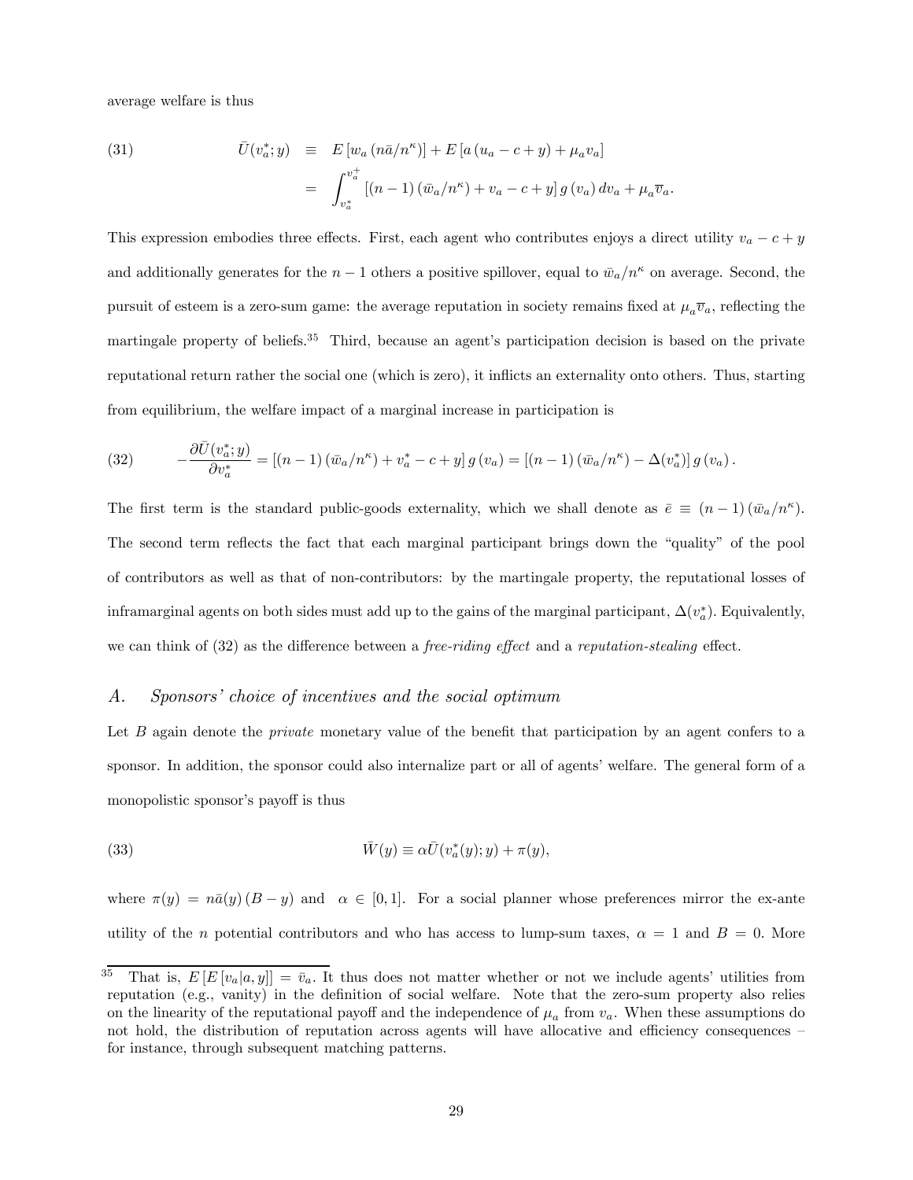average welfare is thus

$$
\begin{aligned}
(31) \qquad \bar{U}(v_a^*; y) &\equiv E\left[w_a\left(n\bar{a}/n^\kappa\right)\right] + E\left[a\left(u_a - c + y\right) + \mu_a v_a\right] \\
&= \int_{v_a^*}^{v_a^+} \left[(n-1)\left(\bar{w}_a/n^\kappa\right) + v_a - c + y\right] g\left(v_a\right) dv_a + \mu_a \overline{v}_a.
\end{aligned}
$$

This expression embodies three effects. First, each agent who contributes enjoys a direct utility $v_a - c + y$ and additionally generates for the $n-1$ others a positive spillover, equal to $\bar{w}_a/n^\kappa$ on average. Second, the pursuit of esteem is a zero-sum game: the average reputation in society remains fixed at $\mu_a \overline{v}_a$, reflecting the martingale property of beliefs.[35] Third, because an agent's participation decision is based on the private reputational return rather the social one (which is zero), it inflicts an externality onto others. Thus, starting from equilibrium, the welfare impact of a marginal increase in participation is

$$
(32) \qquad -\frac{\partial \bar{U}(v_a^*; y)}{\partial v_a^*} = \left[(n-1)\left(\bar{w}_a/n^\kappa\right) + v_a^* - c + y\right] g\left(v_a\right) = \left[(n-1)\left(\bar{w}_a/n^\kappa\right) - \Delta(v_a^*)\right] g\left(v_a\right).
$$

The first term is the standard public-goods externality, which we shall denote as $\bar{e} \equiv (n-1)\left(\bar{w}_a/n^\kappa\right)$. The second term reflects the fact that each marginal participant brings down the "quality" of the pool of contributors as well as that of non-contributors: by the martingale property, the reputational losses of inframarginal agents on both sides must add up to the gains of the marginal participant, $\Delta(v_a^*)$. Equivalently, we can think of (32) as the difference between a *free-riding effect* and a *reputation-stealing* effect.

## A. *Sponsors' choice of incentives and the social optimum*

Let $B$ again denote the *private* monetary value of the benefit that participation by an agent confers to a sponsor. In addition, the sponsor could also internalize part or all of agents' welfare. The general form of a monopolistic sponsor's payoff is thus

$$
(33) \qquad \bar{W}(y) \equiv \alpha \bar{U}(v_a^*(y); y) + \pi(y),
$$

where $\pi(y) = n\bar{a}(y)(B - y)$ and $\alpha \in [0, 1]$. For a social planner whose preferences mirror the ex-ante utility of the $n$ potential contributors and who has access to lump-sum taxes, $\alpha = 1$ and $B = 0$. More

[35] That is, $E\left[E\left[v_a | a, y\right]\right] = \bar{v}_a$. It thus does not matter whether or not we include agents' utilities from reputation (e.g., vanity) in the definition of social welfare. Note that the zero-sum property also relies on the linearity of the reputational payoff and the independence of $\mu_a$ from $v_a$. When these assumptions do not hold, the distribution of reputation across agents will have allocative and efficiency consequences – for instance, through subsequent matching patterns.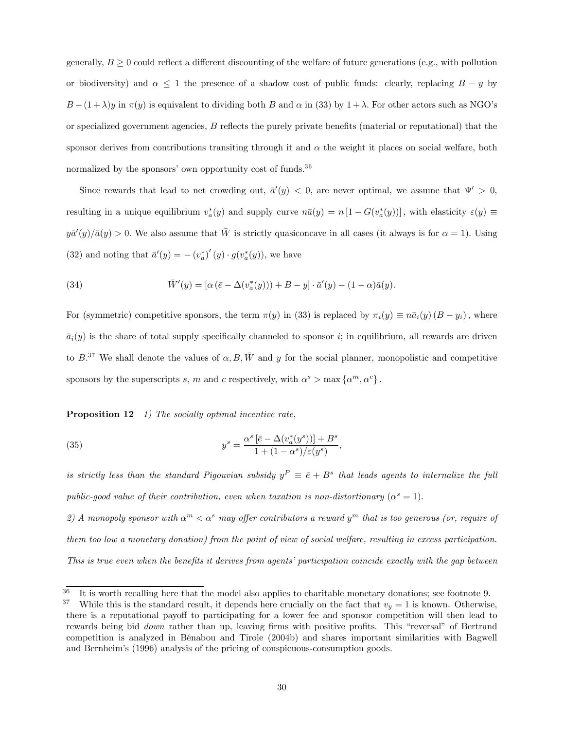generally, $B \geq 0$ could reflect a different discounting of the welfare of future generations (e.g., with pollution or biodiversity) and $\alpha \leq 1$ the presence of a shadow cost of public funds: clearly, replacing $B - y$ by $B-(1+\lambda)y$ in $\pi(y)$ is equivalent to dividing both $B$ and $\alpha$ in (33) by $1+\lambda$. For other actors such as NGO's or specialized government agencies, $B$ reflects the purely private benefits (material or reputational) that the sponsor derives from contributions transiting through it and $\alpha$ the weight it places on social welfare, both normalized by the sponsors' own opportunity cost of funds.[36]

Since rewards that lead to net crowding out, $\bar{a}'(y) < 0$, are never optimal, we assume that $\Psi' > 0$, resulting in a unique equilibrium $v_a^*(y)$ and supply curve $n\bar{a}(y) = n\left[1 - G(v_a^*(y))\right]$, with elasticity $\varepsilon(y) \equiv y\bar{a}'(y)/\bar{a}(y) > 0$. We also assume that $\bar{W}$ is strictly quasiconcave in all cases (it always is for $\alpha = 1$). Using (32) and noting that $\bar{a}'(y) = -\left(v_a^*\right)'(y) \cdot g(v_a^*(y))$, we have

$$\bar{W}'(y) = \left[\alpha\left(\bar{e} - \Delta(v_a^*(y))\right) + B - y\right] \cdot \bar{a}'(y) - (1-\alpha)\bar{a}(y). \tag{34}$$

For (symmetric) competitive sponsors, the term $\pi(y)$ in (33) is replaced by $\pi_i(y) \equiv n\bar{a}_i(y)\left(B - y_i\right)$, where $\bar{a}_i(y)$ is the share of total supply specifically channeled to sponsor $i$; in equilibrium, all rewards are driven to $B$.[37] We shall denote the values of $\alpha, B, \bar{W}$ and $y$ for the social planner, monopolistic and competitive sponsors by the superscripts $s$, $m$ and $c$ respectively, with $\alpha^s > \max\left\{\alpha^m, \alpha^c\right\}$.

**Proposition 12** *1) The socially optimal incentive rate,*

$$y^s = \frac{\alpha^s\left[\bar{e} - \Delta(v_a^*(y^s))\right] + B^s}{1 + (1-\alpha^s)/\varepsilon(y^s)}, \tag{35}$$

*is strictly less than the standard Pigouvian subsidy $y^P \equiv \bar{e} + B^s$ that leads agents to internalize the full public-good value of their contribution, even when taxation is non-distortionary ($\alpha^s = 1$).*

*2) A monopoly sponsor with $\alpha^m < \alpha^s$ may offer contributors a reward $y^m$ that is too generous (or, require of them too low a monetary donation) from the point of view of social welfare, resulting in excess participation. This is true even when the benefits it derives from agents' participation coincide exactly with the gap between*

[36] It is worth recalling here that the model also applies to charitable monetary donations; see footnote 9.

[37] While this is the standard result, it depends here crucially on the fact that $v_y = 1$ is known. Otherwise, there is a reputational payoff to participating for a lower fee and sponsor competition will then lead to rewards being bid *down* rather than up, leaving firms with positive profits. This "reversal" of Bertrand competition is analyzed in Bénabou and Tirole (2004b) and shares important similarities with Bagwell and Bernheim's (1996) analysis of the pricing of conspicuous-consumption goods.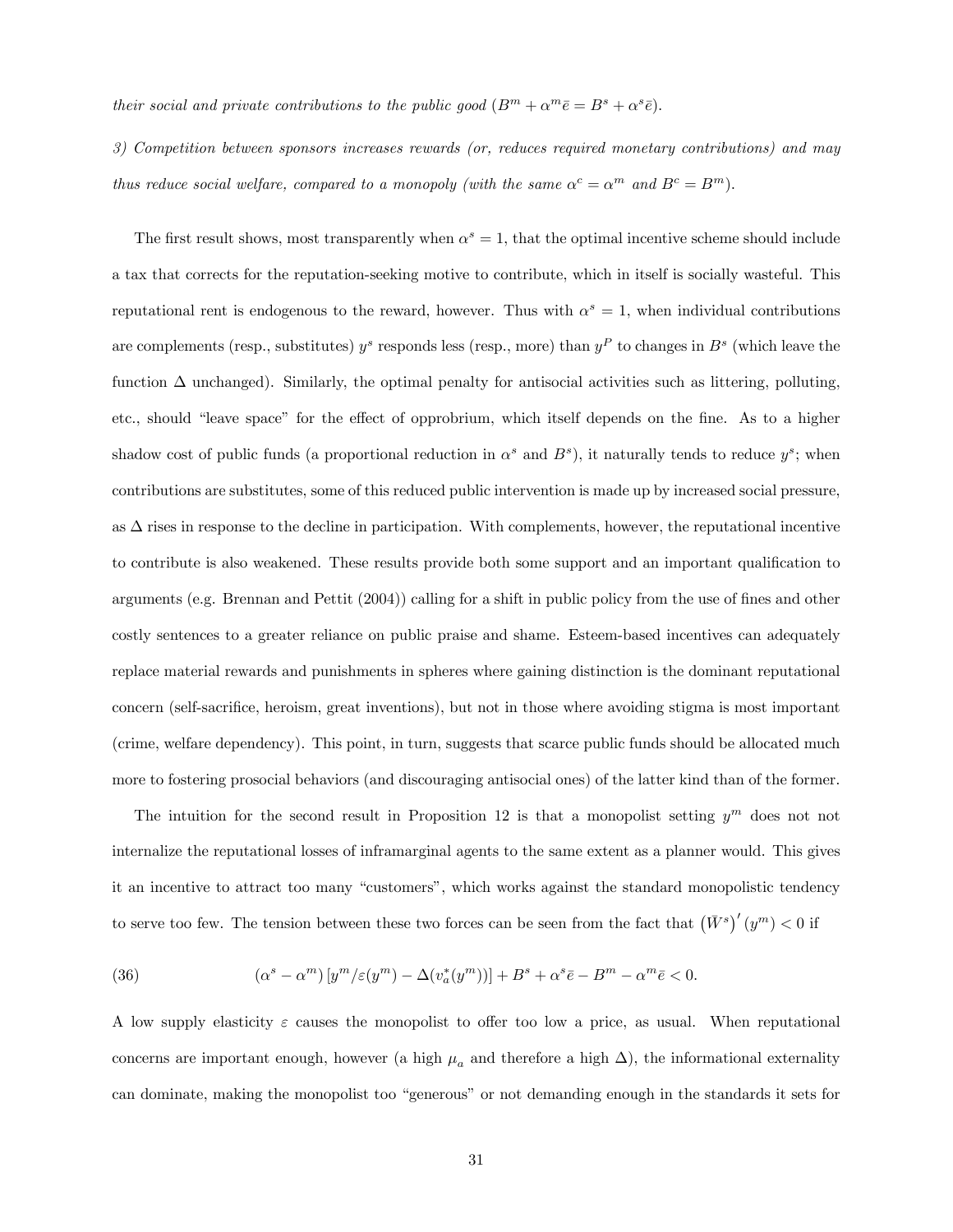*their social and private contributions to the public good ($B^m + \alpha^m \bar{e} = B^s + \alpha^s \bar{e}$).*

*3) Competition between sponsors increases rewards (or, reduces required monetary contributions) and may thus reduce social welfare, compared to a monopoly (with the same $\alpha^c = \alpha^m$ and $B^c = B^m$).*

The first result shows, most transparently when $\alpha^s = 1$, that the optimal incentive scheme should include a tax that corrects for the reputation-seeking motive to contribute, which in itself is socially wasteful. This reputational rent is endogenous to the reward, however. Thus with $\alpha^s = 1$, when individual contributions are complements (resp., substitutes) $y^s$ responds less (resp., more) than $y^P$ to changes in $B^s$ (which leave the function $\Delta$ unchanged). Similarly, the optimal penalty for antisocial activities such as littering, polluting, etc., should "leave space" for the effect of opprobrium, which itself depends on the fine. As to a higher shadow cost of public funds (a proportional reduction in $\alpha^s$ and $B^s$), it naturally tends to reduce $y^s$; when contributions are substitutes, some of this reduced public intervention is made up by increased social pressure, as $\Delta$ rises in response to the decline in participation. With complements, however, the reputational incentive to contribute is also weakened. These results provide both some support and an important qualification to arguments (e.g. Brennan and Pettit (2004)) calling for a shift in public policy from the use of fines and other costly sentences to a greater reliance on public praise and shame. Esteem-based incentives can adequately replace material rewards and punishments in spheres where gaining distinction is the dominant reputational concern (self-sacrifice, heroism, great inventions), but not in those where avoiding stigma is most important (crime, welfare dependency). This point, in turn, suggests that scarce public funds should be allocated much more to fostering prosocial behaviors (and discouraging antisocial ones) of the latter kind than of the former.

The intuition for the second result in Proposition 12 is that a monopolist setting $y^m$ does not not internalize the reputational losses of inframarginal agents to the same extent as a planner would. This gives it an incentive to attract too many "customers", which works against the standard monopolistic tendency to serve too few. The tension between these two forces can be seen from the fact that $\left(\bar{W}^s\right)'(y^m) < 0$ if

$$(\alpha^s - \alpha^m)\left[y^m/\varepsilon(y^m) - \Delta(v_a^*(y^m))\right] + B^s + \alpha^s \bar{e} - B^m - \alpha^m \bar{e} < 0. \tag{36}$$

A low supply elasticity $\varepsilon$ causes the monopolist to offer too low a price, as usual. When reputational concerns are important enough, however (a high $\mu_a$ and therefore a high $\Delta$), the informational externality can dominate, making the monopolist too "generous" or not demanding enough in the standards it sets for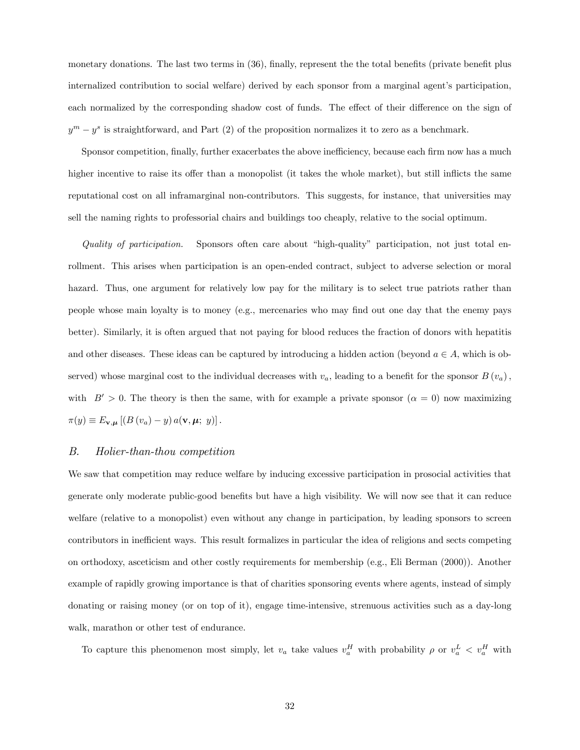monetary donations. The last two terms in (36), finally, represent the the total benefits (private benefit plus internalized contribution to social welfare) derived by each sponsor from a marginal agent's participation, each normalized by the corresponding shadow cost of funds. The effect of their difference on the sign of $y^m - y^s$ is straightforward, and Part (2) of the proposition normalizes it to zero as a benchmark.

Sponsor competition, finally, further exacerbates the above inefficiency, because each firm now has a much higher incentive to raise its offer than a monopolist (it takes the whole market), but still inflicts the same reputational cost on all inframarginal non-contributors. This suggests, for instance, that universities may sell the naming rights to professorial chairs and buildings too cheaply, relative to the social optimum.

*Quality of participation.* Sponsors often care about "high-quality" participation, not just total enrollment. This arises when participation is an open-ended contract, subject to adverse selection or moral hazard. Thus, one argument for relatively low pay for the military is to select true patriots rather than people whose main loyalty is to money (e.g., mercenaries who may find out one day that the enemy pays better). Similarly, it is often argued that not paying for blood reduces the fraction of donors with hepatitis and other diseases. These ideas can be captured by introducing a hidden action (beyond $a \in A$, which is observed) whose marginal cost to the individual decreases with $v_a$, leading to a benefit for the sponsor $B(v_a)$, with $B' > 0$. The theory is then the same, with for example a private sponsor ($\alpha = 0$) now maximizing $\pi(y) \equiv E_{\mathbf{v},\boldsymbol{\mu}}\left[(B(v_a) - y)\, a(\mathbf{v}, \boldsymbol{\mu};\ y)\right].$

## B. Holier-than-thou competition

We saw that competition may reduce welfare by inducing excessive participation in prosocial activities that generate only moderate public-good benefits but have a high visibility. We will now see that it can reduce welfare (relative to a monopolist) even without any change in participation, by leading sponsors to screen contributors in inefficient ways. This result formalizes in particular the idea of religions and sects competing on orthodoxy, asceticism and other costly requirements for membership (e.g., Eli Berman (2000)). Another example of rapidly growing importance is that of charities sponsoring events where agents, instead of simply donating or raising money (or on top of it), engage time-intensive, strenuous activities such as a day-long walk, marathon or other test of endurance.

To capture this phenomenon most simply, let $v_a$ take values $v_a^H$ with probability $\rho$ or $v_a^L < v_a^H$ with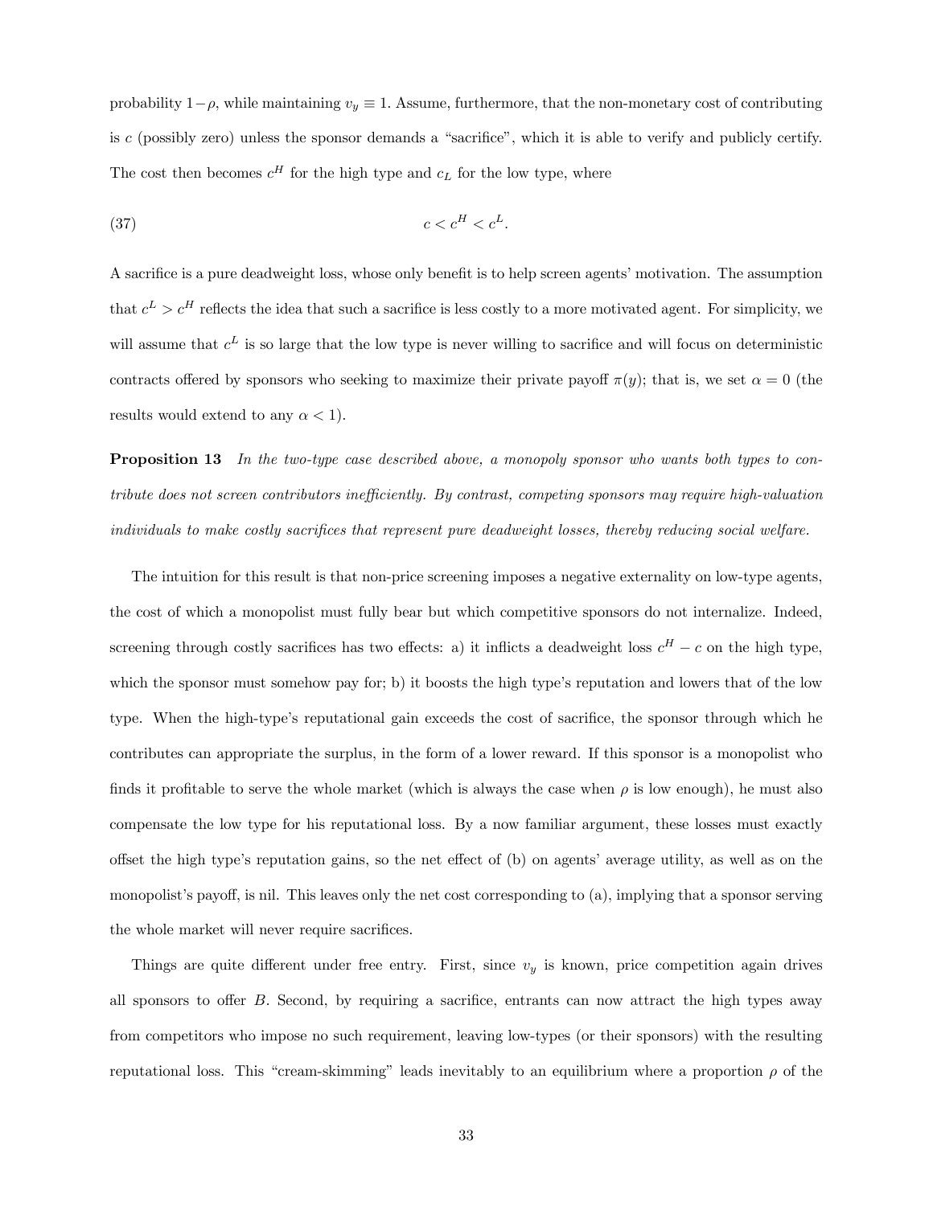probability $1-\rho$, while maintaining $v_y \equiv 1$. Assume, furthermore, that the non-monetary cost of contributing is $c$ (possibly zero) unless the sponsor demands a "sacrifice", which it is able to verify and publicly certify. The cost then becomes $c^H$ for the high type and $c_L$ for the low type, where

$$c < c^H < c^L. \tag{37}$$

A sacrifice is a pure deadweight loss, whose only benefit is to help screen agents' motivation. The assumption that $c^L > c^H$ reflects the idea that such a sacrifice is less costly to a more motivated agent. For simplicity, we will assume that $c^L$ is so large that the low type is never willing to sacrifice and will focus on deterministic contracts offered by sponsors who seeking to maximize their private payoff $\pi(y)$; that is, we set $\alpha = 0$ (the results would extend to any $\alpha < 1$).

**Proposition 13** *In the two-type case described above, a monopoly sponsor who wants both types to contribute does not screen contributors inefficiently. By contrast, competing sponsors may require high-valuation individuals to make costly sacrifices that represent pure deadweight losses, thereby reducing social welfare.*

The intuition for this result is that non-price screening imposes a negative externality on low-type agents, the cost of which a monopolist must fully bear but which competitive sponsors do not internalize. Indeed, screening through costly sacrifices has two effects: a) it inflicts a deadweight loss $c^H - c$ on the high type, which the sponsor must somehow pay for; b) it boosts the high type's reputation and lowers that of the low type. When the high-type's reputational gain exceeds the cost of sacrifice, the sponsor through which he contributes can appropriate the surplus, in the form of a lower reward. If this sponsor is a monopolist who finds it profitable to serve the whole market (which is always the case when $\rho$ is low enough), he must also compensate the low type for his reputational loss. By a now familiar argument, these losses must exactly offset the high type's reputation gains, so the net effect of (b) on agents' average utility, as well as on the monopolist's payoff, is nil. This leaves only the net cost corresponding to (a), implying that a sponsor serving the whole market will never require sacrifices.

Things are quite different under free entry. First, since $v_y$ is known, price competition again drives all sponsors to offer $B$. Second, by requiring a sacrifice, entrants can now attract the high types away from competitors who impose no such requirement, leaving low-types (or their sponsors) with the resulting reputational loss. This "cream-skimming" leads inevitably to an equilibrium where a proportion $\rho$ of the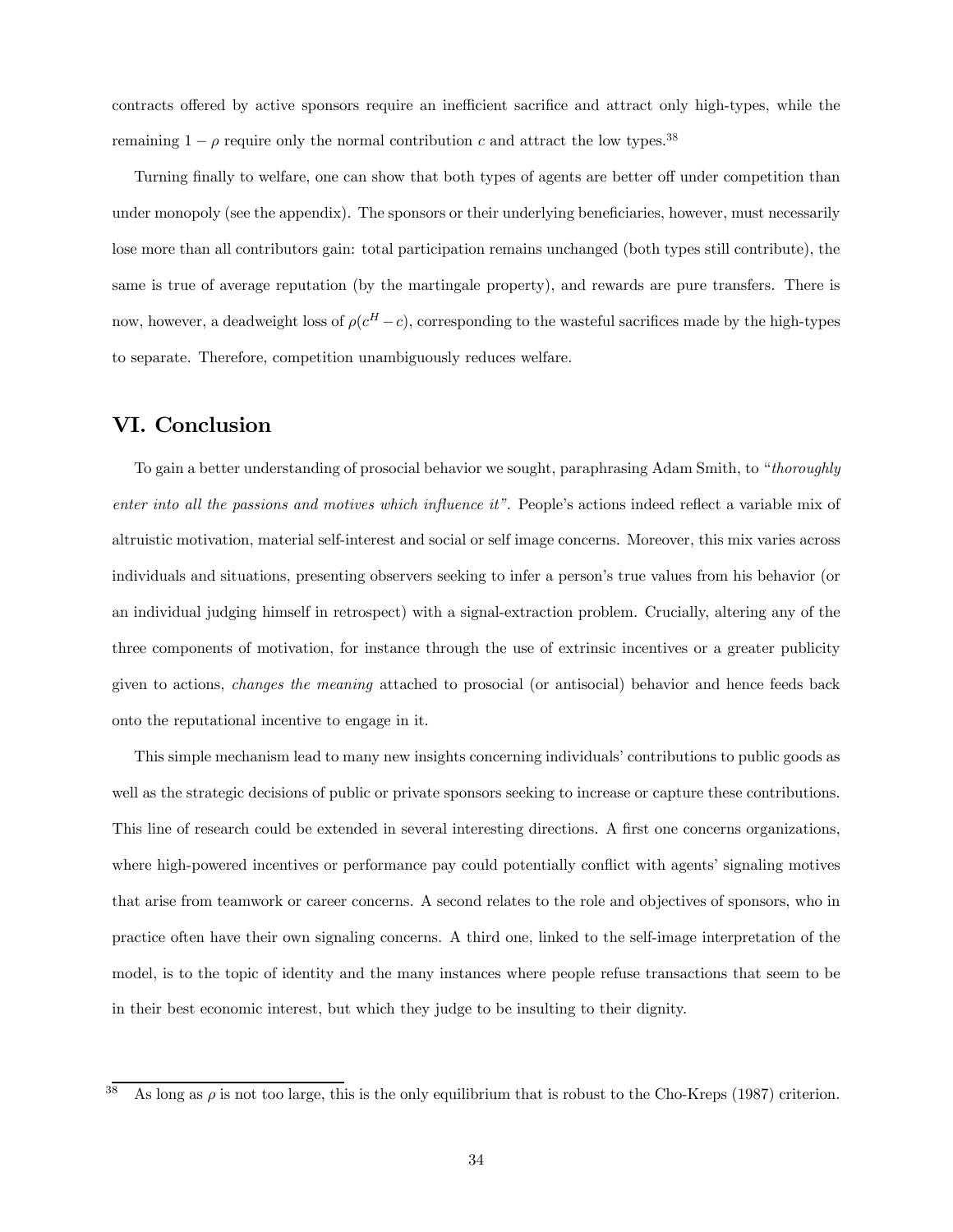contracts offered by active sponsors require an inefficient sacrifice and attract only high-types, while the remaining $1 - \rho$ require only the normal contribution $c$ and attract the low types.[38]

Turning finally to welfare, one can show that both types of agents are better off under competition than under monopoly (see the appendix). The sponsors or their underlying beneficiaries, however, must necessarily lose more than all contributors gain: total participation remains unchanged (both types still contribute), the same is true of average reputation (by the martingale property), and rewards are pure transfers. There is now, however, a deadweight loss of $\rho(c^H - c)$, corresponding to the wasteful sacrifices made by the high-types to separate. Therefore, competition unambiguously reduces welfare.

## VI. Conclusion

To gain a better understanding of prosocial behavior we sought, paraphrasing Adam Smith, to "*thoroughly enter into all the passions and motives which influence it"*. People's actions indeed reflect a variable mix of altruistic motivation, material self-interest and social or self image concerns. Moreover, this mix varies across individuals and situations, presenting observers seeking to infer a person's true values from his behavior (or an individual judging himself in retrospect) with a signal-extraction problem. Crucially, altering any of the three components of motivation, for instance through the use of extrinsic incentives or a greater publicity given to actions, *changes the meaning* attached to prosocial (or antisocial) behavior and hence feeds back onto the reputational incentive to engage in it.

This simple mechanism lead to many new insights concerning individuals' contributions to public goods as well as the strategic decisions of public or private sponsors seeking to increase or capture these contributions. This line of research could be extended in several interesting directions. A first one concerns organizations, where high-powered incentives or performance pay could potentially conflict with agents' signaling motives that arise from teamwork or career concerns. A second relates to the role and objectives of sponsors, who in practice often have their own signaling concerns. A third one, linked to the self-image interpretation of the model, is to the topic of identity and the many instances where people refuse transactions that seem to be in their best economic interest, but which they judge to be insulting to their dignity.

[38] As long as $\rho$ is not too large, this is the only equilibrium that is robust to the Cho-Kreps (1987) criterion.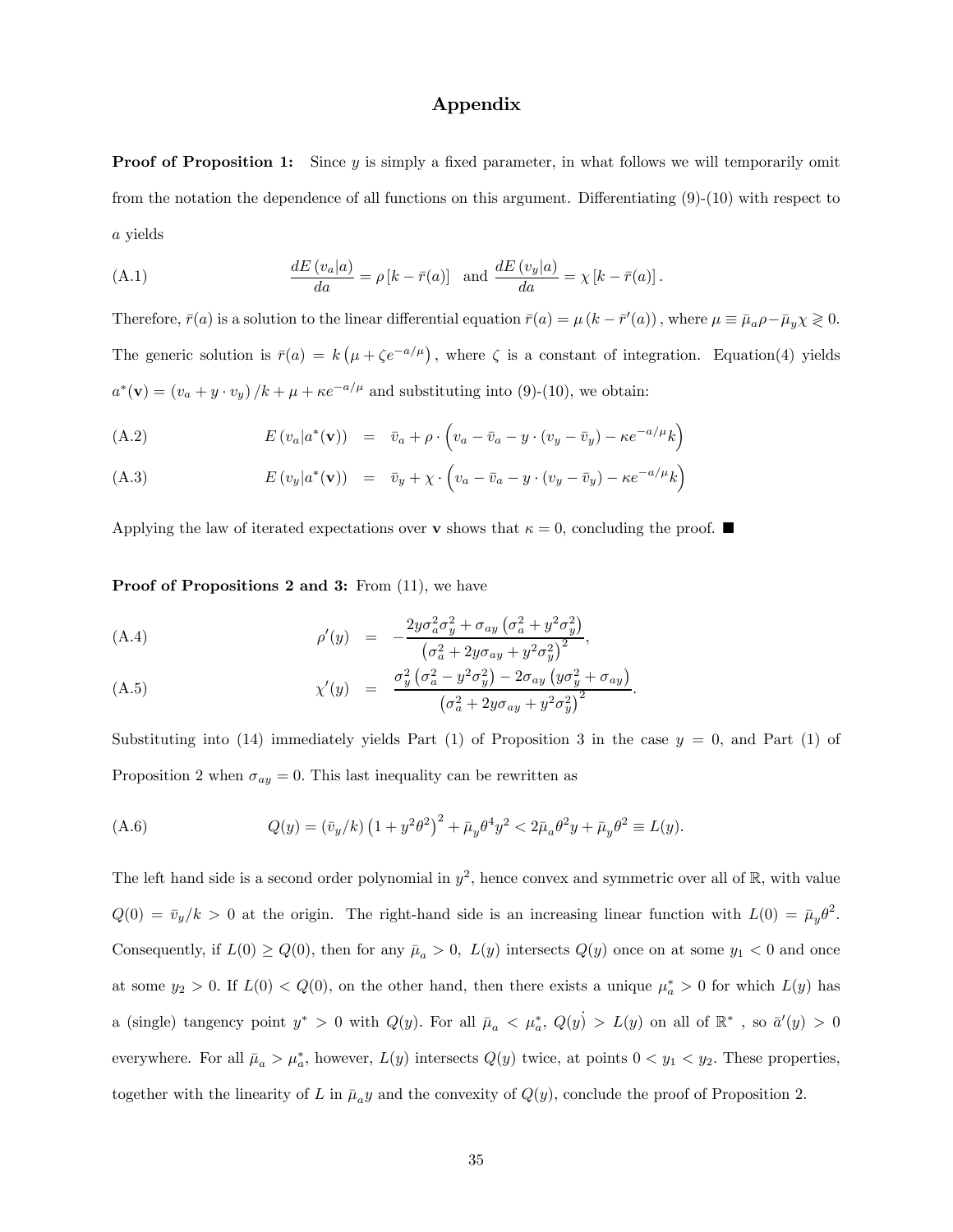# Appendix

**Proof of Proposition 1:** Since $y$ is simply a fixed parameter, in what follows we will temporarily omit from the notation the dependence of all functions on this argument. Differentiating (9)-(10) with respect to $a$ yields

$$\frac{dE\left(v_a|a\right)}{da}=\rho\left[k-\bar{r}(a)\right] \quad \text{and} \quad \frac{dE\left(v_y|a\right)}{da}=\chi\left[k-\bar{r}(a)\right]. \tag{A.1}$$

Therefore, $\bar{r}(a)$ is a solution to the linear differential equation $\bar{r}(a)=\mu\left(k-\bar{r}'(a)\right)$, where $\mu\equiv\bar{\mu}_a\rho-\bar{\mu}_y\chi\gtreqless 0$. The generic solution is $\bar{r}(a)=k\left(\mu+\zeta e^{-a/\mu}\right)$, where $\zeta$ is a constant of integration. Equation(4) yields $a^{*}(\mathbf{v})=\left(v_a+y\cdot v_y\right)/k+\mu+\kappa e^{-a/\mu}$ and substituting into (9)-(10), we obtain:

$$E\left(v_a|a^{*}(\mathbf{v})\right) = \bar{v}_a+\rho\cdot\left(v_a-\bar{v}_a-y\cdot\left(v_y-\bar{v}_y\right)-\kappa e^{-a/\mu}k\right) \tag{A.2}$$

$$E\left(v_y|a^{*}(\mathbf{v})\right) = \bar{v}_y+\chi\cdot\left(v_a-\bar{v}_a-y\cdot\left(v_y-\bar{v}_y\right)-\kappa e^{-a/\mu}k\right) \tag{A.3}$$

Applying the law of iterated expectations over $\mathbf{v}$ shows that $\kappa=0$, concluding the proof. ■

**Proof of Propositions 2 and 3:** From (11), we have

$$\rho'(y) = -\frac{2y\sigma_a^2\sigma_y^2+\sigma_{ay}\left(\sigma_a^2+y^2\sigma_y^2\right)}{\left(\sigma_a^2+2y\sigma_{ay}+y^2\sigma_y^2\right)^2}, \tag{A.4}$$

$$\chi'(y) = \frac{\sigma_y^2\left(\sigma_a^2-y^2\sigma_y^2\right)-2\sigma_{ay}\left(y\sigma_y^2+\sigma_{ay}\right)}{\left(\sigma_a^2+2y\sigma_{ay}+y^2\sigma_y^2\right)^2}. \tag{A.5}$$

Substituting into (14) immediately yields Part (1) of Proposition 3 in the case $y=0$, and Part (1) of Proposition 2 when $\sigma_{ay}=0$. This last inequality can be rewritten as

$$Q(y)=\left(\bar{v}_y/k\right)\left(1+y^2\theta^2\right)^2+\bar{\mu}_y\theta^4y^2<2\bar{\mu}_a\theta^2y+\bar{\mu}_y\theta^2\equiv L(y). \tag{A.6}$$

The left hand side is a second order polynomial in $y^2$, hence convex and symmetric over all of $\mathbb{R}$, with value $Q(0)=\bar{v}_y/k>0$ at the origin. The right-hand side is an increasing linear function with $L(0)=\bar{\mu}_y\theta^2$. Consequently, if $L(0)\geq Q(0)$, then for any $\bar{\mu}_a>0$, $L(y)$ intersects $Q(y)$ once on at some $y_1<0$ and once at some $y_2>0$. If $L(0)<Q(0)$, on the other hand, then there exists a unique $\mu_a^{*}>0$ for which $L(y)$ has a (single) tangency point $y^{*}>0$ with $Q(y)$. For all $\bar{\mu}_a<\mu_a^{*}$, $Q(y)>L(y)$ on all of $\mathbb{R}^{*}$, so $\bar{a}'(y)>0$ everywhere. For all $\bar{\mu}_a>\mu_a^{*}$, however, $L(y)$ intersects $Q(y)$ twice, at points $0<y_1<y_2$. These properties, together with the linearity of $L$ in $\bar{\mu}_a y$ and the convexity of $Q(y)$, conclude the proof of Proposition 2.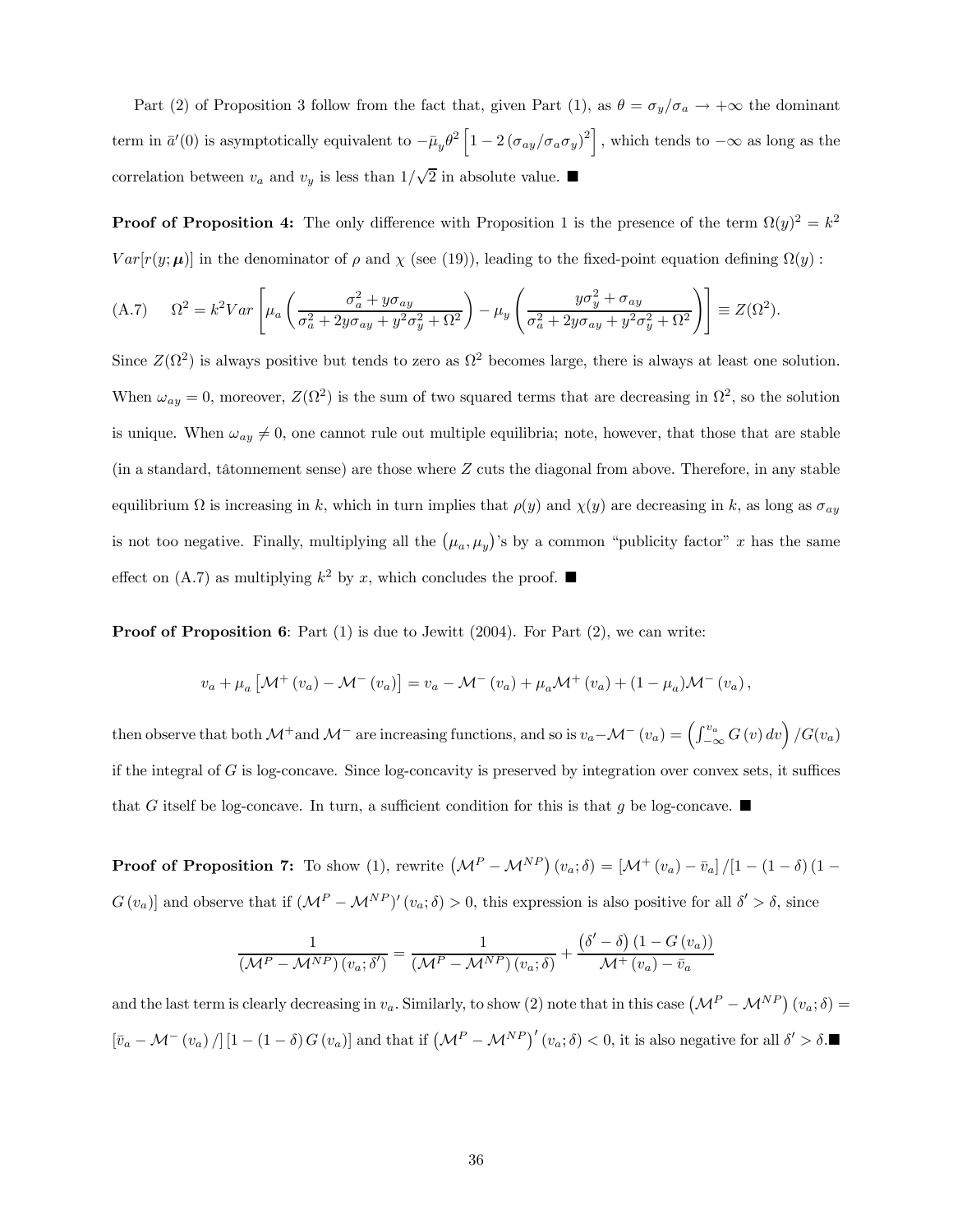Part (2) of Proposition 3 follow from the fact that, given Part (1), as $\theta = \sigma_y/\sigma_a \to +\infty$ the dominant term in $\bar{a}'(0)$ is asymptotically equivalent to $-\bar{\mu}_y \theta^2 \left[1 - 2\left(\sigma_{ay}/\sigma_a \sigma_y\right)^2\right]$, which tends to $-\infty$ as long as the correlation between $v_a$ and $v_y$ is less than $1/\sqrt{2}$ in absolute value. ■

**Proof of Proposition 4:** The only difference with Proposition 1 is the presence of the term $\Omega(y)^2 = k^2 \, Var[r(y;\boldsymbol{\mu})]$ in the denominator of $\rho$ and $\chi$ (see (19)), leading to the fixed-point equation defining $\Omega(y)$ :

$$\text{(A.7)} \qquad \Omega^2 = k^2 Var\left[\mu_a\left(\frac{\sigma_a^2 + y\sigma_{ay}}{\sigma_a^2 + 2y\sigma_{ay} + y^2\sigma_y^2 + \Omega^2}\right) - \mu_y\left(\frac{y\sigma_y^2 + \sigma_{ay}}{\sigma_a^2 + 2y\sigma_{ay} + y^2\sigma_y^2 + \Omega^2}\right)\right] \equiv Z(\Omega^2).$$

Since $Z(\Omega^2)$ is always positive but tends to zero as $\Omega^2$ becomes large, there is always at least one solution. When $\omega_{ay} = 0$, moreover, $Z(\Omega^2)$ is the sum of two squared terms that are decreasing in $\Omega^2$, so the solution is unique. When $\omega_{ay} \neq 0$, one cannot rule out multiple equilibria; note, however, that those that are stable (in a standard, tâtonnement sense) are those where $Z$ cuts the diagonal from above. Therefore, in any stable equilibrium $\Omega$ is increasing in $k$, which in turn implies that $\rho(y)$ and $\chi(y)$ are decreasing in $k$, as long as $\sigma_{ay}$ is not too negative. Finally, multiplying all the $(\mu_a, \mu_y)$'s by a common "publicity factor" $x$ has the same effect on (A.7) as multiplying $k^2$ by $x$, which concludes the proof. ■

**Proof of Proposition 6**: Part (1) is due to Jewitt (2004). For Part (2), we can write:

$$v_a + \mu_a\left[\mathcal{M}^+(v_a) - \mathcal{M}^-(v_a)\right] = v_a - \mathcal{M}^-(v_a) + \mu_a\mathcal{M}^+(v_a) + (1-\mu_a)\mathcal{M}^-(v_a),$$

then observe that both $\mathcal{M}^+$ and $\mathcal{M}^-$ are increasing functions, and so is $v_a - \mathcal{M}^-(v_a) = \left(\int_{-\infty}^{v_a} G(v)\,dv\right)/G(v_a)$ if the integral of $G$ is log-concave. Since log-concavity is preserved by integration over convex sets, it suffices that $G$ itself be log-concave. In turn, a sufficient condition for this is that $g$ be log-concave. ■

**Proof of Proposition 7:** To show (1), rewrite $\left(\mathcal{M}^P - \mathcal{M}^{NP}\right)(v_a;\delta) = \left[\mathcal{M}^+(v_a) - \bar{v}_a\right]/[1 - (1-\delta)(1 - G(v_a)]$ and observe that if $(\mathcal{M}^P - \mathcal{M}^{NP})'(v_a;\delta) > 0$, this expression is also positive for all $\delta' > \delta$, since

$$\frac{1}{\left(\mathcal{M}^P - \mathcal{M}^{NP}\right)(v_a;\delta')} = \frac{1}{\left(\mathcal{M}^P - \mathcal{M}^{NP}\right)(v_a;\delta)} + \frac{\left(\delta' - \delta\right)(1 - G(v_a))}{\mathcal{M}^+(v_a) - \bar{v}_a}$$

and the last term is clearly decreasing in $v_a$. Similarly, to show (2) note that in this case $\left(\mathcal{M}^P - \mathcal{M}^{NP}\right)(v_a;\delta) = \left[\bar{v}_a - \mathcal{M}^-(v_a)/\right]\left[1 - (1-\delta)G(v_a)\right]$ and that if $\left(\mathcal{M}^P - \mathcal{M}^{NP}\right)'(v_a;\delta) < 0$, it is also negative for all $\delta' > \delta$. ■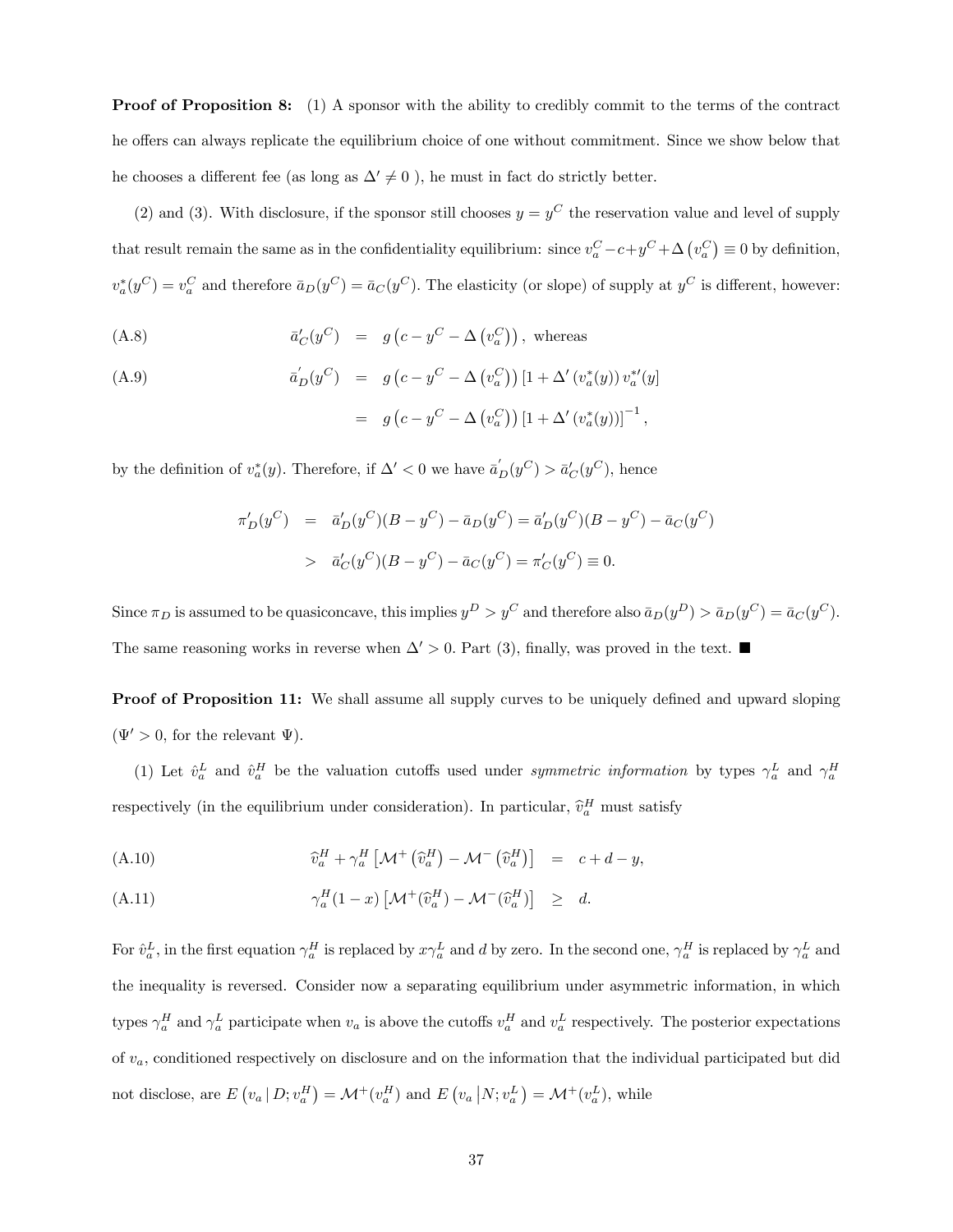**Proof of Proposition 8:** (1) A sponsor with the ability to credibly commit to the terms of the contract he offers can always replicate the equilibrium choice of one without commitment. Since we show below that he chooses a different fee (as long as $\Delta' \neq 0$ ), he must in fact do strictly better.

(2) and (3). With disclosure, if the sponsor still chooses $y = y^C$ the reservation value and level of supply that result remain the same as in the confidentiality equilibrium: since $v_a^C - c + y^C + \Delta\left(v_a^C\right) \equiv 0$ by definition, $v_a^*(y^C) = v_a^C$ and therefore $\bar{a}_D(y^C) = \bar{a}_C(y^C)$. The elasticity (or slope) of supply at $y^C$ is different, however:

$$
\begin{aligned}
\text{(A.8)} \qquad \bar{a}_C'(y^C) &= g\left(c - y^C - \Delta\left(v_a^C\right)\right), \text{ whereas} \\
\text{(A.9)} \qquad \bar{a}_D^{'}(y^C) &= g\left(c - y^C - \Delta\left(v_a^C\right)\right)\left[1 + \Delta'\left(v_a^*(y)\right) v_a^{*\prime}(y\right] \\
&= g\left(c - y^C - \Delta\left(v_a^C\right)\right)\left[1 + \Delta'\left(v_a^*(y)\right)\right]^{-1},
\end{aligned}
$$

by the definition of $v_a^*(y)$. Therefore, if $\Delta' < 0$ we have $\bar{a}_D^{'}(y^C) > \bar{a}_C'(y^C)$, hence

$$
\begin{aligned}
\pi_D'(y^C) &= \bar{a}_D'(y^C)(B - y^C) - \bar{a}_D(y^C) = \bar{a}_D'(y^C)(B - y^C) - \bar{a}_C(y^C) \\
&> \bar{a}_C'(y^C)(B - y^C) - \bar{a}_C(y^C) = \pi_C'(y^C) \equiv 0.
\end{aligned}
$$

Since $\pi_D$ is assumed to be quasiconcave, this implies $y^D > y^C$ and therefore also $\bar{a}_D(y^D) > \bar{a}_D(y^C) = \bar{a}_C(y^C)$. The same reasoning works in reverse when $\Delta' > 0$. Part (3), finally, was proved in the text. ■

**Proof of Proposition 11:** We shall assume all supply curves to be uniquely defined and upward sloping ($\Psi' > 0$, for the relevant $\Psi$).

(1) Let $\hat{v}_a^L$ and $\hat{v}_a^H$ be the valuation cutoffs used under *symmetric information* by types $\gamma_a^L$ and $\gamma_a^H$ respectively (in the equilibrium under consideration). In particular, $\widehat{v}_a^H$ must satisfy

$$
\begin{aligned}
\text{(A.10)} \qquad \widehat{v}_a^H + \gamma_a^H\left[\mathcal{M}^+\left(\widehat{v}_a^H\right) - \mathcal{M}^-\left(\widehat{v}_a^H\right)\right] &= c + d - y, \\
\text{(A.11)} \qquad \gamma_a^H(1 - x)\left[\mathcal{M}^+(\widehat{v}_a^H) - \mathcal{M}^-(\widehat{v}_a^H)\right] &\geq d.
\end{aligned}
$$

For $\hat{v}_a^L$, in the first equation $\gamma_a^H$ is replaced by $x\gamma_a^L$ and $d$ by zero. In the second one, $\gamma_a^H$ is replaced by $\gamma_a^L$ and the inequality is reversed. Consider now a separating equilibrium under asymmetric information, in which types $\gamma_a^H$ and $\gamma_a^L$ participate when $v_a$ is above the cutoffs $v_a^H$ and $v_a^L$ respectively. The posterior expectations of $v_a$, conditioned respectively on disclosure and on the information that the individual participated but did not disclose, are $E\left(v_a \mid D; v_a^H\right) = \mathcal{M}^+(v_a^H)$ and $E\left(v_a \left| N; v_a^L\right.\right) = \mathcal{M}^+(v_a^L)$, while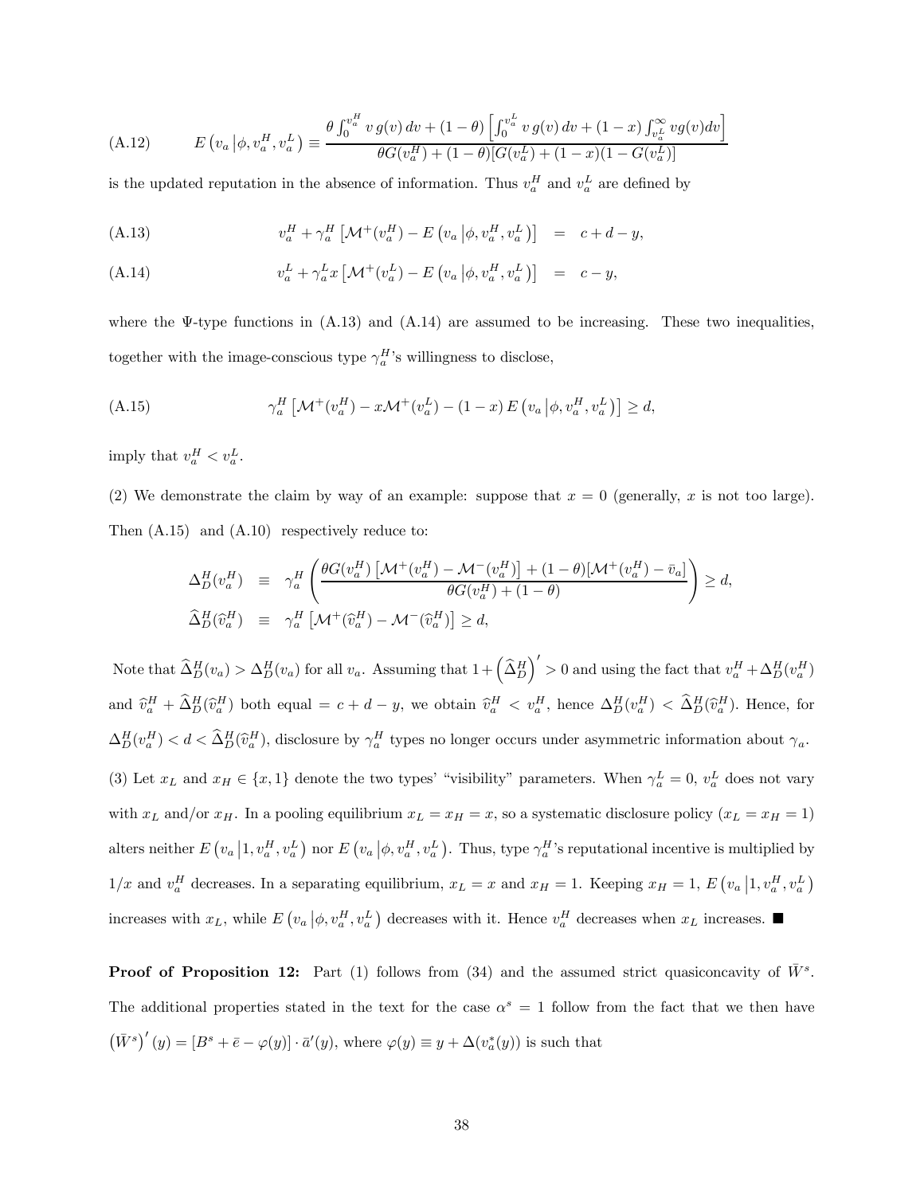$$
\text{(A.12)} \qquad E\left(v_a \,|\phi, v_a^H, v_a^L\right) \equiv \frac{\theta \int_0^{v_a^H} v\, g(v)\, dv + (1-\theta)\left[\int_0^{v_a^L} v\, g(v)\, dv + (1-x)\int_{v_a^L}^{\infty} v g(v) dv\right]}{\theta G(v_a^H) + (1-\theta)[G(v_a^L) + (1-x)(1-G(v_a^L)]}
$$

is the updated reputation in the absence of information. Thus $v_a^H$ and $v_a^L$ are defined by

$$
\text{(A.13)} \qquad v_a^H + \gamma_a^H \left[\mathcal{M}^+(v_a^H) - E\left(v_a \,|\phi, v_a^H, v_a^L\right)\right] = c + d - y,
$$

$$
\text{(A.14)} \qquad v_a^L + \gamma_a^L x \left[\mathcal{M}^+(v_a^L) - E\left(v_a \,|\phi, v_a^H, v_a^L\right)\right] = c - y,
$$

where the $\Psi$-type functions in (A.13) and (A.14) are assumed to be increasing. These two inequalities, together with the image-conscious type $\gamma_a^H$'s willingness to disclose,

$$
\text{(A.15)} \qquad \gamma_a^H \left[\mathcal{M}^+(v_a^H) - x\mathcal{M}^+(v_a^L) - (1-x)\, E\left(v_a \,|\phi, v_a^H, v_a^L\right)\right] \geq d,
$$

imply that $v_a^H < v_a^L$.

(2) We demonstrate the claim by way of an example: suppose that $x = 0$ (generally, $x$ is not too large). Then (A.15) and (A.10) respectively reduce to:

$$
\begin{aligned}
\Delta_D^H(v_a^H) &\equiv \gamma_a^H \left(\frac{\theta G(v_a^H)\left[\mathcal{M}^+(v_a^H) - \mathcal{M}^-(v_a^H)\right] + (1-\theta)[\mathcal{M}^+(v_a^H) - \bar{v}_a]}{\theta G(v_a^H) + (1-\theta)}\right) \geq d, \\
\widehat{\Delta}_D^H(\widehat{v}_a^H) &\equiv \gamma_a^H \left[\mathcal{M}^+(\widehat{v}_a^H) - \mathcal{M}^-(\widehat{v}_a^H)\right] \geq d,
\end{aligned}
$$

Note that $\widehat{\Delta}_D^H(v_a) > \Delta_D^H(v_a)$ for all $v_a$. Assuming that $1 + \left(\widehat{\Delta}_D^H\right)' > 0$ and using the fact that $v_a^H + \Delta_D^H(v_a^H)$ and $\widehat{v}_a^H + \widehat{\Delta}_D^H(\widehat{v}_a^H)$ both equal $= c + d - y$, we obtain $\widehat{v}_a^H < v_a^H$, hence $\Delta_D^H(v_a^H) < \widehat{\Delta}_D^H(\widehat{v}_a^H)$. Hence, for $\Delta_D^H(v_a^H) < d < \widehat{\Delta}_D^H(\widehat{v}_a^H)$, disclosure by $\gamma_a^H$ types no longer occurs under asymmetric information about $\gamma_a$.

(3) Let $x_L$ and $x_H \in \{x, 1\}$ denote the two types' "visibility" parameters. When $\gamma_a^L = 0$, $v_a^L$ does not vary with $x_L$ and/or $x_H$. In a pooling equilibrium $x_L = x_H = x$, so a systematic disclosure policy ($x_L = x_H = 1$) alters neither $E\left(v_a \,|1, v_a^H, v_a^L\right)$ nor $E\left(v_a \,|\phi, v_a^H, v_a^L\right)$. Thus, type $\gamma_a^H$'s reputational incentive is multiplied by $1/x$ and $v_a^H$ decreases. In a separating equilibrium, $x_L = x$ and $x_H = 1$. Keeping $x_H = 1$, $E\left(v_a \,|1, v_a^H, v_a^L\right)$ increases with $x_L$, while $E\left(v_a \,|\phi, v_a^H, v_a^L\right)$ decreases with it. Hence $v_a^H$ decreases when $x_L$ increases. ■

**Proof of Proposition 12:** Part (1) follows from (34) and the assumed strict quasiconcavity of $\bar{W}^s$. The additional properties stated in the text for the case $\alpha^s = 1$ follow from the fact that we then have $\left(\bar{W}^s\right)'(y) = [B^s + \bar{e} - \varphi(y)] \cdot \bar{a}'(y)$, where $\varphi(y) \equiv y + \Delta(v_a^*(y))$ is such that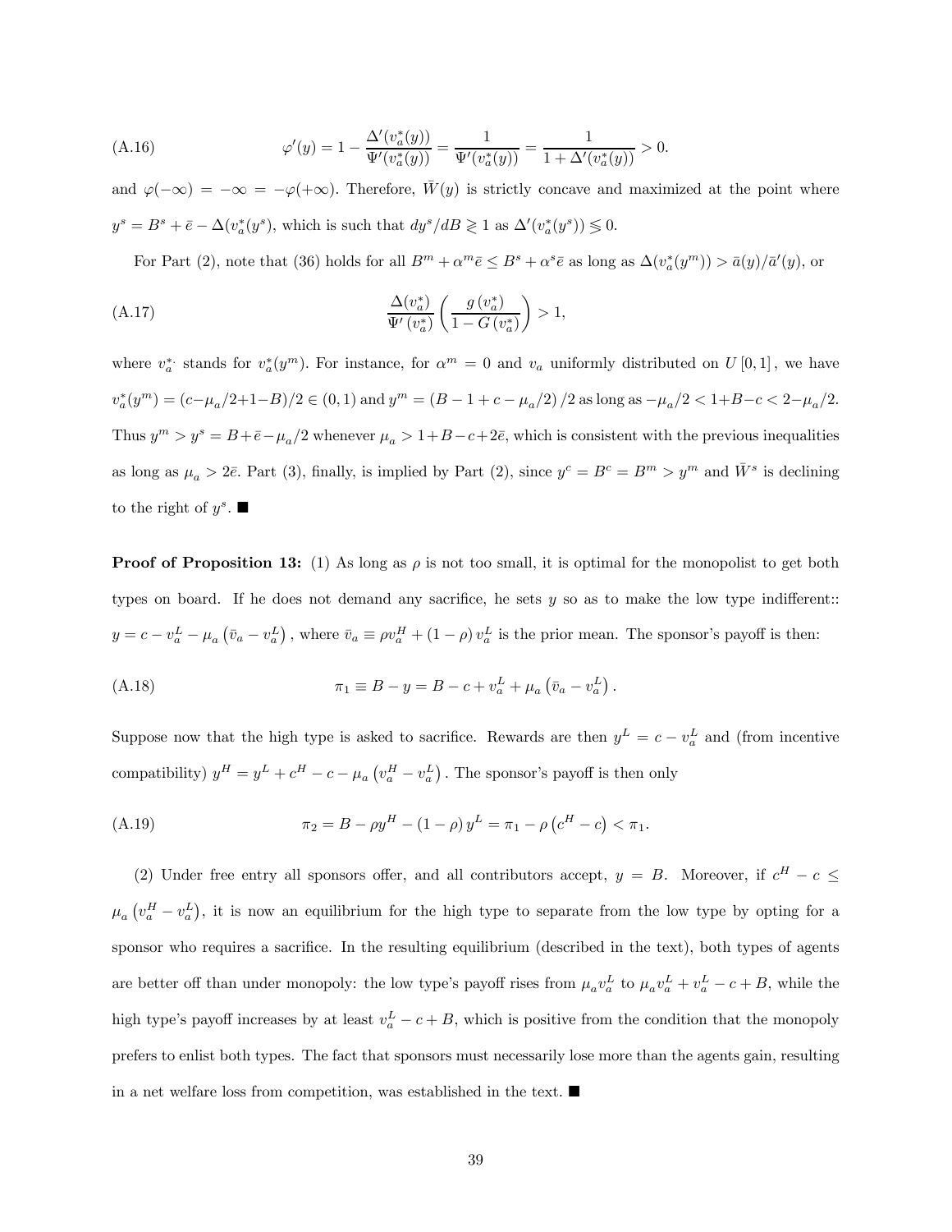$$\text{(A.16)} \qquad \varphi'(y) = 1 - \frac{\Delta'(v_a^*(y))}{\Psi'(v_a^*(y))} = \frac{1}{\Psi'(v_a^*(y))} = \frac{1}{1 + \Delta'(v_a^*(y))} > 0.$$

and $\varphi(-\infty) = -\infty = -\varphi(+\infty)$. Therefore, $\bar{W}(y)$ is strictly concave and maximized at the point where $y^s = B^s + \bar{e} - \Delta(v_a^*(y^s))$, which is such that $dy^s/dB \gtrless 1$ as $\Delta'(v_a^*(y^s)) \lessgtr 0$.

For Part (2), note that (36) holds for all $B^m + \alpha^m \bar{e} \leq B^s + \alpha^s \bar{e}$ as long as $\Delta(v_a^*(y^m)) > \bar{a}(y)/\bar{a}'(y)$, or

$$\text{(A.17)} \qquad \frac{\Delta(v_a^*)}{\Psi'(v_a^*)} \left( \frac{g(v_a^*)}{1 - G(v_a^*)} \right) > 1,$$

where $v_a^{*}$ stands for $v_a^*(y^m)$. For instance, for $\alpha^m = 0$ and $v_a$ uniformly distributed on $U[0,1]$, we have $v_a^*(y^m) = (c - \mu_a/2 + 1 - B)/2 \in (0,1)$ and $y^m = (B - 1 + c - \mu_a/2)/2$ as long as $-\mu_a/2 < 1 + B - c < 2 - \mu_a/2$. Thus $y^m > y^s = B + \bar{e} - \mu_a/2$ whenever $\mu_a > 1 + B - c + 2\bar{e}$, which is consistent with the previous inequalities as long as $\mu_a > 2\bar{e}$. Part (3), finally, is implied by Part (2), since $y^c = B^c = B^m > y^m$ and $\bar{W}^s$ is declining to the right of $y^s$. ■

**Proof of Proposition 13:** (1) As long as $\rho$ is not too small, it is optimal for the monopolist to get both types on board. If he does not demand any sacrifice, he sets $y$ so as to make the low type indifferent:: $y = c - v_a^L - \mu_a(\bar{v}_a - v_a^L)$, where $\bar{v}_a \equiv \rho v_a^H + (1-\rho) v_a^L$ is the prior mean. The sponsor's payoff is then:

$$\text{(A.18)} \qquad \pi_1 \equiv B - y = B - c + v_a^L + \mu_a(\bar{v}_a - v_a^L).$$

Suppose now that the high type is asked to sacrifice. Rewards are then $y^L = c - v_a^L$ and (from incentive compatibility) $y^H = y^L + c^H - c - \mu_a(v_a^H - v_a^L)$. The sponsor's payoff is then only

$$\text{(A.19)} \qquad \pi_2 = B - \rho y^H - (1-\rho) y^L = \pi_1 - \rho(c^H - c) < \pi_1.$$

(2) Under free entry all sponsors offer, and all contributors accept, $y = B$. Moreover, if $c^H - c \leq \mu_a(v_a^H - v_a^L)$, it is now an equilibrium for the high type to separate from the low type by opting for a sponsor who requires a sacrifice. In the resulting equilibrium (described in the text), both types of agents are better off than under monopoly: the low type's payoff rises from $\mu_a v_a^L$ to $\mu_a v_a^L + v_a^L - c + B$, while the high type's payoff increases by at least $v_a^L - c + B$, which is positive from the condition that the monopoly prefers to enlist both types. The fact that sponsors must necessarily lose more than the agents gain, resulting in a net welfare loss from competition, was established in the text. ■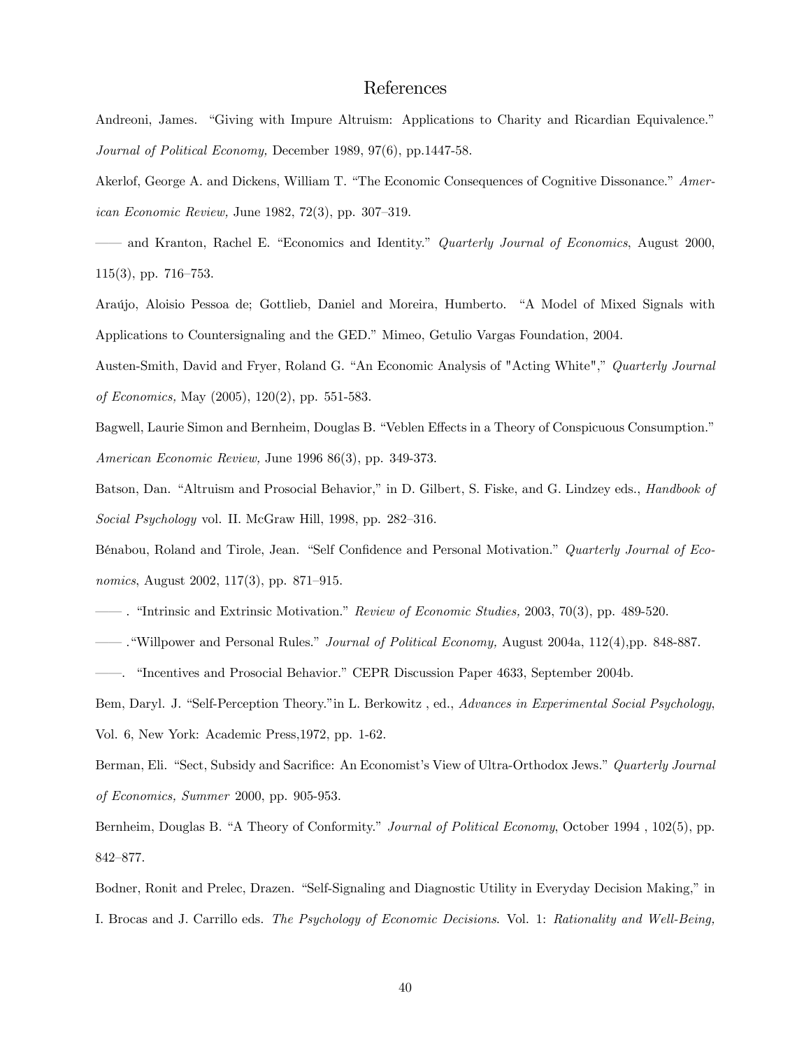# References

Andreoni, James. "Giving with Impure Altruism: Applications to Charity and Ricardian Equivalence." *Journal of Political Economy,* December 1989, 97(6), pp.1447-58.

Akerlof, George A. and Dickens, William T. "The Economic Consequences of Cognitive Dissonance." *American Economic Review,* June 1982, 72(3), pp. 307–319.

—— and Kranton, Rachel E. "Economics and Identity." *Quarterly Journal of Economics*, August 2000, 115(3), pp. 716–753.

Araújo, Aloisio Pessoa de; Gottlieb, Daniel and Moreira, Humberto. "A Model of Mixed Signals with Applications to Countersignaling and the GED." Mimeo, Getulio Vargas Foundation, 2004.

Austen-Smith, David and Fryer, Roland G. "An Economic Analysis of "Acting White"," *Quarterly Journal of Economics,* May (2005), 120(2), pp. 551-583.

Bagwell, Laurie Simon and Bernheim, Douglas B. "Veblen Effects in a Theory of Conspicuous Consumption." *American Economic Review,* June 1996 86(3), pp. 349-373.

Batson, Dan. "Altruism and Prosocial Behavior," in D. Gilbert, S. Fiske, and G. Lindzey eds., *Handbook of Social Psychology* vol. II. McGraw Hill, 1998, pp. 282–316.

Bénabou, Roland and Tirole, Jean. "Self Confidence and Personal Motivation." *Quarterly Journal of Economics*, August 2002, 117(3), pp. 871–915.

—— . "Intrinsic and Extrinsic Motivation." *Review of Economic Studies,* 2003, 70(3), pp. 489-520.

—— ."Willpower and Personal Rules." *Journal of Political Economy,* August 2004a, 112(4),pp. 848-887.

——. "Incentives and Prosocial Behavior." CEPR Discussion Paper 4633, September 2004b.

Bem, Daryl. J. "Self-Perception Theory."in L. Berkowitz , ed., *Advances in Experimental Social Psychology*, Vol. 6, New York: Academic Press,1972, pp. 1-62.

Berman, Eli. "Sect, Subsidy and Sacrifice: An Economist's View of Ultra-Orthodox Jews." *Quarterly Journal of Economics, Summer* 2000, pp. 905-953.

Bernheim, Douglas B. "A Theory of Conformity." *Journal of Political Economy*, October 1994 , 102(5), pp. 842–877.

Bodner, Ronit and Prelec, Drazen. "Self-Signaling and Diagnostic Utility in Everyday Decision Making," in I. Brocas and J. Carrillo eds. *The Psychology of Economic Decisions*. Vol. 1: *Rationality and Well-Being,*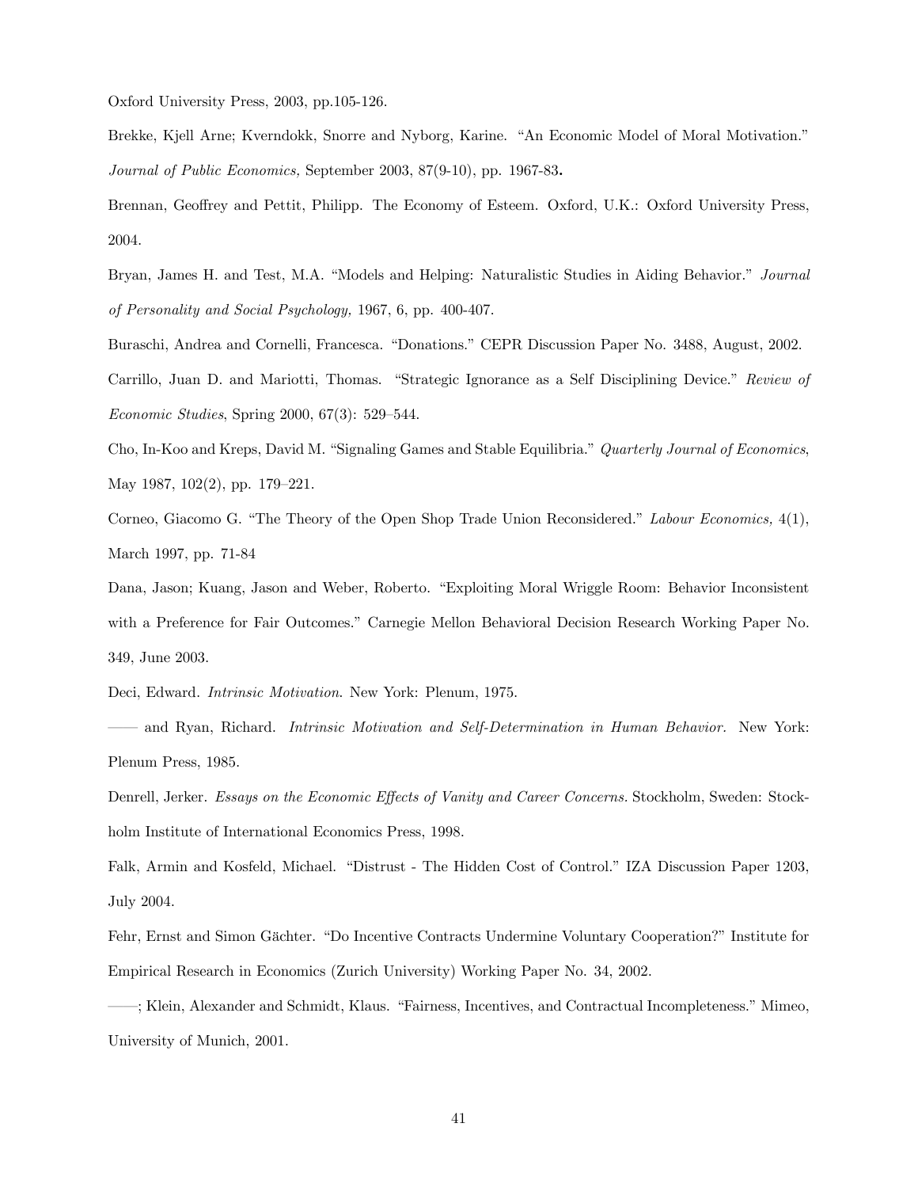Oxford University Press, 2003, pp.105-126.

Brekke, Kjell Arne; Kverndokk, Snorre and Nyborg, Karine. "An Economic Model of Moral Motivation." *Journal of Public Economics,* September 2003, 87(9-10), pp. 1967-83**.**

Brennan, Geoffrey and Pettit, Philipp. The Economy of Esteem. Oxford, U.K.: Oxford University Press, 2004.

Bryan, James H. and Test, M.A. "Models and Helping: Naturalistic Studies in Aiding Behavior." *Journal of Personality and Social Psychology,* 1967, 6, pp. 400-407.

Buraschi, Andrea and Cornelli, Francesca. "Donations." CEPR Discussion Paper No. 3488, August, 2002.

Carrillo, Juan D. and Mariotti, Thomas. "Strategic Ignorance as a Self Disciplining Device." *Review of Economic Studies*, Spring 2000, 67(3): 529–544.

Cho, In-Koo and Kreps, David M. "Signaling Games and Stable Equilibria." *Quarterly Journal of Economics*, May 1987, 102(2), pp. 179–221.

Corneo, Giacomo G. "The Theory of the Open Shop Trade Union Reconsidered." *Labour Economics,* 4(1), March 1997, pp. 71-84

Dana, Jason; Kuang, Jason and Weber, Roberto. "Exploiting Moral Wriggle Room: Behavior Inconsistent with a Preference for Fair Outcomes." Carnegie Mellon Behavioral Decision Research Working Paper No. 349, June 2003.

Deci, Edward. *Intrinsic Motivation*. New York: Plenum, 1975.

—— and Ryan, Richard. *Intrinsic Motivation and Self-Determination in Human Behavior.* New York: Plenum Press, 1985.

Denrell, Jerker. *Essays on the Economic Effects of Vanity and Career Concerns.* Stockholm, Sweden: Stockholm Institute of International Economics Press, 1998.

Falk, Armin and Kosfeld, Michael. "Distrust - The Hidden Cost of Control." IZA Discussion Paper 1203, July 2004.

Fehr, Ernst and Simon Gächter. "Do Incentive Contracts Undermine Voluntary Cooperation?" Institute for Empirical Research in Economics (Zurich University) Working Paper No. 34, 2002.

——; Klein, Alexander and Schmidt, Klaus. "Fairness, Incentives, and Contractual Incompleteness." Mimeo, University of Munich, 2001.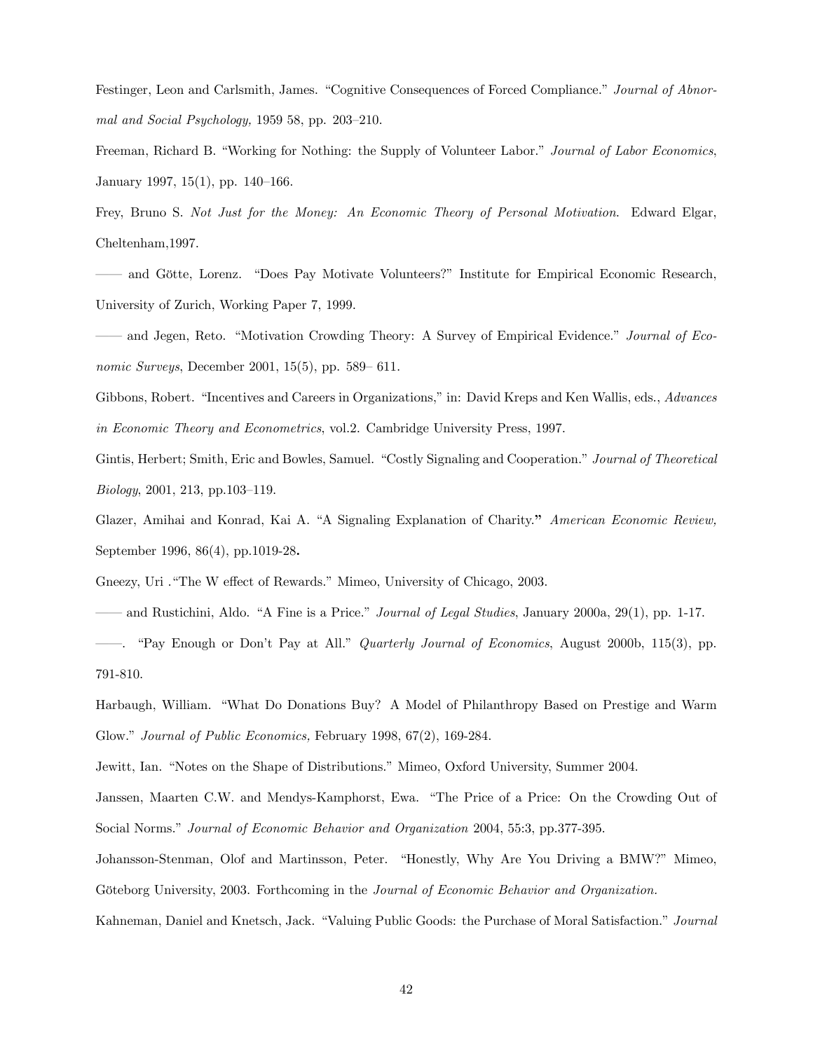Festinger, Leon and Carlsmith, James. "Cognitive Consequences of Forced Compliance." *Journal of Abnormal and Social Psychology,* 1959 58, pp. 203–210.

Freeman, Richard B. "Working for Nothing: the Supply of Volunteer Labor." *Journal of Labor Economics*, January 1997, 15(1), pp. 140–166.

Frey, Bruno S. *Not Just for the Money: An Economic Theory of Personal Motivation*. Edward Elgar, Cheltenham,1997.

—— and Götte, Lorenz. "Does Pay Motivate Volunteers?" Institute for Empirical Economic Research, University of Zurich, Working Paper 7, 1999.

—— and Jegen, Reto. "Motivation Crowding Theory: A Survey of Empirical Evidence." *Journal of Economic Surveys*, December 2001, 15(5), pp. 589– 611.

Gibbons, Robert. "Incentives and Careers in Organizations," in: David Kreps and Ken Wallis, eds., *Advances in Economic Theory and Econometrics*, vol.2. Cambridge University Press, 1997.

Gintis, Herbert; Smith, Eric and Bowles, Samuel. "Costly Signaling and Cooperation." *Journal of Theoretical Biology*, 2001, 213, pp.103–119.

Glazer, Amihai and Konrad, Kai A. "A Signaling Explanation of Charity." *American Economic Review,* September 1996, 86(4), pp.1019-28**.**

Gneezy, Uri ."The W effect of Rewards." Mimeo, University of Chicago, 2003.

—— and Rustichini, Aldo. "A Fine is a Price." *Journal of Legal Studies*, January 2000a, 29(1), pp. 1-17.

——. "Pay Enough or Don't Pay at All." *Quarterly Journal of Economics*, August 2000b, 115(3), pp. 791-810.

Harbaugh, William. "What Do Donations Buy? A Model of Philanthropy Based on Prestige and Warm Glow." *Journal of Public Economics,* February 1998, 67(2), 169-284.

Jewitt, Ian. "Notes on the Shape of Distributions." Mimeo, Oxford University, Summer 2004.

Janssen, Maarten C.W. and Mendys-Kamphorst, Ewa. "The Price of a Price: On the Crowding Out of Social Norms." *Journal of Economic Behavior and Organization* 2004, 55:3, pp.377-395.

Johansson-Stenman, Olof and Martinsson, Peter. "Honestly, Why Are You Driving a BMW?" Mimeo, Göteborg University, 2003. Forthcoming in the *Journal of Economic Behavior and Organization.*

Kahneman, Daniel and Knetsch, Jack. "Valuing Public Goods: the Purchase of Moral Satisfaction." *Journal*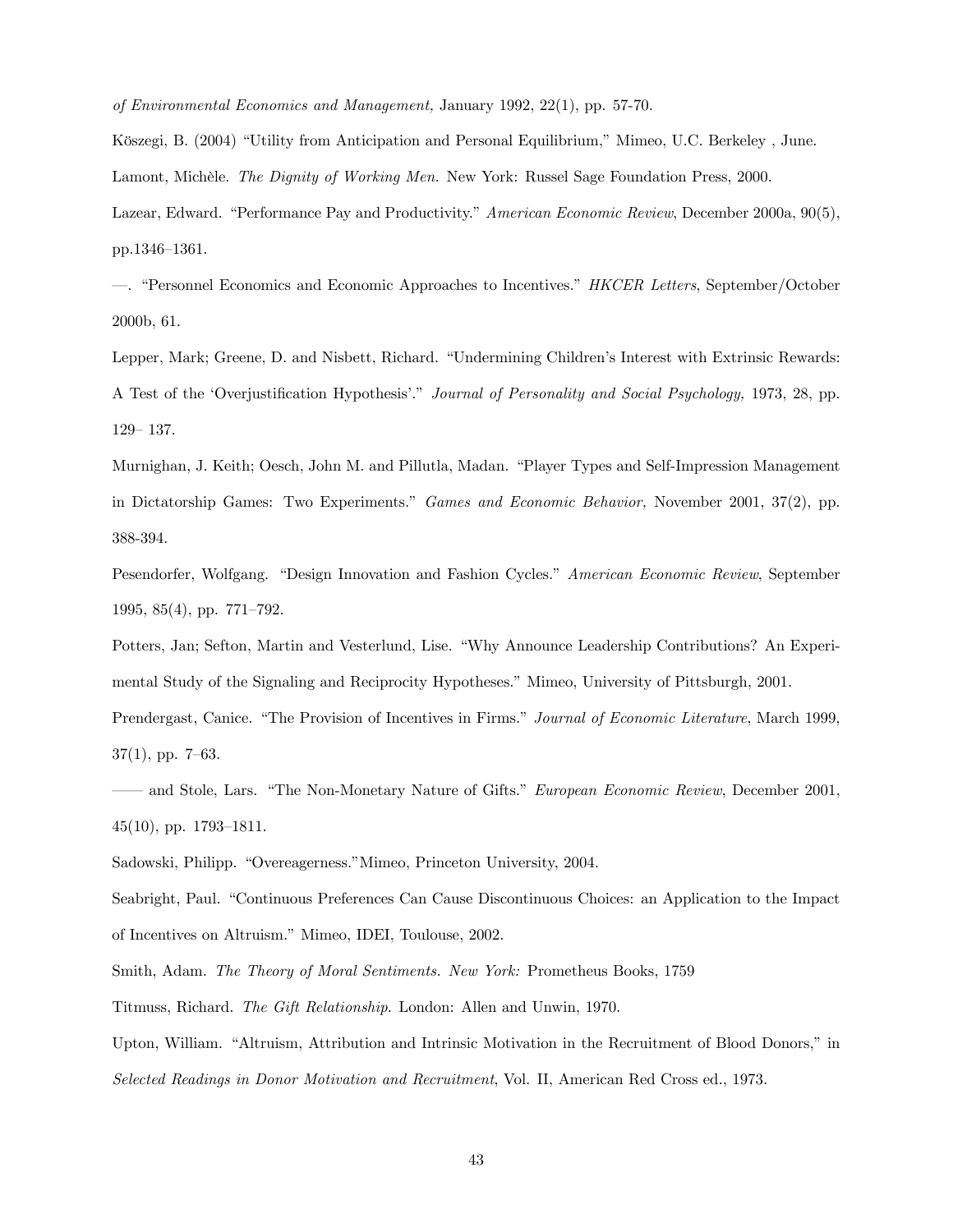*of Environmental Economics and Management,* January 1992, 22(1), pp. 57-70.

Köszegi, B. (2004) "Utility from Anticipation and Personal Equilibrium," Mimeo, U.C. Berkeley , June.

Lamont, Michèle. *The Dignity of Working Men.* New York: Russel Sage Foundation Press, 2000.

Lazear, Edward. "Performance Pay and Productivity." *American Economic Review*, December 2000a, 90(5), pp.1346–1361.

—. "Personnel Economics and Economic Approaches to Incentives." *HKCER Letters*, September/October 2000b, 61.

Lepper, Mark; Greene, D. and Nisbett, Richard. "Undermining Children's Interest with Extrinsic Rewards: A Test of the 'Overjustification Hypothesis'." *Journal of Personality and Social Psychology,* 1973, 28, pp. 129– 137.

Murnighan, J. Keith; Oesch, John M. and Pillutla, Madan. "Player Types and Self-Impression Management in Dictatorship Games: Two Experiments." *Games and Economic Behavior,* November 2001, 37(2), pp. 388-394.

Pesendorfer, Wolfgang. "Design Innovation and Fashion Cycles." *American Economic Review*, September 1995, 85(4), pp. 771–792.

Potters, Jan; Sefton, Martin and Vesterlund, Lise. "Why Announce Leadership Contributions? An Experimental Study of the Signaling and Reciprocity Hypotheses." Mimeo, University of Pittsburgh, 2001.

Prendergast, Canice. "The Provision of Incentives in Firms." *Journal of Economic Literature*, March 1999, 37(1), pp. 7–63.

—— and Stole, Lars. "The Non-Monetary Nature of Gifts." *European Economic Review*, December 2001, 45(10), pp. 1793–1811.

Sadowski, Philipp. "Overeagerness."Mimeo, Princeton University, 2004.

Seabright, Paul. "Continuous Preferences Can Cause Discontinuous Choices: an Application to the Impact of Incentives on Altruism." Mimeo, IDEI, Toulouse, 2002.

Smith, Adam. *The Theory of Moral Sentiments. New York:* Prometheus Books, 1759

Titmuss, Richard. *The Gift Relationship*. London: Allen and Unwin, 1970.

Upton, William. "Altruism, Attribution and Intrinsic Motivation in the Recruitment of Blood Donors," in *Selected Readings in Donor Motivation and Recruitment*, Vol. II, American Red Cross ed., 1973.